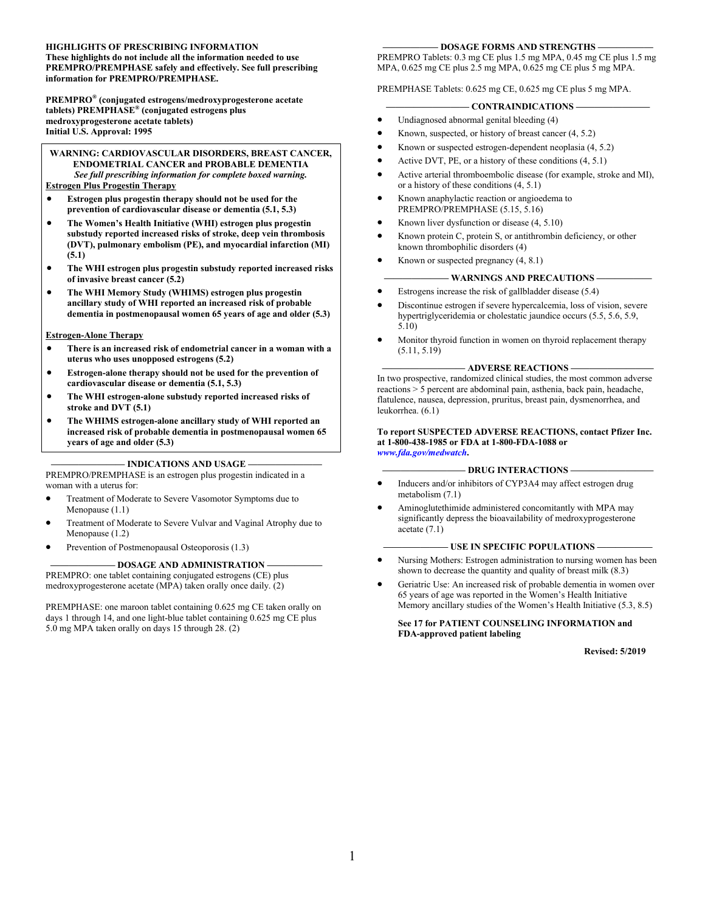**HIGHLIGHTS OF PRESCRIBING INFORMATION**
**These highlights do not include all the information needed to use PREMPRO/PREMPHASE safely and effectively. See full prescribing information for PREMPRO/PREMPHASE.**

**PREMPRO® (conjugated estrogens/medroxyprogesterone acetate tablets) PREMPHASE® (conjugated estrogens plus medroxyprogesterone acetate tablets)**
**Initial U.S. Approval: 1995**

**WARNING: CARDIOVASCULAR DISORDERS, BREAST CANCER, ENDOMETRIAL CANCER and PROBABLE DEMENTIA**
***See full prescribing information for complete boxed warning.***

**Estrogen Plus Progestin Therapy**

- **Estrogen plus progestin therapy should not be used for the prevention of cardiovascular disease or dementia (5.1, 5.3)**
- **The Women's Health Initiative (WHI) estrogen plus progestin substudy reported increased risks of stroke, deep vein thrombosis (DVT), pulmonary embolism (PE), and myocardial infarction (MI) (5.1)**
- **The WHI estrogen plus progestin substudy reported increased risks of invasive breast cancer (5.2)**
- **The WHI Memory Study (WHIMS) estrogen plus progestin ancillary study of WHI reported an increased risk of probable dementia in postmenopausal women 65 years of age and older (5.3)**

**Estrogen-Alone Therapy**

- **There is an increased risk of endometrial cancer in a woman with a uterus who uses unopposed estrogens (5.2)**
- **Estrogen-alone therapy should not be used for the prevention of cardiovascular disease or dementia (5.1, 5.3)**
- **The WHI estrogen-alone substudy reported increased risks of stroke and DVT (5.1)**
- **The WHIMS estrogen-alone ancillary study of WHI reported an increased risk of probable dementia in postmenopausal women 65 years of age and older (5.3)**

**INDICATIONS AND USAGE**

PREMPRO/PREMPHASE is an estrogen plus progestin indicated in a woman with a uterus for:

- Treatment of Moderate to Severe Vasomotor Symptoms due to Menopause (1.1)
- Treatment of Moderate to Severe Vulvar and Vaginal Atrophy due to Menopause (1.2)
- Prevention of Postmenopausal Osteoporosis (1.3)

**DOSAGE AND ADMINISTRATION**

PREMPRO: one tablet containing conjugated estrogens (CE) plus medroxyprogesterone acetate (MPA) taken orally once daily. (2)

PREMPHASE: one maroon tablet containing 0.625 mg CE taken orally on days 1 through 14, and one light-blue tablet containing 0.625 mg CE plus 5.0 mg MPA taken orally on days 15 through 28. (2)

**DOSAGE FORMS AND STRENGTHS**

PREMPRO Tablets: 0.3 mg CE plus 1.5 mg MPA, 0.45 mg CE plus 1.5 mg MPA, 0.625 mg CE plus 2.5 mg MPA, 0.625 mg CE plus 5 mg MPA.

PREMPHASE Tablets: 0.625 mg CE, 0.625 mg CE plus 5 mg MPA.

**CONTRAINDICATIONS**

- Undiagnosed abnormal genital bleeding (4)
- Known, suspected, or history of breast cancer (4, 5.2)
- Known or suspected estrogen-dependent neoplasia (4, 5.2)
- Active DVT, PE, or a history of these conditions (4, 5.1)
- Active arterial thromboembolic disease (for example, stroke and MI), or a history of these conditions (4, 5.1)
- Known anaphylactic reaction or angioedema to PREMPRO/PREMPHASE (5.15, 5.16)
- Known liver dysfunction or disease (4, 5.10)
- Known protein C, protein S, or antithrombin deficiency, or other known thrombophilic disorders (4)
- Known or suspected pregnancy (4, 8.1)

**WARNINGS AND PRECAUTIONS**

- Estrogens increase the risk of gallbladder disease (5.4)
- Discontinue estrogen if severe hypercalcemia, loss of vision, severe hypertriglyceridemia or cholestatic jaundice occurs (5.5, 5.6, 5.9, 5.10)
- Monitor thyroid function in women on thyroid replacement therapy (5.11, 5.19)

**ADVERSE REACTIONS**

In two prospective, randomized clinical studies, the most common adverse reactions > 5 percent are abdominal pain, asthenia, back pain, headache, flatulence, nausea, depression, pruritus, breast pain, dysmenorrhea, and leukorrhea. (6.1)

**To report SUSPECTED ADVERSE REACTIONS, contact Pfizer Inc. at 1-800-438-1985 or FDA at 1-800-FDA-1088 or *www.fda.gov/medwatch*.**

**DRUG INTERACTIONS**

- Inducers and/or inhibitors of CYP3A4 may affect estrogen drug metabolism (7.1)
- Aminoglutethimide administered concomitantly with MPA may significantly depress the bioavailability of medroxyprogesterone acetate (7.1)

**USE IN SPECIFIC POPULATIONS**

- Nursing Mothers: Estrogen administration to nursing women has been shown to decrease the quantity and quality of breast milk (8.3)
- Geriatric Use: An increased risk of probable dementia in women over 65 years of age was reported in the Women's Health Initiative Memory ancillary studies of the Women's Health Initiative (5.3, 8.5)

**See 17 for PATIENT COUNSELING INFORMATION and FDA-approved patient labeling**

**Revised: 5/2019**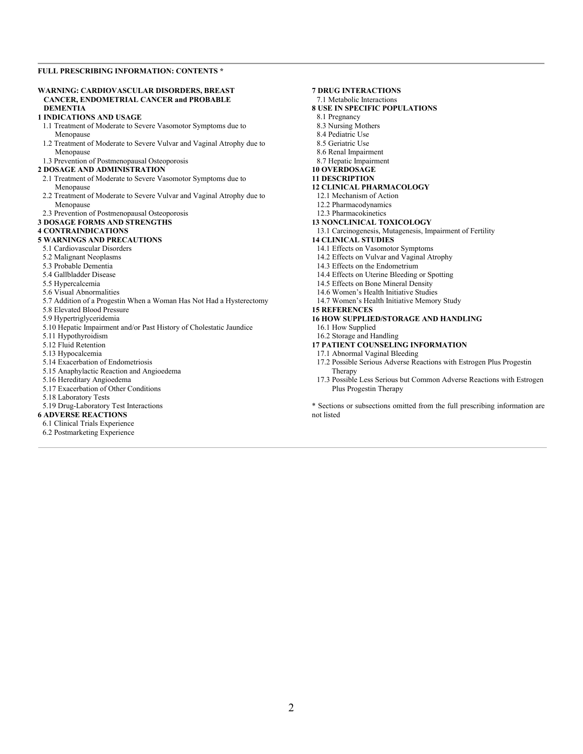**FULL PRESCRIBING INFORMATION: CONTENTS ***

**WARNING: CARDIOVASCULAR DISORDERS, BREAST CANCER, ENDOMETRIAL CANCER and PROBABLE DEMENTIA**

**1 INDICATIONS AND USAGE**

- 1.1 Treatment of Moderate to Severe Vasomotor Symptoms due to Menopause
- 1.2 Treatment of Moderate to Severe Vulvar and Vaginal Atrophy due to Menopause
- 1.3 Prevention of Postmenopausal Osteoporosis

**2 DOSAGE AND ADMINISTRATION**

- 2.1 Treatment of Moderate to Severe Vasomotor Symptoms due to Menopause
- 2.2 Treatment of Moderate to Severe Vulvar and Vaginal Atrophy due to Menopause
- 2.3 Prevention of Postmenopausal Osteoporosis

**3 DOSAGE FORMS AND STRENGTHS**

**4 CONTRAINDICATIONS**

**5 WARNINGS AND PRECAUTIONS**

- 5.1 Cardiovascular Disorders
- 5.2 Malignant Neoplasms
- 5.3 Probable Dementia
- 5.4 Gallbladder Disease
- 5.5 Hypercalcemia
- 5.6 Visual Abnormalities
- 5.7 Addition of a Progestin When a Woman Has Not Had a Hysterectomy
- 5.8 Elevated Blood Pressure
- 5.9 Hypertriglyceridemia
- 5.10 Hepatic Impairment and/or Past History of Cholestatic Jaundice
- 5.11 Hypothyroidism
- 5.12 Fluid Retention
- 5.13 Hypocalcemia
- 5.14 Exacerbation of Endometriosis
- 5.15 Anaphylactic Reaction and Angioedema
- 5.16 Hereditary Angioedema
- 5.17 Exacerbation of Other Conditions
- 5.18 Laboratory Tests
- 5.19 Drug-Laboratory Test Interactions

**6 ADVERSE REACTIONS**

- 6.1 Clinical Trials Experience
- 6.2 Postmarketing Experience

**7 DRUG INTERACTIONS**

- 7.1 Metabolic Interactions

**8 USE IN SPECIFIC POPULATIONS**

- 8.1 Pregnancy
- 8.3 Nursing Mothers
- 8.4 Pediatric Use
- 8.5 Geriatric Use
- 8.6 Renal Impairment
- 8.7 Hepatic Impairment

**10 OVERDOSAGE**

**11 DESCRIPTION**

**12 CLINICAL PHARMACOLOGY**

- 12.1 Mechanism of Action
- 12.2 Pharmacodynamics
- 12.3 Pharmacokinetics

**13 NONCLINICAL TOXICOLOGY**

- 13.1 Carcinogenesis, Mutagenesis, Impairment of Fertility

**14 CLINICAL STUDIES**

- 14.1 Effects on Vasomotor Symptoms
- 14.2 Effects on Vulvar and Vaginal Atrophy
- 14.3 Effects on the Endometrium
- 14.4 Effects on Uterine Bleeding or Spotting
- 14.5 Effects on Bone Mineral Density
- 14.6 Women's Health Initiative Studies
- 14.7 Women's Health Initiative Memory Study

**15 REFERENCES**

**16 HOW SUPPLIED/STORAGE AND HANDLING**

- 16.1 How Supplied
- 16.2 Storage and Handling

**17 PATIENT COUNSELING INFORMATION**

- 17.1 Abnormal Vaginal Bleeding
- 17.2 Possible Serious Adverse Reactions with Estrogen Plus Progestin Therapy
- 17.3 Possible Less Serious but Common Adverse Reactions with Estrogen Plus Progestin Therapy

* Sections or subsections omitted from the full prescribing information are not listed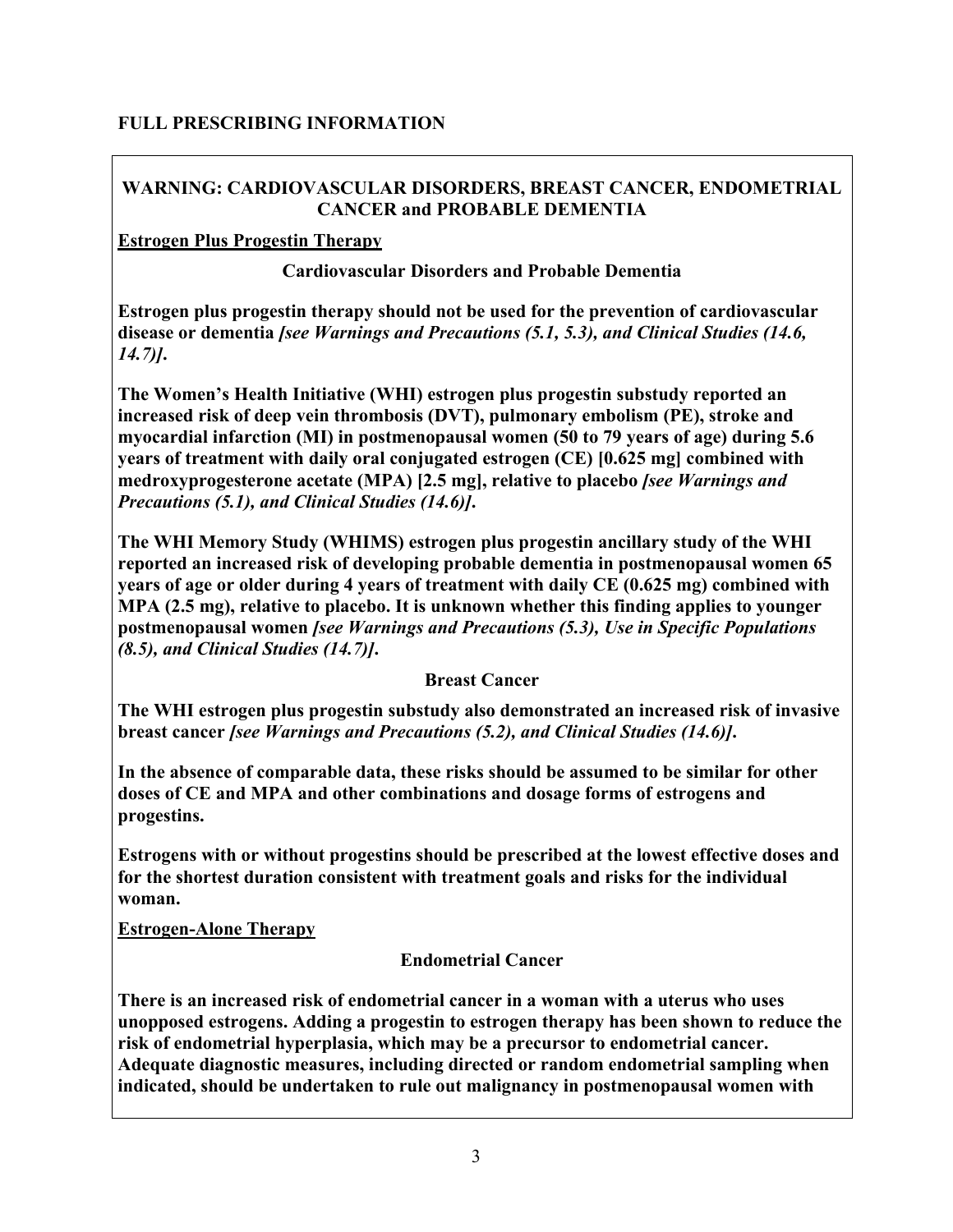## FULL PRESCRIBING INFORMATION

### WARNING: CARDIOVASCULAR DISORDERS, BREAST CANCER, ENDOMETRIAL CANCER and PROBABLE DEMENTIA

**Estrogen Plus Progestin Therapy**

**Cardiovascular Disorders and Probable Dementia**

**Estrogen plus progestin therapy should not be used for the prevention of cardiovascular disease or dementia *[see Warnings and Precautions (5.1, 5.3), and Clinical Studies (14.6, 14.7)]*.**

**The Women's Health Initiative (WHI) estrogen plus progestin substudy reported an increased risk of deep vein thrombosis (DVT), pulmonary embolism (PE), stroke and myocardial infarction (MI) in postmenopausal women (50 to 79 years of age) during 5.6 years of treatment with daily oral conjugated estrogen (CE) [0.625 mg] combined with medroxyprogesterone acetate (MPA) [2.5 mg], relative to placebo *[see Warnings and Precautions (5.1), and Clinical Studies (14.6)]*.**

**The WHI Memory Study (WHIMS) estrogen plus progestin ancillary study of the WHI reported an increased risk of developing probable dementia in postmenopausal women 65 years of age or older during 4 years of treatment with daily CE (0.625 mg) combined with MPA (2.5 mg), relative to placebo. It is unknown whether this finding applies to younger postmenopausal women *[see Warnings and Precautions (5.3), Use in Specific Populations (8.5), and Clinical Studies (14.7)]*.**

**Breast Cancer**

**The WHI estrogen plus progestin substudy also demonstrated an increased risk of invasive breast cancer *[see Warnings and Precautions (5.2), and Clinical Studies (14.6)]*.**

**In the absence of comparable data, these risks should be assumed to be similar for other doses of CE and MPA and other combinations and dosage forms of estrogens and progestins.**

**Estrogens with or without progestins should be prescribed at the lowest effective doses and for the shortest duration consistent with treatment goals and risks for the individual woman.**

**Estrogen-Alone Therapy**

**Endometrial Cancer**

**There is an increased risk of endometrial cancer in a woman with a uterus who uses unopposed estrogens. Adding a progestin to estrogen therapy has been shown to reduce the risk of endometrial hyperplasia, which may be a precursor to endometrial cancer. Adequate diagnostic measures, including directed or random endometrial sampling when indicated, should be undertaken to rule out malignancy in postmenopausal women with**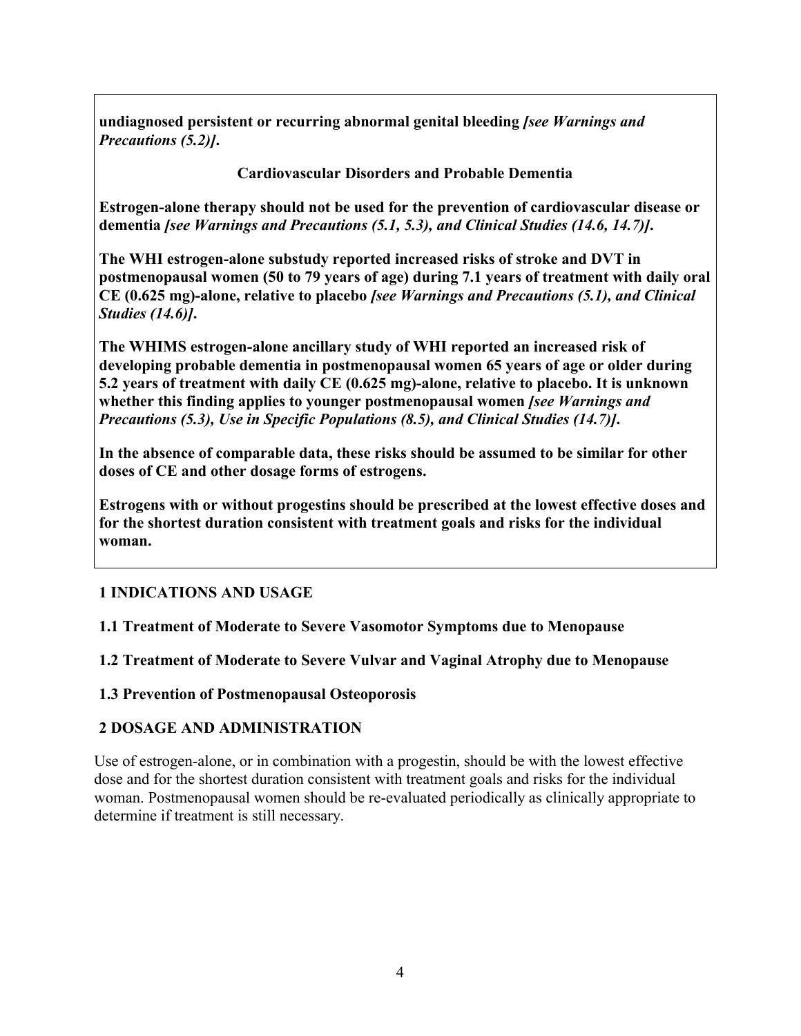**undiagnosed persistent or recurring abnormal genital bleeding *[see Warnings and Precautions (5.2)]*.**

**Cardiovascular Disorders and Probable Dementia**

**Estrogen-alone therapy should not be used for the prevention of cardiovascular disease or dementia *[see Warnings and Precautions (5.1, 5.3), and Clinical Studies (14.6, 14.7)]*.**

**The WHI estrogen-alone substudy reported increased risks of stroke and DVT in postmenopausal women (50 to 79 years of age) during 7.1 years of treatment with daily oral CE (0.625 mg)-alone, relative to placebo *[see Warnings and Precautions (5.1), and Clinical Studies (14.6)]*.**

**The WHIMS estrogen-alone ancillary study of WHI reported an increased risk of developing probable dementia in postmenopausal women 65 years of age or older during 5.2 years of treatment with daily CE (0.625 mg)-alone, relative to placebo. It is unknown whether this finding applies to younger postmenopausal women *[see Warnings and Precautions (5.3), Use in Specific Populations (8.5), and Clinical Studies (14.7)]*.**

**In the absence of comparable data, these risks should be assumed to be similar for other doses of CE and other dosage forms of estrogens.**

**Estrogens with or without progestins should be prescribed at the lowest effective doses and for the shortest duration consistent with treatment goals and risks for the individual woman.**

## 1 INDICATIONS AND USAGE

### 1.1 Treatment of Moderate to Severe Vasomotor Symptoms due to Menopause

### 1.2 Treatment of Moderate to Severe Vulvar and Vaginal Atrophy due to Menopause

### 1.3 Prevention of Postmenopausal Osteoporosis

## 2 DOSAGE AND ADMINISTRATION

Use of estrogen-alone, or in combination with a progestin, should be with the lowest effective dose and for the shortest duration consistent with treatment goals and risks for the individual woman. Postmenopausal women should be re-evaluated periodically as clinically appropriate to determine if treatment is still necessary.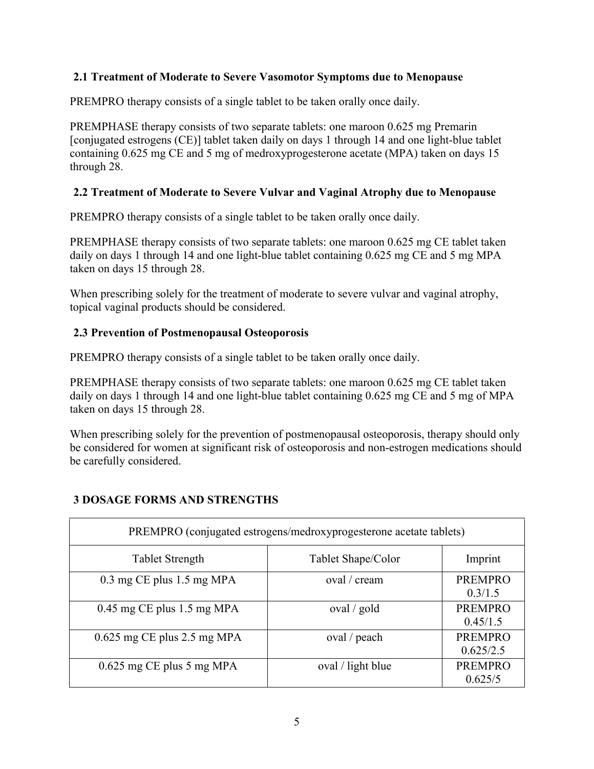### 2.1 Treatment of Moderate to Severe Vasomotor Symptoms due to Menopause

PREMPRO therapy consists of a single tablet to be taken orally once daily.

PREMPHASE therapy consists of two separate tablets: one maroon 0.625 mg Premarin [conjugated estrogens (CE)] tablet taken daily on days 1 through 14 and one light-blue tablet containing 0.625 mg CE and 5 mg of medroxyprogesterone acetate (MPA) taken on days 15 through 28.

### 2.2 Treatment of Moderate to Severe Vulvar and Vaginal Atrophy due to Menopause

PREMPRO therapy consists of a single tablet to be taken orally once daily.

PREMPHASE therapy consists of two separate tablets: one maroon 0.625 mg CE tablet taken daily on days 1 through 14 and one light-blue tablet containing 0.625 mg CE and 5 mg MPA taken on days 15 through 28.

When prescribing solely for the treatment of moderate to severe vulvar and vaginal atrophy, topical vaginal products should be considered.

### 2.3 Prevention of Postmenopausal Osteoporosis

PREMPRO therapy consists of a single tablet to be taken orally once daily.

PREMPHASE therapy consists of two separate tablets: one maroon 0.625 mg CE tablet taken daily on days 1 through 14 and one light-blue tablet containing 0.625 mg CE and 5 mg of MPA taken on days 15 through 28.

When prescribing solely for the prevention of postmenopausal osteoporosis, therapy should only be considered for women at significant risk of osteoporosis and non-estrogen medications should be carefully considered.

## 3 DOSAGE FORMS AND STRENGTHS

| PREMPRO (conjugated estrogens/medroxyprogesterone acetate tablets) | | |
|---|---|---|
| Tablet Strength | Tablet Shape/Color | Imprint |
| 0.3 mg CE plus 1.5 mg MPA | oval / cream | PREMPRO 0.3/1.5 |
| 0.45 mg CE plus 1.5 mg MPA | oval / gold | PREMPRO 0.45/1.5 |
| 0.625 mg CE plus 2.5 mg MPA | oval / peach | PREMPRO 0.625/2.5 |
| 0.625 mg CE plus 5 mg MPA | oval / light blue | PREMPRO 0.625/5 |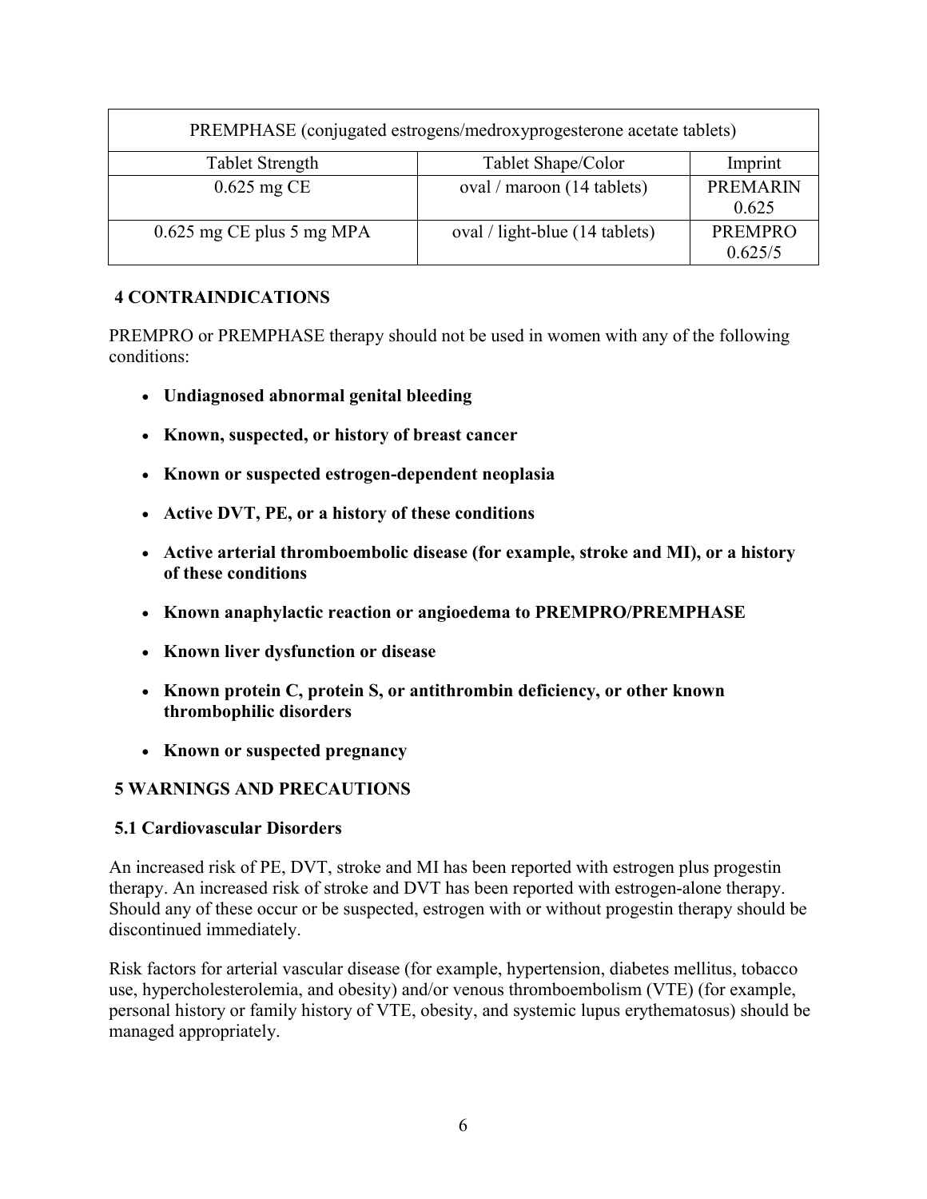| PREMPHASE (conjugated estrogens/medroxyprogesterone acetate tablets) | | |
|---|---|---|
| Tablet Strength | Tablet Shape/Color | Imprint |
| 0.625 mg CE | oval / maroon (14 tablets) | PREMARIN 0.625 |
| 0.625 mg CE plus 5 mg MPA | oval / light-blue (14 tablets) | PREMPRO 0.625/5 |

## 4 CONTRAINDICATIONS

PREMPRO or PREMPHASE therapy should not be used in women with any of the following conditions:

- **Undiagnosed abnormal genital bleeding**
- **Known, suspected, or history of breast cancer**
- **Known or suspected estrogen-dependent neoplasia**
- **Active DVT, PE, or a history of these conditions**
- **Active arterial thromboembolic disease (for example, stroke and MI), or a history of these conditions**
- **Known anaphylactic reaction or angioedema to PREMPRO/PREMPHASE**
- **Known liver dysfunction or disease**
- **Known protein C, protein S, or antithrombin deficiency, or other known thrombophilic disorders**
- **Known or suspected pregnancy**

## 5 WARNINGS AND PRECAUTIONS

### 5.1 Cardiovascular Disorders

An increased risk of PE, DVT, stroke and MI has been reported with estrogen plus progestin therapy. An increased risk of stroke and DVT has been reported with estrogen-alone therapy. Should any of these occur or be suspected, estrogen with or without progestin therapy should be discontinued immediately.

Risk factors for arterial vascular disease (for example, hypertension, diabetes mellitus, tobacco use, hypercholesterolemia, and obesity) and/or venous thromboembolism (VTE) (for example, personal history or family history of VTE, obesity, and systemic lupus erythematosus) should be managed appropriately.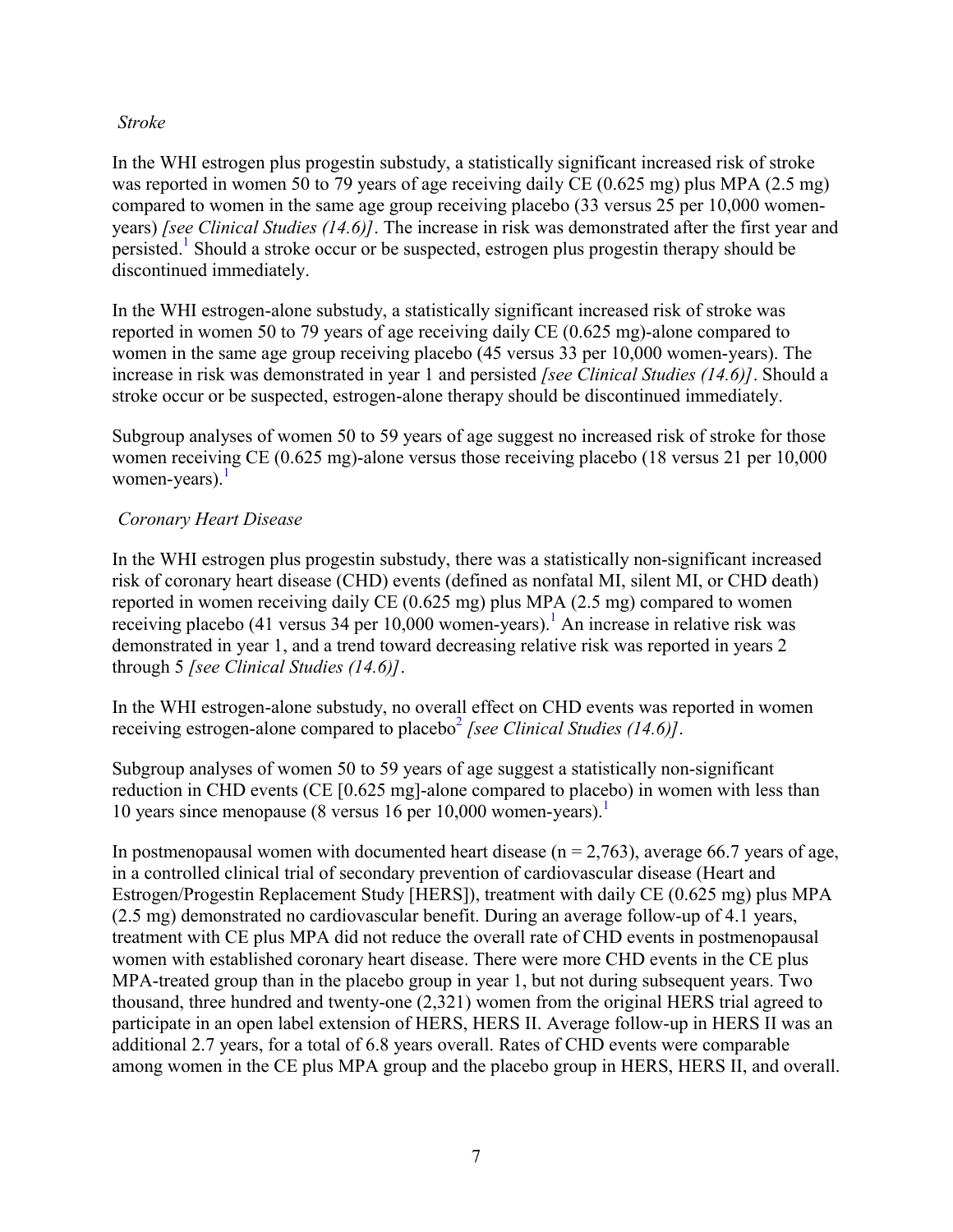*Stroke*

In the WHI estrogen plus progestin substudy, a statistically significant increased risk of stroke was reported in women 50 to 79 years of age receiving daily CE (0.625 mg) plus MPA (2.5 mg) compared to women in the same age group receiving placebo (33 versus 25 per 10,000 women-years) *[see Clinical Studies (14.6)]*. The increase in risk was demonstrated after the first year and persisted.[1] Should a stroke occur or be suspected, estrogen plus progestin therapy should be discontinued immediately.

In the WHI estrogen-alone substudy, a statistically significant increased risk of stroke was reported in women 50 to 79 years of age receiving daily CE (0.625 mg)-alone compared to women in the same age group receiving placebo (45 versus 33 per 10,000 women-years). The increase in risk was demonstrated in year 1 and persisted *[see Clinical Studies (14.6)]*. Should a stroke occur or be suspected, estrogen-alone therapy should be discontinued immediately.

Subgroup analyses of women 50 to 59 years of age suggest no increased risk of stroke for those women receiving CE (0.625 mg)-alone versus those receiving placebo (18 versus 21 per 10,000 women-years).[1]

*Coronary Heart Disease*

In the WHI estrogen plus progestin substudy, there was a statistically non-significant increased risk of coronary heart disease (CHD) events (defined as nonfatal MI, silent MI, or CHD death) reported in women receiving daily CE (0.625 mg) plus MPA (2.5 mg) compared to women receiving placebo (41 versus 34 per 10,000 women-years).[1] An increase in relative risk was demonstrated in year 1, and a trend toward decreasing relative risk was reported in years 2 through 5 *[see Clinical Studies (14.6)]*.

In the WHI estrogen-alone substudy, no overall effect on CHD events was reported in women receiving estrogen-alone compared to placebo[2] *[see Clinical Studies (14.6)]*.

Subgroup analyses of women 50 to 59 years of age suggest a statistically non-significant reduction in CHD events (CE [0.625 mg]-alone compared to placebo) in women with less than 10 years since menopause (8 versus 16 per 10,000 women-years).[1]

In postmenopausal women with documented heart disease (n = 2,763), average 66.7 years of age, in a controlled clinical trial of secondary prevention of cardiovascular disease (Heart and Estrogen/Progestin Replacement Study [HERS]), treatment with daily CE (0.625 mg) plus MPA (2.5 mg) demonstrated no cardiovascular benefit. During an average follow-up of 4.1 years, treatment with CE plus MPA did not reduce the overall rate of CHD events in postmenopausal women with established coronary heart disease. There were more CHD events in the CE plus MPA-treated group than in the placebo group in year 1, but not during subsequent years. Two thousand, three hundred and twenty-one (2,321) women from the original HERS trial agreed to participate in an open label extension of HERS, HERS II. Average follow-up in HERS II was an additional 2.7 years, for a total of 6.8 years overall. Rates of CHD events were comparable among women in the CE plus MPA group and the placebo group in HERS, HERS II, and overall.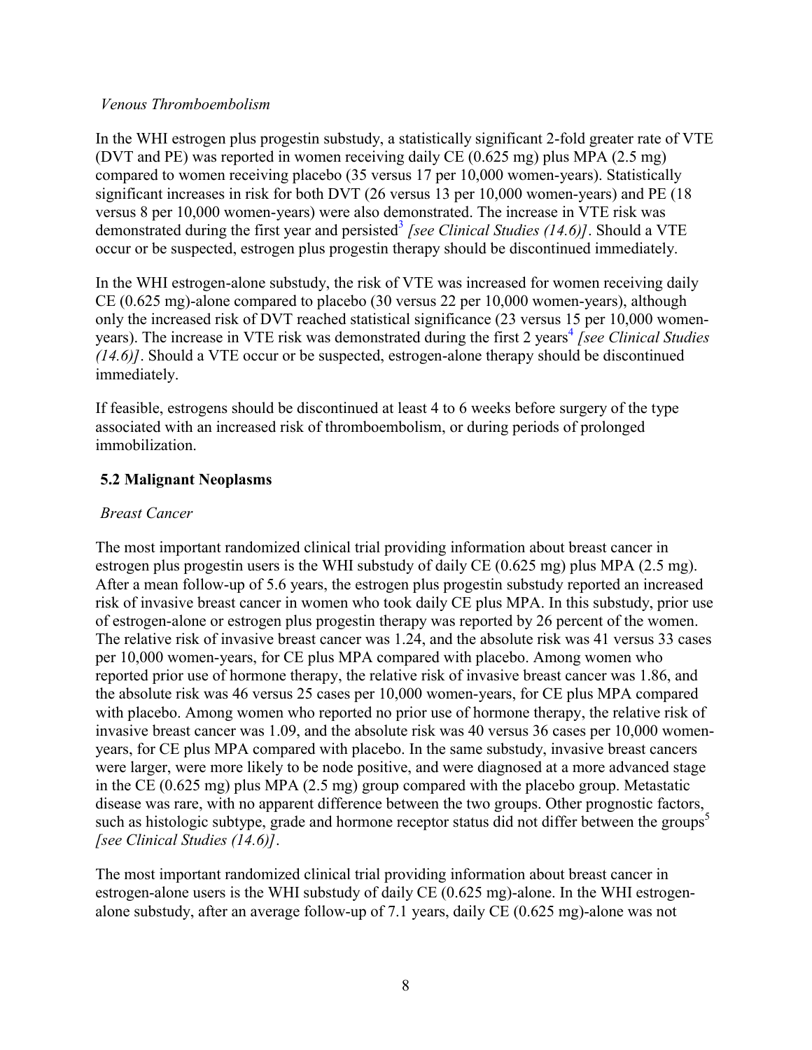*Venous Thromboembolism*

In the WHI estrogen plus progestin substudy, a statistically significant 2-fold greater rate of VTE (DVT and PE) was reported in women receiving daily CE (0.625 mg) plus MPA (2.5 mg) compared to women receiving placebo (35 versus 17 per 10,000 women-years). Statistically significant increases in risk for both DVT (26 versus 13 per 10,000 women-years) and PE (18 versus 8 per 10,000 women-years) were also demonstrated. The increase in VTE risk was demonstrated during the first year and persisted[3] *[see Clinical Studies (14.6)]*. Should a VTE occur or be suspected, estrogen plus progestin therapy should be discontinued immediately.

In the WHI estrogen-alone substudy, the risk of VTE was increased for women receiving daily CE (0.625 mg)-alone compared to placebo (30 versus 22 per 10,000 women-years), although only the increased risk of DVT reached statistical significance (23 versus 15 per 10,000 women-years). The increase in VTE risk was demonstrated during the first 2 years[4] *[see Clinical Studies (14.6)]*. Should a VTE occur or be suspected, estrogen-alone therapy should be discontinued immediately.

If feasible, estrogens should be discontinued at least 4 to 6 weeks before surgery of the type associated with an increased risk of thromboembolism, or during periods of prolonged immobilization.

## 5.2 Malignant Neoplasms

*Breast Cancer*

The most important randomized clinical trial providing information about breast cancer in estrogen plus progestin users is the WHI substudy of daily CE (0.625 mg) plus MPA (2.5 mg). After a mean follow-up of 5.6 years, the estrogen plus progestin substudy reported an increased risk of invasive breast cancer in women who took daily CE plus MPA. In this substudy, prior use of estrogen-alone or estrogen plus progestin therapy was reported by 26 percent of the women. The relative risk of invasive breast cancer was 1.24, and the absolute risk was 41 versus 33 cases per 10,000 women-years, for CE plus MPA compared with placebo. Among women who reported prior use of hormone therapy, the relative risk of invasive breast cancer was 1.86, and the absolute risk was 46 versus 25 cases per 10,000 women-years, for CE plus MPA compared with placebo. Among women who reported no prior use of hormone therapy, the relative risk of invasive breast cancer was 1.09, and the absolute risk was 40 versus 36 cases per 10,000 women-years, for CE plus MPA compared with placebo. In the same substudy, invasive breast cancers were larger, were more likely to be node positive, and were diagnosed at a more advanced stage in the CE (0.625 mg) plus MPA (2.5 mg) group compared with the placebo group. Metastatic disease was rare, with no apparent difference between the two groups. Other prognostic factors, such as histologic subtype, grade and hormone receptor status did not differ between the groups[5] *[see Clinical Studies (14.6)]*.

The most important randomized clinical trial providing information about breast cancer in estrogen-alone users is the WHI substudy of daily CE (0.625 mg)-alone. In the WHI estrogen-alone substudy, after an average follow-up of 7.1 years, daily CE (0.625 mg)-alone was not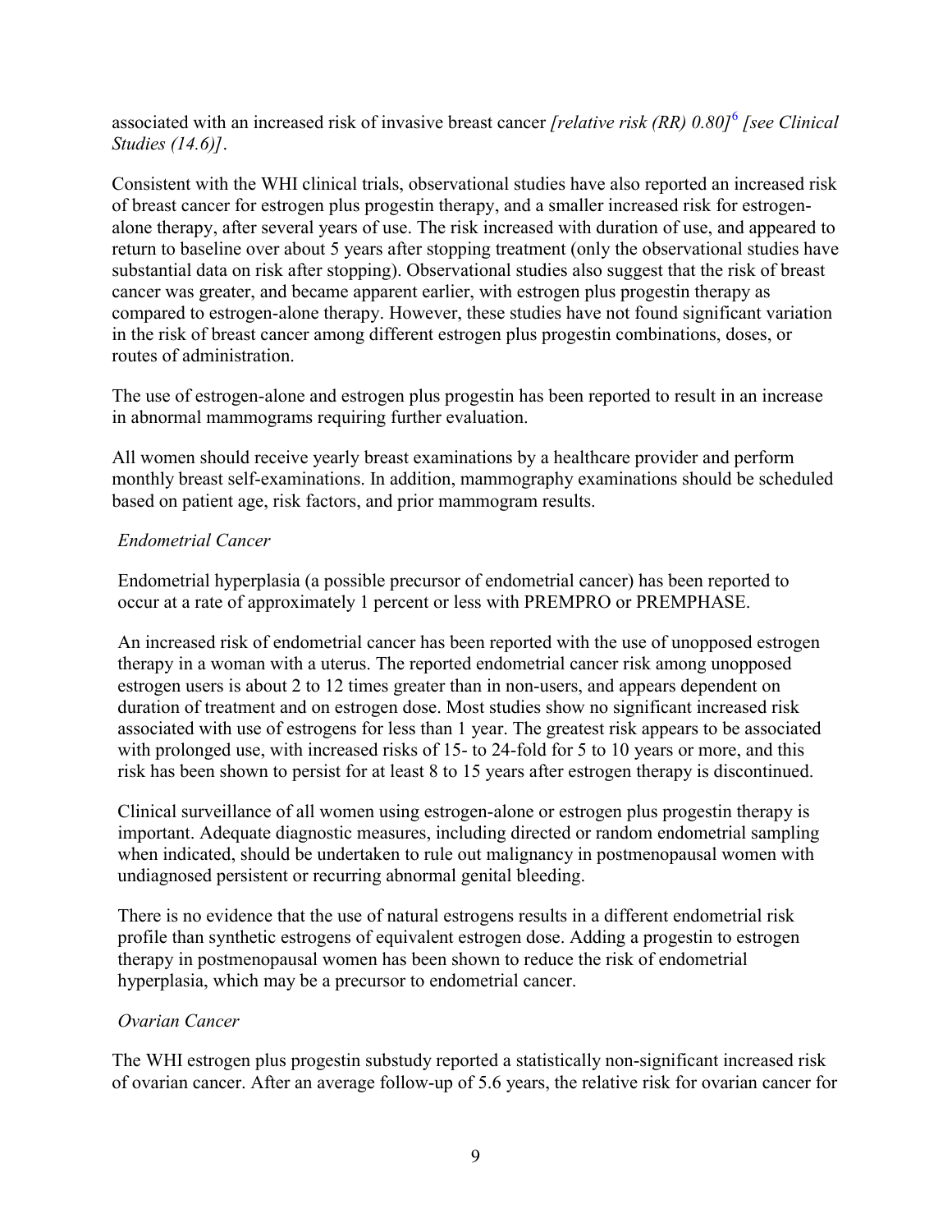associated with an increased risk of invasive breast cancer *[relative risk (RR) 0.80]*[6] *[see Clinical Studies (14.6)]*.

Consistent with the WHI clinical trials, observational studies have also reported an increased risk of breast cancer for estrogen plus progestin therapy, and a smaller increased risk for estrogen-alone therapy, after several years of use. The risk increased with duration of use, and appeared to return to baseline over about 5 years after stopping treatment (only the observational studies have substantial data on risk after stopping). Observational studies also suggest that the risk of breast cancer was greater, and became apparent earlier, with estrogen plus progestin therapy as compared to estrogen-alone therapy. However, these studies have not found significant variation in the risk of breast cancer among different estrogen plus progestin combinations, doses, or routes of administration.

The use of estrogen-alone and estrogen plus progestin has been reported to result in an increase in abnormal mammograms requiring further evaluation.

All women should receive yearly breast examinations by a healthcare provider and perform monthly breast self-examinations. In addition, mammography examinations should be scheduled based on patient age, risk factors, and prior mammogram results.

*Endometrial Cancer*

Endometrial hyperplasia (a possible precursor of endometrial cancer) has been reported to occur at a rate of approximately 1 percent or less with PREMPRO or PREMPHASE.

An increased risk of endometrial cancer has been reported with the use of unopposed estrogen therapy in a woman with a uterus. The reported endometrial cancer risk among unopposed estrogen users is about 2 to 12 times greater than in non-users, and appears dependent on duration of treatment and on estrogen dose. Most studies show no significant increased risk associated with use of estrogens for less than 1 year. The greatest risk appears to be associated with prolonged use, with increased risks of 15- to 24-fold for 5 to 10 years or more, and this risk has been shown to persist for at least 8 to 15 years after estrogen therapy is discontinued.

Clinical surveillance of all women using estrogen-alone or estrogen plus progestin therapy is important. Adequate diagnostic measures, including directed or random endometrial sampling when indicated, should be undertaken to rule out malignancy in postmenopausal women with undiagnosed persistent or recurring abnormal genital bleeding.

There is no evidence that the use of natural estrogens results in a different endometrial risk profile than synthetic estrogens of equivalent estrogen dose. Adding a progestin to estrogen therapy in postmenopausal women has been shown to reduce the risk of endometrial hyperplasia, which may be a precursor to endometrial cancer.

*Ovarian Cancer*

The WHI estrogen plus progestin substudy reported a statistically non-significant increased risk of ovarian cancer. After an average follow-up of 5.6 years, the relative risk for ovarian cancer for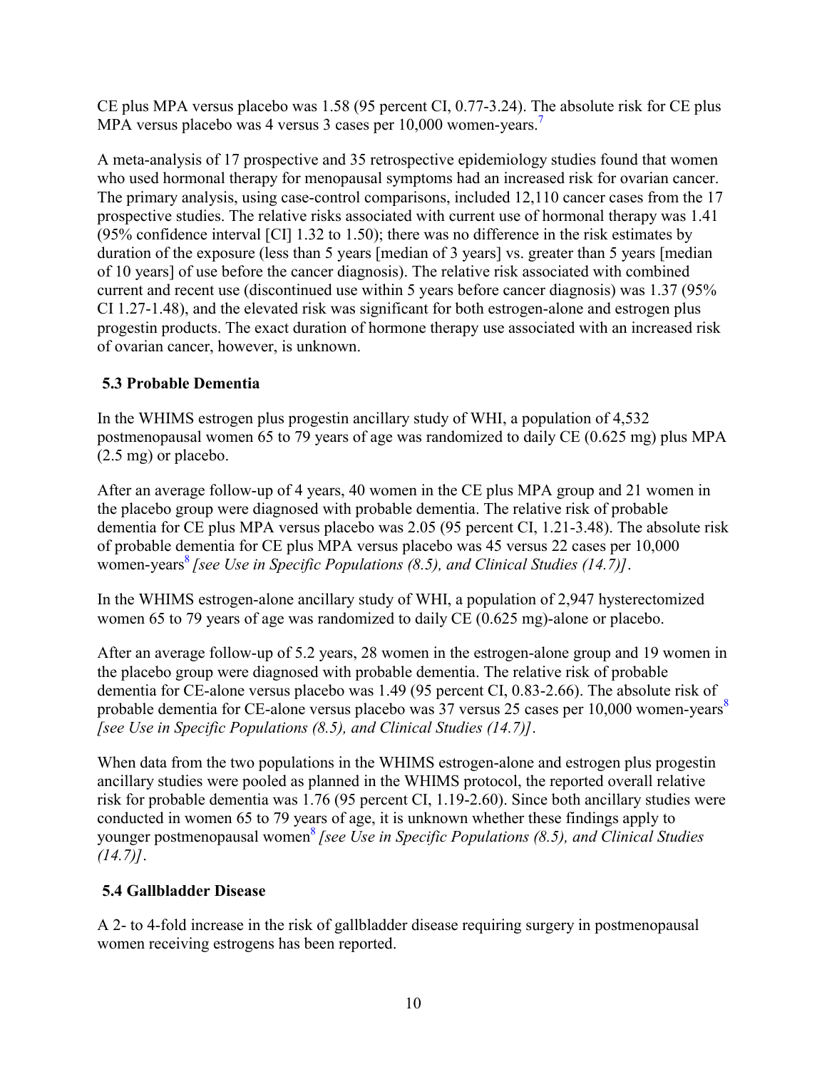CE plus MPA versus placebo was 1.58 (95 percent CI, 0.77-3.24). The absolute risk for CE plus MPA versus placebo was 4 versus 3 cases per 10,000 women-years.[7]

A meta-analysis of 17 prospective and 35 retrospective epidemiology studies found that women who used hormonal therapy for menopausal symptoms had an increased risk for ovarian cancer. The primary analysis, using case-control comparisons, included 12,110 cancer cases from the 17 prospective studies. The relative risks associated with current use of hormonal therapy was 1.41 (95% confidence interval [CI] 1.32 to 1.50); there was no difference in the risk estimates by duration of the exposure (less than 5 years [median of 3 years] vs. greater than 5 years [median of 10 years] of use before the cancer diagnosis). The relative risk associated with combined current and recent use (discontinued use within 5 years before cancer diagnosis) was 1.37 (95% CI 1.27-1.48), and the elevated risk was significant for both estrogen-alone and estrogen plus progestin products. The exact duration of hormone therapy use associated with an increased risk of ovarian cancer, however, is unknown.

### 5.3 Probable Dementia

In the WHIMS estrogen plus progestin ancillary study of WHI, a population of 4,532 postmenopausal women 65 to 79 years of age was randomized to daily CE (0.625 mg) plus MPA (2.5 mg) or placebo.

After an average follow-up of 4 years, 40 women in the CE plus MPA group and 21 women in the placebo group were diagnosed with probable dementia. The relative risk of probable dementia for CE plus MPA versus placebo was 2.05 (95 percent CI, 1.21-3.48). The absolute risk of probable dementia for CE plus MPA versus placebo was 45 versus 22 cases per 10,000 women-years[8] *[see Use in Specific Populations (8.5), and Clinical Studies (14.7)]*.

In the WHIMS estrogen-alone ancillary study of WHI, a population of 2,947 hysterectomized women 65 to 79 years of age was randomized to daily CE (0.625 mg)-alone or placebo.

After an average follow-up of 5.2 years, 28 women in the estrogen-alone group and 19 women in the placebo group were diagnosed with probable dementia. The relative risk of probable dementia for CE-alone versus placebo was 1.49 (95 percent CI, 0.83-2.66). The absolute risk of probable dementia for CE-alone versus placebo was 37 versus 25 cases per 10,000 women-years[8] *[see Use in Specific Populations (8.5), and Clinical Studies (14.7)]*.

When data from the two populations in the WHIMS estrogen-alone and estrogen plus progestin ancillary studies were pooled as planned in the WHIMS protocol, the reported overall relative risk for probable dementia was 1.76 (95 percent CI, 1.19-2.60). Since both ancillary studies were conducted in women 65 to 79 years of age, it is unknown whether these findings apply to younger postmenopausal women[8] *[see Use in Specific Populations (8.5), and Clinical Studies (14.7)]*.

### 5.4 Gallbladder Disease

A 2- to 4-fold increase in the risk of gallbladder disease requiring surgery in postmenopausal women receiving estrogens has been reported.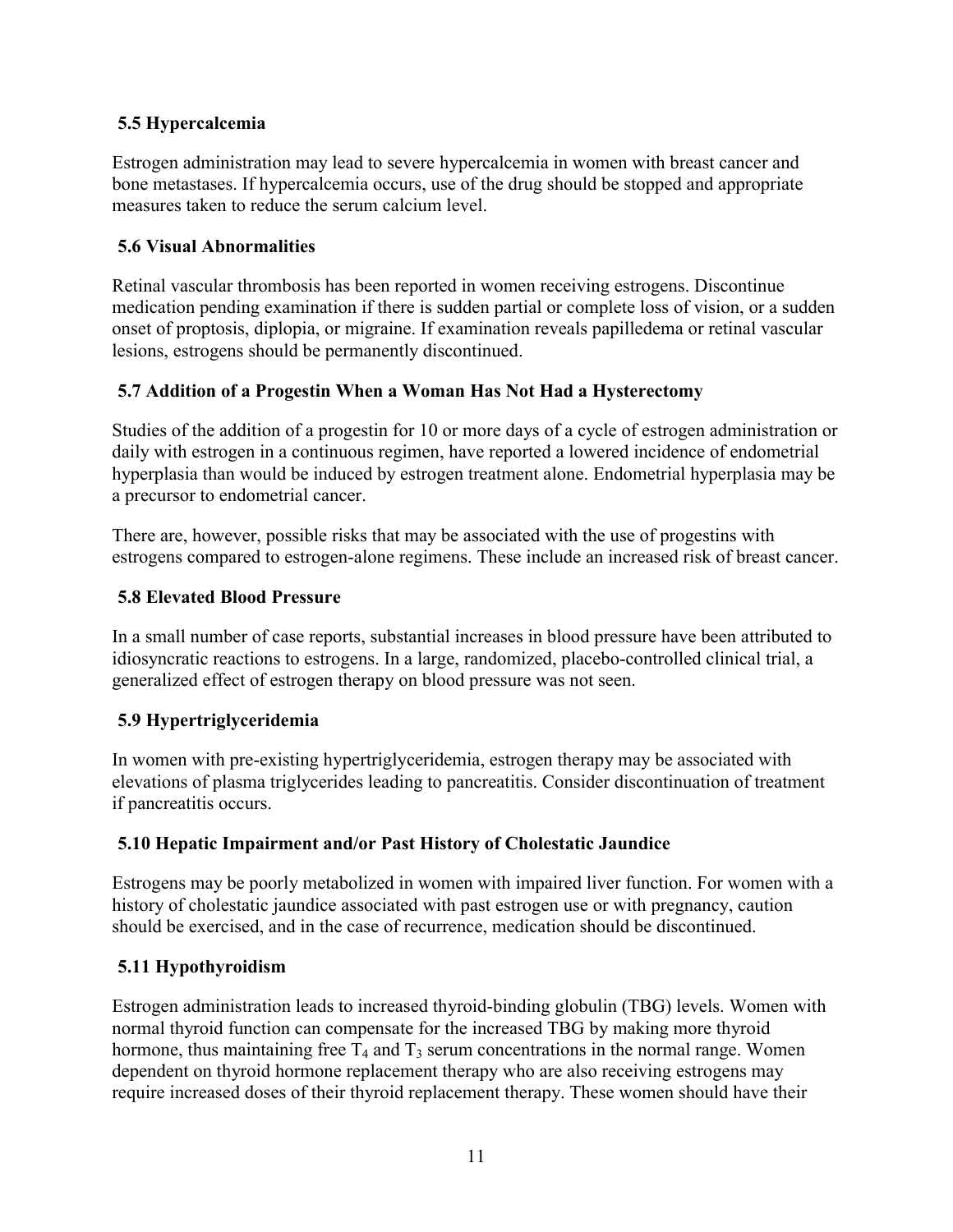### 5.5 Hypercalcemia

Estrogen administration may lead to severe hypercalcemia in women with breast cancer and bone metastases. If hypercalcemia occurs, use of the drug should be stopped and appropriate measures taken to reduce the serum calcium level.

### 5.6 Visual Abnormalities

Retinal vascular thrombosis has been reported in women receiving estrogens. Discontinue medication pending examination if there is sudden partial or complete loss of vision, or a sudden onset of proptosis, diplopia, or migraine. If examination reveals papilledema or retinal vascular lesions, estrogens should be permanently discontinued.

### 5.7 Addition of a Progestin When a Woman Has Not Had a Hysterectomy

Studies of the addition of a progestin for 10 or more days of a cycle of estrogen administration or daily with estrogen in a continuous regimen, have reported a lowered incidence of endometrial hyperplasia than would be induced by estrogen treatment alone. Endometrial hyperplasia may be a precursor to endometrial cancer.

There are, however, possible risks that may be associated with the use of progestins with estrogens compared to estrogen-alone regimens. These include an increased risk of breast cancer.

### 5.8 Elevated Blood Pressure

In a small number of case reports, substantial increases in blood pressure have been attributed to idiosyncratic reactions to estrogens. In a large, randomized, placebo-controlled clinical trial, a generalized effect of estrogen therapy on blood pressure was not seen.

### 5.9 Hypertriglyceridemia

In women with pre-existing hypertriglyceridemia, estrogen therapy may be associated with elevations of plasma triglycerides leading to pancreatitis. Consider discontinuation of treatment if pancreatitis occurs.

### 5.10 Hepatic Impairment and/or Past History of Cholestatic Jaundice

Estrogens may be poorly metabolized in women with impaired liver function. For women with a history of cholestatic jaundice associated with past estrogen use or with pregnancy, caution should be exercised, and in the case of recurrence, medication should be discontinued.

### 5.11 Hypothyroidism

Estrogen administration leads to increased thyroid-binding globulin (TBG) levels. Women with normal thyroid function can compensate for the increased TBG by making more thyroid hormone, thus maintaining free $T_4$ and $T_3$ serum concentrations in the normal range. Women dependent on thyroid hormone replacement therapy who are also receiving estrogens may require increased doses of their thyroid replacement therapy. These women should have their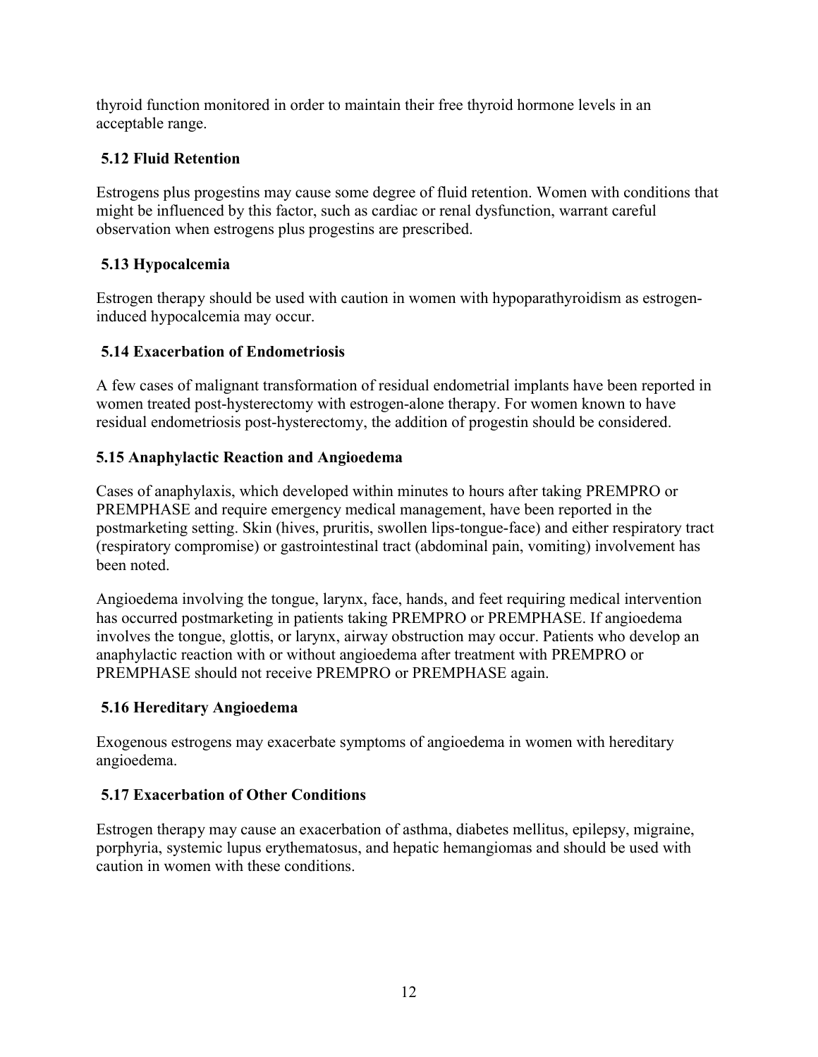thyroid function monitored in order to maintain their free thyroid hormone levels in an acceptable range.

### 5.12 Fluid Retention

Estrogens plus progestins may cause some degree of fluid retention. Women with conditions that might be influenced by this factor, such as cardiac or renal dysfunction, warrant careful observation when estrogens plus progestins are prescribed.

### 5.13 Hypocalcemia

Estrogen therapy should be used with caution in women with hypoparathyroidism as estrogen-induced hypocalcemia may occur.

### 5.14 Exacerbation of Endometriosis

A few cases of malignant transformation of residual endometrial implants have been reported in women treated post-hysterectomy with estrogen-alone therapy. For women known to have residual endometriosis post-hysterectomy, the addition of progestin should be considered.

### 5.15 Anaphylactic Reaction and Angioedema

Cases of anaphylaxis, which developed within minutes to hours after taking PREMPRO or PREMPHASE and require emergency medical management, have been reported in the postmarketing setting. Skin (hives, pruritis, swollen lips-tongue-face) and either respiratory tract (respiratory compromise) or gastrointestinal tract (abdominal pain, vomiting) involvement has been noted.

Angioedema involving the tongue, larynx, face, hands, and feet requiring medical intervention has occurred postmarketing in patients taking PREMPRO or PREMPHASE. If angioedema involves the tongue, glottis, or larynx, airway obstruction may occur. Patients who develop an anaphylactic reaction with or without angioedema after treatment with PREMPRO or PREMPHASE should not receive PREMPRO or PREMPHASE again.

### 5.16 Hereditary Angioedema

Exogenous estrogens may exacerbate symptoms of angioedema in women with hereditary angioedema.

### 5.17 Exacerbation of Other Conditions

Estrogen therapy may cause an exacerbation of asthma, diabetes mellitus, epilepsy, migraine, porphyria, systemic lupus erythematosus, and hepatic hemangiomas and should be used with caution in women with these conditions.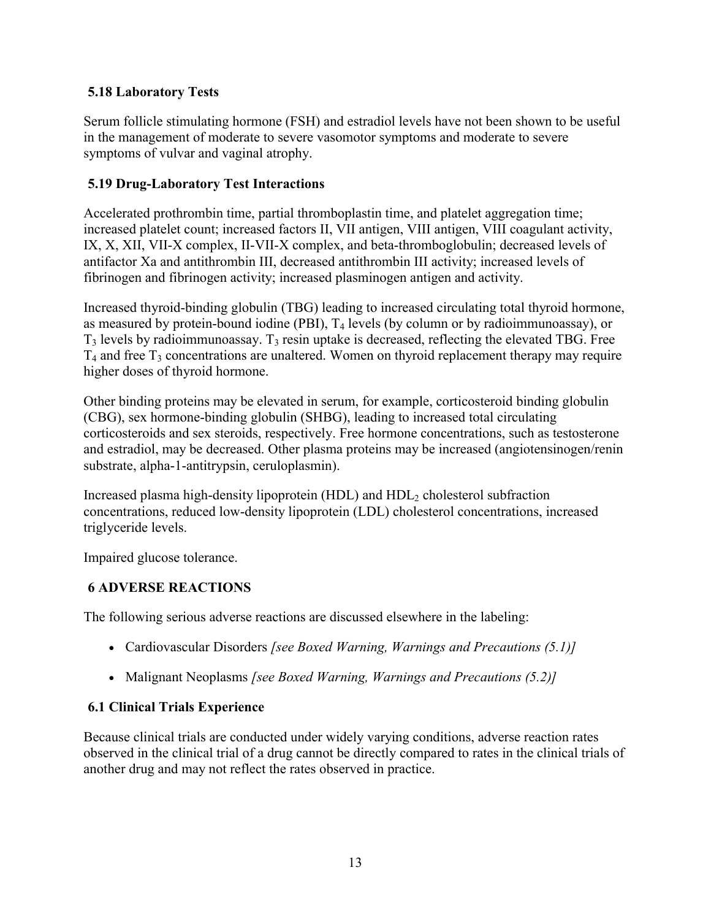### 5.18 Laboratory Tests

Serum follicle stimulating hormone (FSH) and estradiol levels have not been shown to be useful in the management of moderate to severe vasomotor symptoms and moderate to severe symptoms of vulvar and vaginal atrophy.

### 5.19 Drug-Laboratory Test Interactions

Accelerated prothrombin time, partial thromboplastin time, and platelet aggregation time; increased platelet count; increased factors II, VII antigen, VIII antigen, VIII coagulant activity, IX, X, XII, VII-X complex, II-VII-X complex, and beta-thromboglobulin; decreased levels of antifactor Xa and antithrombin III, decreased antithrombin III activity; increased levels of fibrinogen and fibrinogen activity; increased plasminogen antigen and activity.

Increased thyroid-binding globulin (TBG) leading to increased circulating total thyroid hormone, as measured by protein-bound iodine (PBI), $T_4$ levels (by column or by radioimmunoassay), or $T_3$ levels by radioimmunoassay. $T_3$ resin uptake is decreased, reflecting the elevated TBG. Free $T_4$ and free $T_3$ concentrations are unaltered. Women on thyroid replacement therapy may require higher doses of thyroid hormone.

Other binding proteins may be elevated in serum, for example, corticosteroid binding globulin (CBG), sex hormone-binding globulin (SHBG), leading to increased total circulating corticosteroids and sex steroids, respectively. Free hormone concentrations, such as testosterone and estradiol, may be decreased. Other plasma proteins may be increased (angiotensinogen/renin substrate, alpha-1-antitrypsin, ceruloplasmin).

Increased plasma high-density lipoprotein (HDL) and $HDL_2$ cholesterol subfraction concentrations, reduced low-density lipoprotein (LDL) cholesterol concentrations, increased triglyceride levels.

Impaired glucose tolerance.

## 6 ADVERSE REACTIONS

The following serious adverse reactions are discussed elsewhere in the labeling:

- Cardiovascular Disorders *[see Boxed Warning, Warnings and Precautions (5.1)]*
- Malignant Neoplasms *[see Boxed Warning, Warnings and Precautions (5.2)]*

### 6.1 Clinical Trials Experience

Because clinical trials are conducted under widely varying conditions, adverse reaction rates observed in the clinical trial of a drug cannot be directly compared to rates in the clinical trials of another drug and may not reflect the rates observed in practice.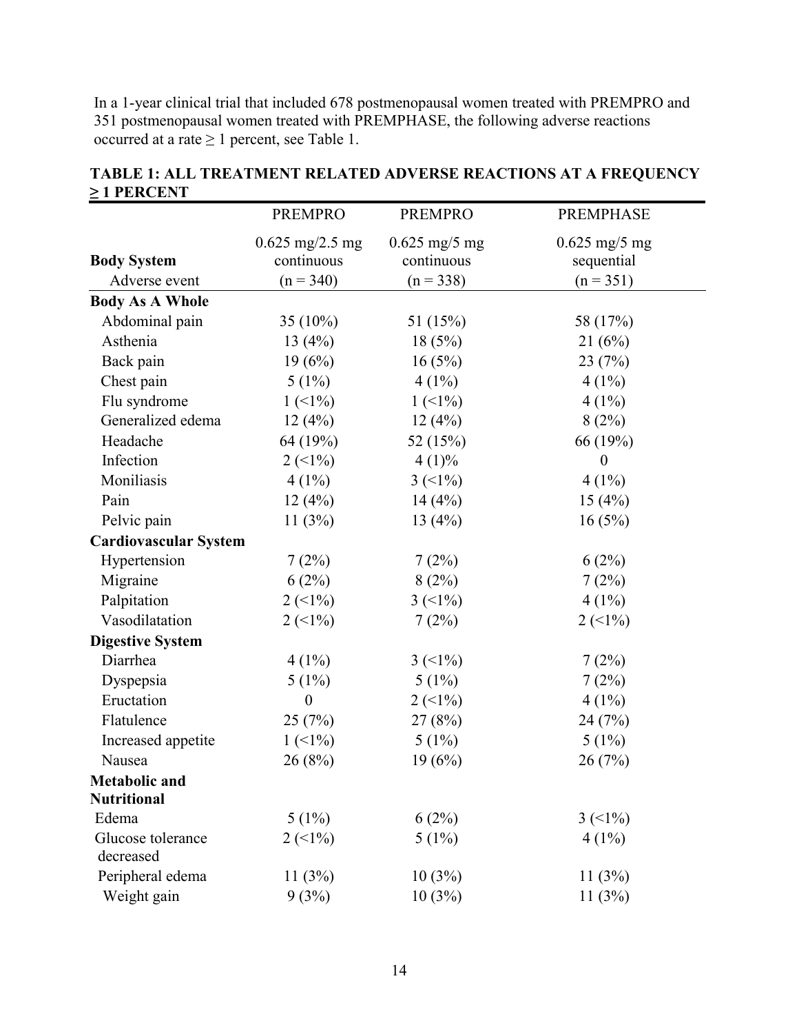In a 1-year clinical trial that included 678 postmenopausal women treated with PREMPRO and 351 postmenopausal women treated with PREMPHASE, the following adverse reactions occurred at a rate ≥ 1 percent, see Table 1.

**TABLE 1: ALL TREATMENT RELATED ADVERSE REACTIONS AT A FREQUENCY ≥ 1 PERCENT**

| | PREMPRO | PREMPRO | PREMPHASE |
|---|---|---|---|
| **Body System** | 0.625 mg/2.5 mg continuous | 0.625 mg/5 mg continuous | 0.625 mg/5 mg sequential |
| Adverse event | (n = 340) | (n = 338) | (n = 351) |
| **Body As A Whole** | | | |
| Abdominal pain | 35 (10%) | 51 (15%) | 58 (17%) |
| Asthenia | 13 (4%) | 18 (5%) | 21 (6%) |
| Back pain | 19 (6%) | 16 (5%) | 23 (7%) |
| Chest pain | 5 (1%) | 4 (1%) | 4 (1%) |
| Flu syndrome | 1 (<1%) | 1 (<1%) | 4 (1%) |
| Generalized edema | 12 (4%) | 12 (4%) | 8 (2%) |
| Headache | 64 (19%) | 52 (15%) | 66 (19%) |
| Infection | 2 (<1%) | 4 (1)% | 0 |
| Moniliasis | 4 (1%) | 3 (<1%) | 4 (1%) |
| Pain | 12 (4%) | 14 (4%) | 15 (4%) |
| Pelvic pain | 11 (3%) | 13 (4%) | 16 (5%) |
| **Cardiovascular System** | | | |
| Hypertension | 7 (2%) | 7 (2%) | 6 (2%) |
| Migraine | 6 (2%) | 8 (2%) | 7 (2%) |
| Palpitation | 2 (<1%) | 3 (<1%) | 4 (1%) |
| Vasodilatation | 2 (<1%) | 7 (2%) | 2 (<1%) |
| **Digestive System** | | | |
| Diarrhea | 4 (1%) | 3 (<1%) | 7 (2%) |
| Dyspepsia | 5 (1%) | 5 (1%) | 7 (2%) |
| Eructation | 0 | 2 (<1%) | 4 (1%) |
| Flatulence | 25 (7%) | 27 (8%) | 24 (7%) |
| Increased appetite | 1 (<1%) | 5 (1%) | 5 (1%) |
| Nausea | 26 (8%) | 19 (6%) | 26 (7%) |
| **Metabolic and Nutritional** | | | |
| Edema | 5 (1%) | 6 (2%) | 3 (<1%) |
| Glucose tolerance decreased | 2 (<1%) | 5 (1%) | 4 (1%) |
| Peripheral edema | 11 (3%) | 10 (3%) | 11 (3%) |
| Weight gain | 9 (3%) | 10 (3%) | 11 (3%) |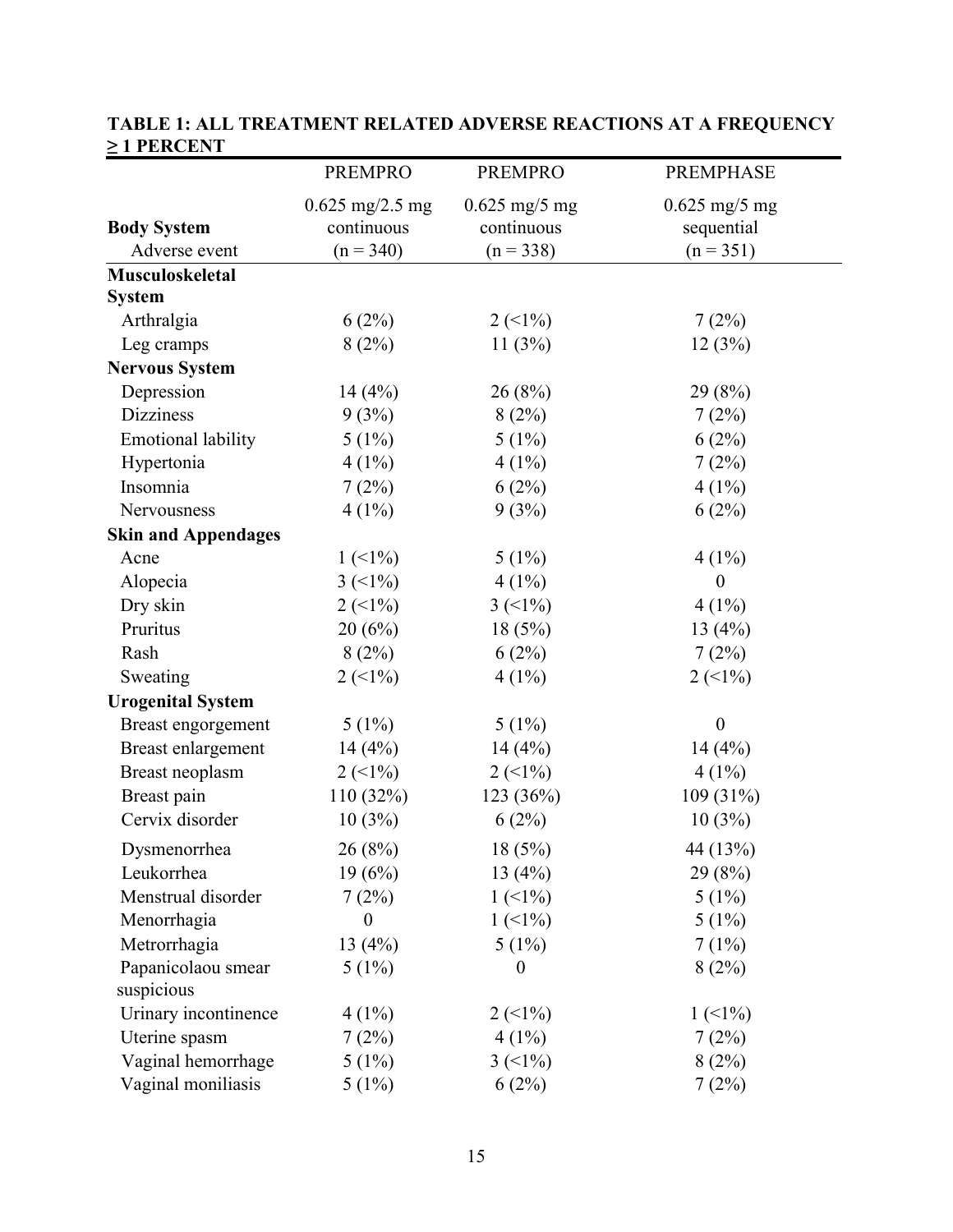**TABLE 1: ALL TREATMENT RELATED ADVERSE REACTIONS AT A FREQUENCY ≥ 1 PERCENT**

| Body System<br>Adverse event | PREMPRO<br>0.625 mg/2.5 mg continuous<br>(n = 340) | PREMPRO<br>0.625 mg/5 mg continuous<br>(n = 338) | PREMPHASE<br>0.625 mg/5 mg sequential<br>(n = 351) |
|---|---|---|---|
| **Musculoskeletal System** | | | |
| Arthralgia | 6 (2%) | 2 (<1%) | 7 (2%) |
| Leg cramps | 8 (2%) | 11 (3%) | 12 (3%) |
| **Nervous System** | | | |
| Depression | 14 (4%) | 26 (8%) | 29 (8%) |
| Dizziness | 9 (3%) | 8 (2%) | 7 (2%) |
| Emotional lability | 5 (1%) | 5 (1%) | 6 (2%) |
| Hypertonia | 4 (1%) | 4 (1%) | 7 (2%) |
| Insomnia | 7 (2%) | 6 (2%) | 4 (1%) |
| Nervousness | 4 (1%) | 9 (3%) | 6 (2%) |
| **Skin and Appendages** | | | |
| Acne | 1 (<1%) | 5 (1%) | 4 (1%) |
| Alopecia | 3 (<1%) | 4 (1%) | 0 |
| Dry skin | 2 (<1%) | 3 (<1%) | 4 (1%) |
| Pruritus | 20 (6%) | 18 (5%) | 13 (4%) |
| Rash | 8 (2%) | 6 (2%) | 7 (2%) |
| Sweating | 2 (<1%) | 4 (1%) | 2 (<1%) |
| **Urogenital System** | | | |
| Breast engorgement | 5 (1%) | 5 (1%) | 0 |
| Breast enlargement | 14 (4%) | 14 (4%) | 14 (4%) |
| Breast neoplasm | 2 (<1%) | 2 (<1%) | 4 (1%) |
| Breast pain | 110 (32%) | 123 (36%) | 109 (31%) |
| Cervix disorder | 10 (3%) | 6 (2%) | 10 (3%) |
| Dysmenorrhea | 26 (8%) | 18 (5%) | 44 (13%) |
| Leukorrhea | 19 (6%) | 13 (4%) | 29 (8%) |
| Menstrual disorder | 7 (2%) | 1 (<1%) | 5 (1%) |
| Menorrhagia | 0 | 1 (<1%) | 5 (1%) |
| Metrorrhagia | 13 (4%) | 5 (1%) | 7 (1%) |
| Papanicolaou smear suspicious | 5 (1%) | 0 | 8 (2%) |
| Urinary incontinence | 4 (1%) | 2 (<1%) | 1 (<1%) |
| Uterine spasm | 7 (2%) | 4 (1%) | 7 (2%) |
| Vaginal hemorrhage | 5 (1%) | 3 (<1%) | 8 (2%) |
| Vaginal moniliasis | 5 (1%) | 6 (2%) | 7 (2%) |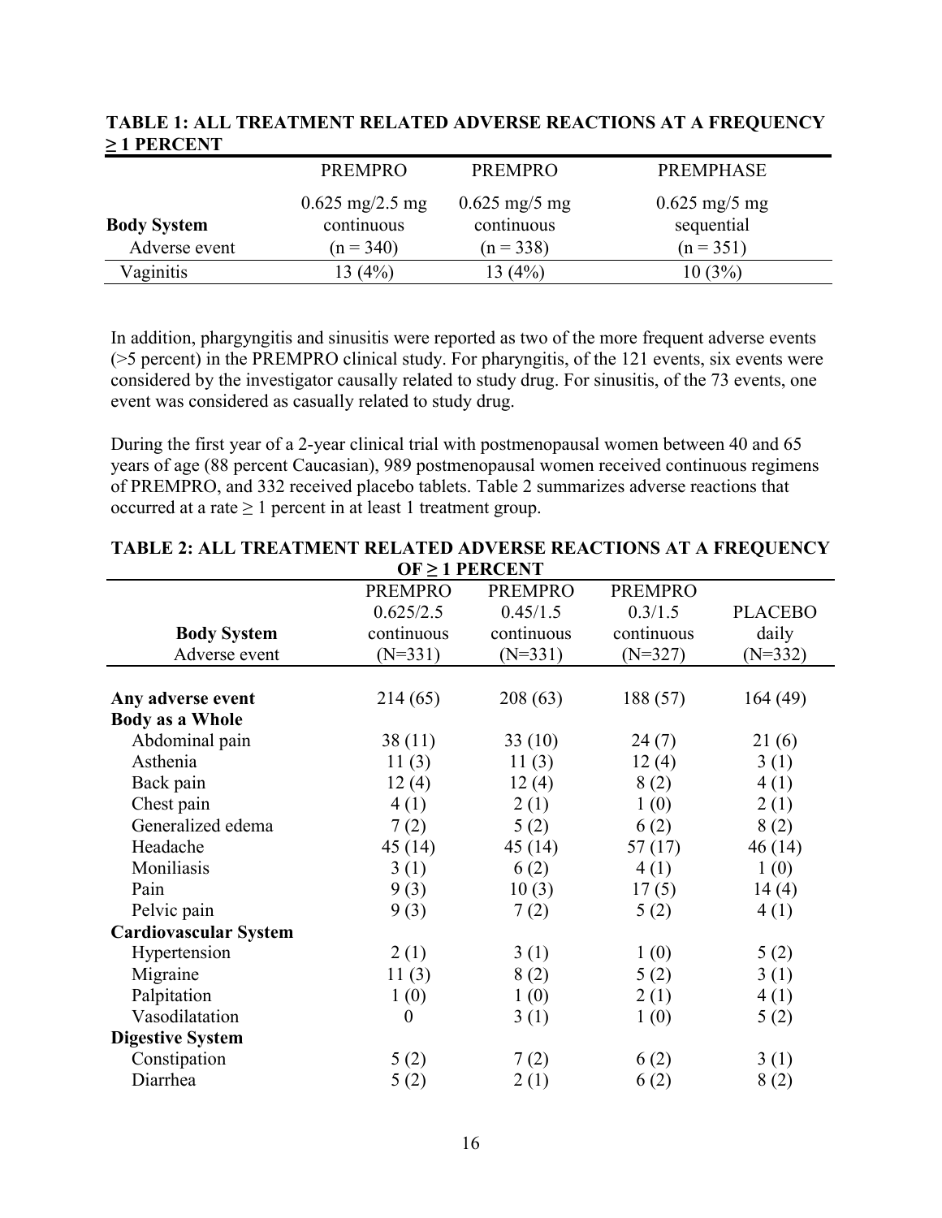**TABLE 1: ALL TREATMENT RELATED ADVERSE REACTIONS AT A FREQUENCY ≥ 1 PERCENT**

| Body System<br>Adverse event | PREMPRO<br>0.625 mg/2.5 mg<br>continuous<br>(n = 340) | PREMPRO<br>0.625 mg/5 mg<br>continuous<br>(n = 338) | PREMPHASE<br>0.625 mg/5 mg<br>sequential<br>(n = 351) |
|---|---|---|---|
| Vaginitis | 13 (4%) | 13 (4%) | 10 (3%) |

In addition, phargyngitis and sinusitis were reported as two of the more frequent adverse events (>5 percent) in the PREMPRO clinical study. For pharyngitis, of the 121 events, six events were considered by the investigator causally related to study drug. For sinusitis, of the 73 events, one event was considered as casually related to study drug.

During the first year of a 2-year clinical trial with postmenopausal women between 40 and 65 years of age (88 percent Caucasian), 989 postmenopausal women received continuous regimens of PREMPRO, and 332 received placebo tablets. Table 2 summarizes adverse reactions that occurred at a rate ≥ 1 percent in at least 1 treatment group.

**TABLE 2: ALL TREATMENT RELATED ADVERSE REACTIONS AT A FREQUENCY OF ≥ 1 PERCENT**

| Body System<br>Adverse event | PREMPRO<br>0.625/2.5<br>continuous<br>(N=331) | PREMPRO<br>0.45/1.5<br>continuous<br>(N=331) | PREMPRO<br>0.3/1.5<br>continuous<br>(N=327) | PLACEBO<br>daily<br>(N=332) |
|---|---|---|---|---|
| **Any adverse event** | 214 (65) | 208 (63) | 188 (57) | 164 (49) |
| **Body as a Whole** | | | | |
| Abdominal pain | 38 (11) | 33 (10) | 24 (7) | 21 (6) |
| Asthenia | 11 (3) | 11 (3) | 12 (4) | 3 (1) |
| Back pain | 12 (4) | 12 (4) | 8 (2) | 4 (1) |
| Chest pain | 4 (1) | 2 (1) | 1 (0) | 2 (1) |
| Generalized edema | 7 (2) | 5 (2) | 6 (2) | 8 (2) |
| Headache | 45 (14) | 45 (14) | 57 (17) | 46 (14) |
| Moniliasis | 3 (1) | 6 (2) | 4 (1) | 1 (0) |
| Pain | 9 (3) | 10 (3) | 17 (5) | 14 (4) |
| Pelvic pain | 9 (3) | 7 (2) | 5 (2) | 4 (1) |
| **Cardiovascular System** | | | | |
| Hypertension | 2 (1) | 3 (1) | 1 (0) | 5 (2) |
| Migraine | 11 (3) | 8 (2) | 5 (2) | 3 (1) |
| Palpitation | 1 (0) | 1 (0) | 2 (1) | 4 (1) |
| Vasodilatation | 0 | 3 (1) | 1 (0) | 5 (2) |
| **Digestive System** | | | | |
| Constipation | 5 (2) | 7 (2) | 6 (2) | 3 (1) |
| Diarrhea | 5 (2) | 2 (1) | 6 (2) | 8 (2) |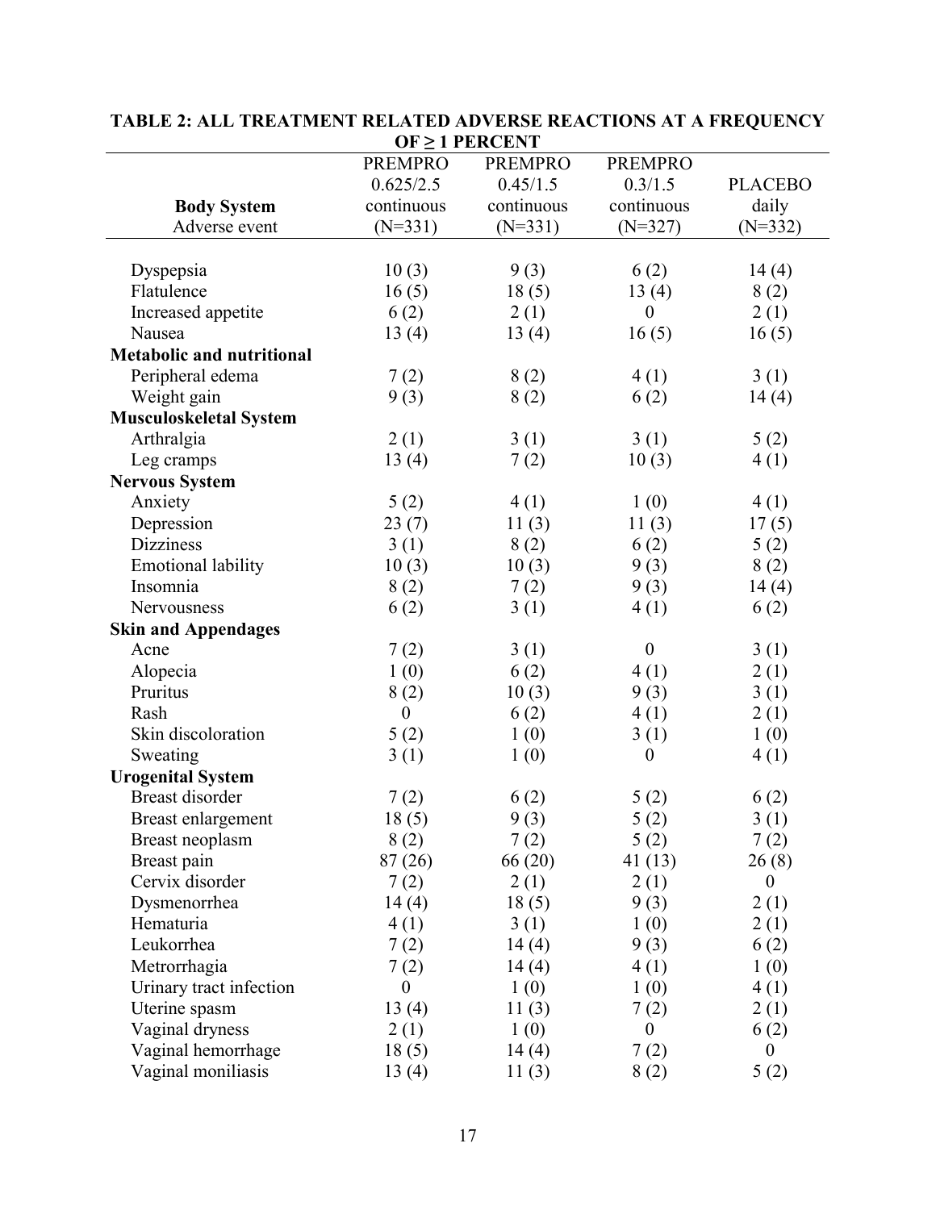**TABLE 2: ALL TREATMENT RELATED ADVERSE REACTIONS AT A FREQUENCY OF ≥ 1 PERCENT**

| **Body System**<br>Adverse event | PREMPRO<br>0.625/2.5<br>continuous<br>(N=331) | PREMPRO<br>0.45/1.5<br>continuous<br>(N=331) | PREMPRO<br>0.3/1.5<br>continuous<br>(N=327) | PLACEBO<br>daily<br>(N=332) |
|---|---|---|---|---|
| Dyspepsia | 10 (3) | 9 (3) | 6 (2) | 14 (4) |
| Flatulence | 16 (5) | 18 (5) | 13 (4) | 8 (2) |
| Increased appetite | 6 (2) | 2 (1) | 0 | 2 (1) |
| Nausea | 13 (4) | 13 (4) | 16 (5) | 16 (5) |
| **Metabolic and nutritional** | | | | |
| Peripheral edema | 7 (2) | 8 (2) | 4 (1) | 3 (1) |
| Weight gain | 9 (3) | 8 (2) | 6 (2) | 14 (4) |
| **Musculoskeletal System** | | | | |
| Arthralgia | 2 (1) | 3 (1) | 3 (1) | 5 (2) |
| Leg cramps | 13 (4) | 7 (2) | 10 (3) | 4 (1) |
| **Nervous System** | | | | |
| Anxiety | 5 (2) | 4 (1) | 1 (0) | 4 (1) |
| Depression | 23 (7) | 11 (3) | 11 (3) | 17 (5) |
| Dizziness | 3 (1) | 8 (2) | 6 (2) | 5 (2) |
| Emotional lability | 10 (3) | 10 (3) | 9 (3) | 8 (2) |
| Insomnia | 8 (2) | 7 (2) | 9 (3) | 14 (4) |
| Nervousness | 6 (2) | 3 (1) | 4 (1) | 6 (2) |
| **Skin and Appendages** | | | | |
| Acne | 7 (2) | 3 (1) | 0 | 3 (1) |
| Alopecia | 1 (0) | 6 (2) | 4 (1) | 2 (1) |
| Pruritus | 8 (2) | 10 (3) | 9 (3) | 3 (1) |
| Rash | 0 | 6 (2) | 4 (1) | 2 (1) |
| Skin discoloration | 5 (2) | 1 (0) | 3 (1) | 1 (0) |
| Sweating | 3 (1) | 1 (0) | 0 | 4 (1) |
| **Urogenital System** | | | | |
| Breast disorder | 7 (2) | 6 (2) | 5 (2) | 6 (2) |
| Breast enlargement | 18 (5) | 9 (3) | 5 (2) | 3 (1) |
| Breast neoplasm | 8 (2) | 7 (2) | 5 (2) | 7 (2) |
| Breast pain | 87 (26) | 66 (20) | 41 (13) | 26 (8) |
| Cervix disorder | 7 (2) | 2 (1) | 2 (1) | 0 |
| Dysmenorrhea | 14 (4) | 18 (5) | 9 (3) | 2 (1) |
| Hematuria | 4 (1) | 3 (1) | 1 (0) | 2 (1) |
| Leukorrhea | 7 (2) | 14 (4) | 9 (3) | 6 (2) |
| Metrorrhagia | 7 (2) | 14 (4) | 4 (1) | 1 (0) |
| Urinary tract infection | 0 | 1 (0) | 1 (0) | 4 (1) |
| Uterine spasm | 13 (4) | 11 (3) | 7 (2) | 2 (1) |
| Vaginal dryness | 2 (1) | 1 (0) | 0 | 6 (2) |
| Vaginal hemorrhage | 18 (5) | 14 (4) | 7 (2) | 0 |
| Vaginal moniliasis | 13 (4) | 11 (3) | 8 (2) | 5 (2) |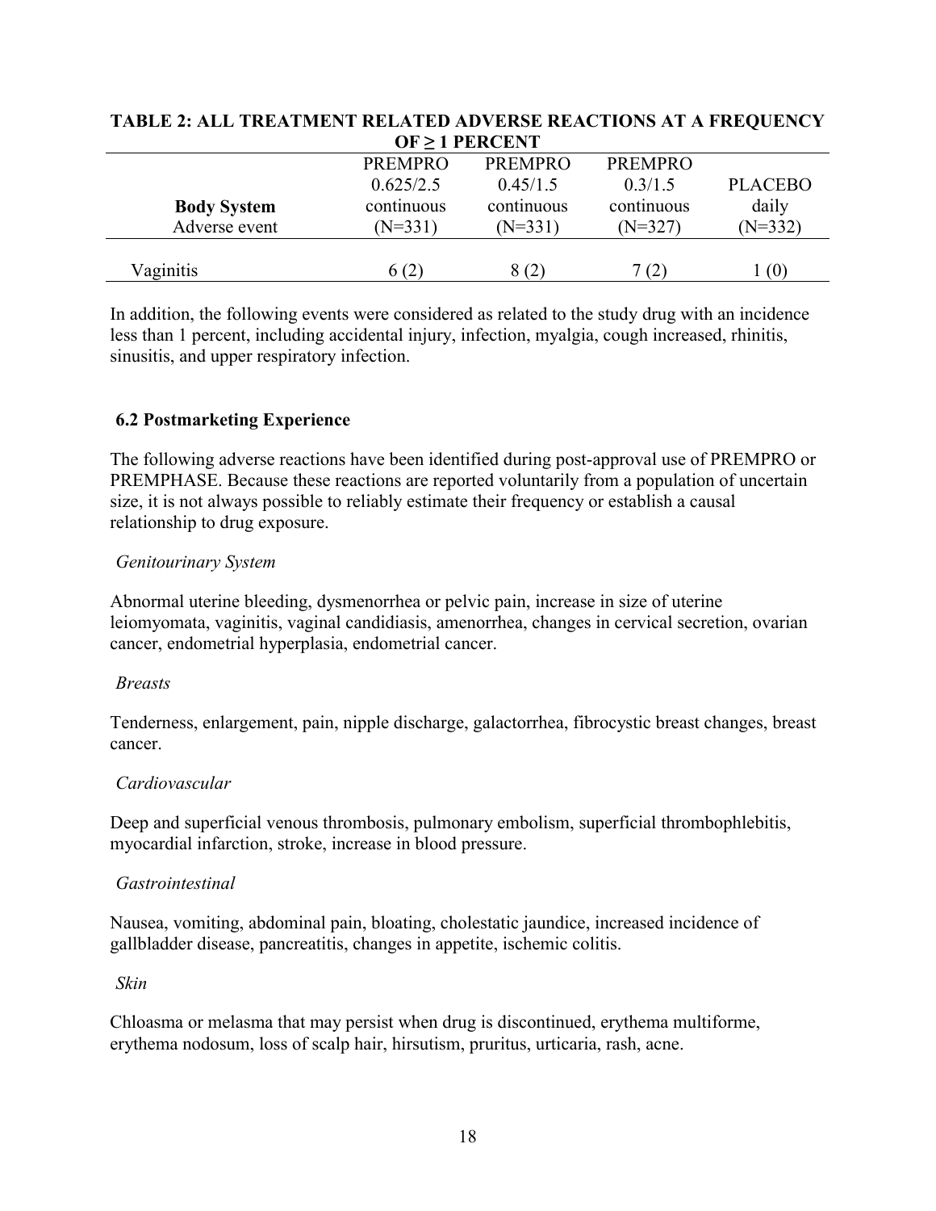**TABLE 2: ALL TREATMENT RELATED ADVERSE REACTIONS AT A FREQUENCY OF ≥ 1 PERCENT**

| **Body System** Adverse event | PREMPRO 0.625/2.5 continuous (N=331) | PREMPRO 0.45/1.5 continuous (N=331) | PREMPRO 0.3/1.5 continuous (N=327) | PLACEBO daily (N=332) |
|---|---|---|---|---|
| Vaginitis | 6 (2) | 8 (2) | 7 (2) | 1 (0) |

In addition, the following events were considered as related to the study drug with an incidence less than 1 percent, including accidental injury, infection, myalgia, cough increased, rhinitis, sinusitis, and upper respiratory infection.

### 6.2 Postmarketing Experience

The following adverse reactions have been identified during post-approval use of PREMPRO or PREMPHASE. Because these reactions are reported voluntarily from a population of uncertain size, it is not always possible to reliably estimate their frequency or establish a causal relationship to drug exposure.

*Genitourinary System*

Abnormal uterine bleeding, dysmenorrhea or pelvic pain, increase in size of uterine leiomyomata, vaginitis, vaginal candidiasis, amenorrhea, changes in cervical secretion, ovarian cancer, endometrial hyperplasia, endometrial cancer.

*Breasts*

Tenderness, enlargement, pain, nipple discharge, galactorrhea, fibrocystic breast changes, breast cancer.

*Cardiovascular*

Deep and superficial venous thrombosis, pulmonary embolism, superficial thrombophlebitis, myocardial infarction, stroke, increase in blood pressure.

*Gastrointestinal*

Nausea, vomiting, abdominal pain, bloating, cholestatic jaundice, increased incidence of gallbladder disease, pancreatitis, changes in appetite, ischemic colitis.

*Skin*

Chloasma or melasma that may persist when drug is discontinued, erythema multiforme, erythema nodosum, loss of scalp hair, hirsutism, pruritus, urticaria, rash, acne.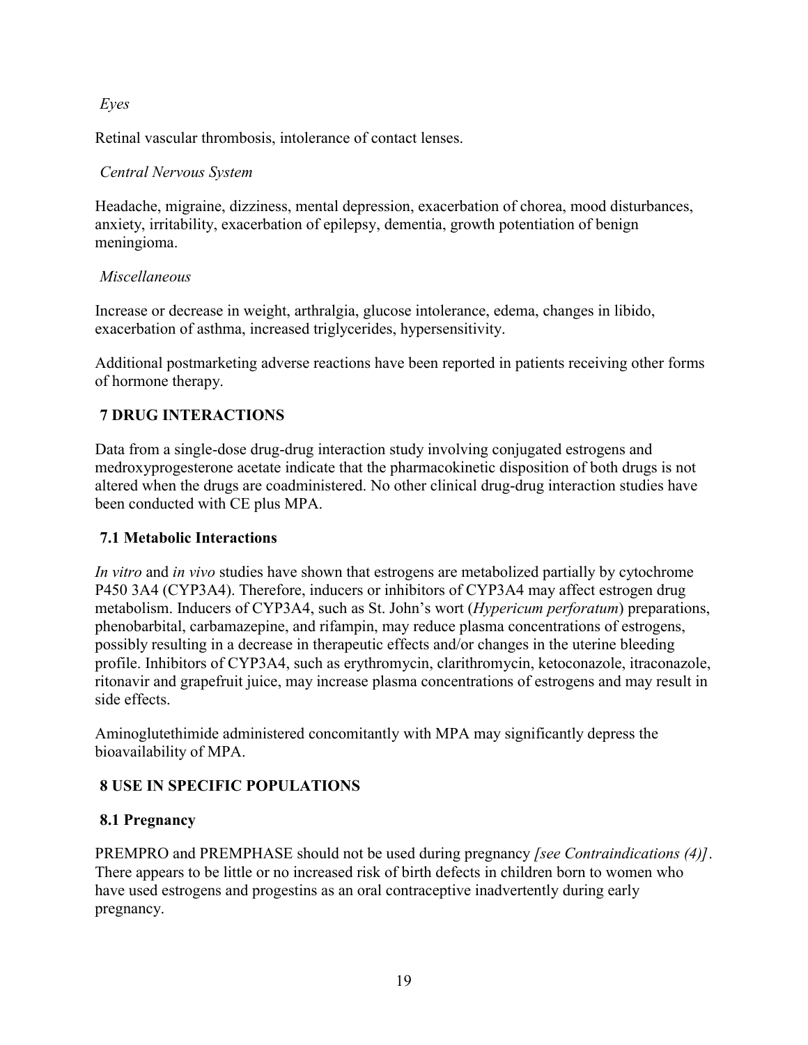*Eyes*

Retinal vascular thrombosis, intolerance of contact lenses.

*Central Nervous System*

Headache, migraine, dizziness, mental depression, exacerbation of chorea, mood disturbances, anxiety, irritability, exacerbation of epilepsy, dementia, growth potentiation of benign meningioma.

*Miscellaneous*

Increase or decrease in weight, arthralgia, glucose intolerance, edema, changes in libido, exacerbation of asthma, increased triglycerides, hypersensitivity.

Additional postmarketing adverse reactions have been reported in patients receiving other forms of hormone therapy.

## 7 DRUG INTERACTIONS

Data from a single-dose drug-drug interaction study involving conjugated estrogens and medroxyprogesterone acetate indicate that the pharmacokinetic disposition of both drugs is not altered when the drugs are coadministered. No other clinical drug-drug interaction studies have been conducted with CE plus MPA.

### 7.1 Metabolic Interactions

*In vitro* and *in vivo* studies have shown that estrogens are metabolized partially by cytochrome P450 3A4 (CYP3A4). Therefore, inducers or inhibitors of CYP3A4 may affect estrogen drug metabolism. Inducers of CYP3A4, such as St. John's wort (*Hypericum perforatum*) preparations, phenobarbital, carbamazepine, and rifampin, may reduce plasma concentrations of estrogens, possibly resulting in a decrease in therapeutic effects and/or changes in the uterine bleeding profile. Inhibitors of CYP3A4, such as erythromycin, clarithromycin, ketoconazole, itraconazole, ritonavir and grapefruit juice, may increase plasma concentrations of estrogens and may result in side effects.

Aminoglutethimide administered concomitantly with MPA may significantly depress the bioavailability of MPA.

## 8 USE IN SPECIFIC POPULATIONS

### 8.1 Pregnancy

PREMPRO and PREMPHASE should not be used during pregnancy *[see Contraindications (4)]*. There appears to be little or no increased risk of birth defects in children born to women who have used estrogens and progestins as an oral contraceptive inadvertently during early pregnancy.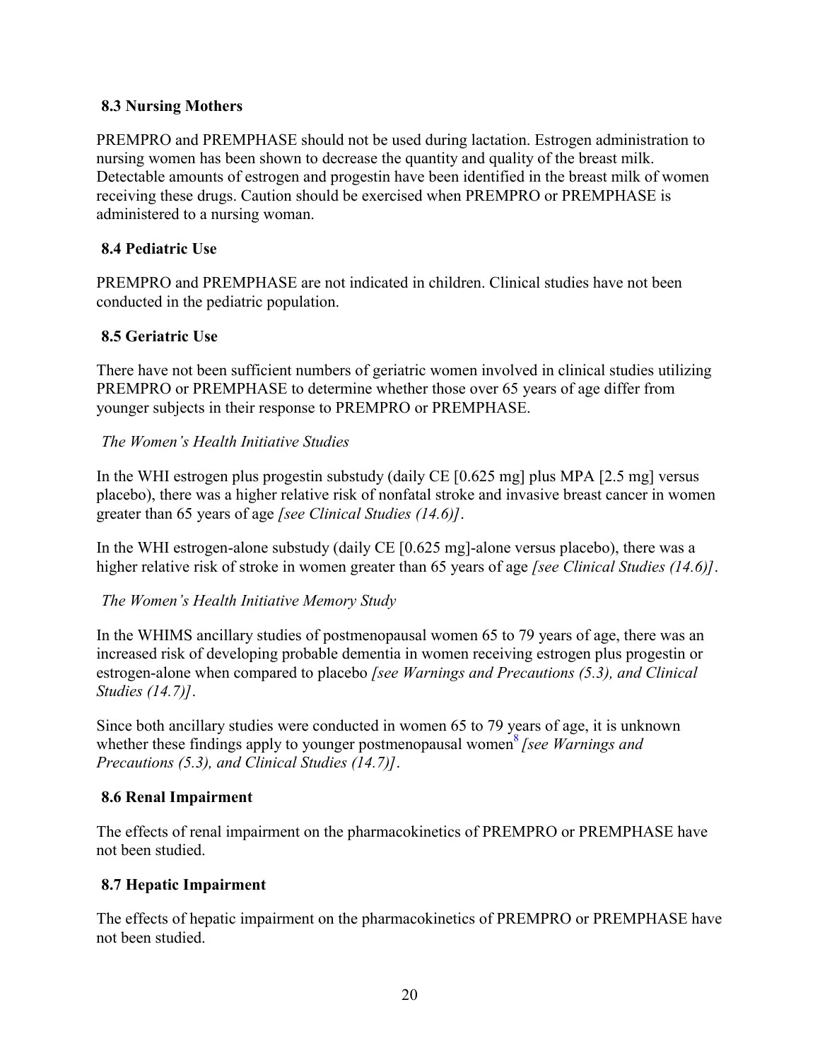### 8.3 Nursing Mothers

PREMPRO and PREMPHASE should not be used during lactation. Estrogen administration to nursing women has been shown to decrease the quantity and quality of the breast milk. Detectable amounts of estrogen and progestin have been identified in the breast milk of women receiving these drugs. Caution should be exercised when PREMPRO or PREMPHASE is administered to a nursing woman.

### 8.4 Pediatric Use

PREMPRO and PREMPHASE are not indicated in children. Clinical studies have not been conducted in the pediatric population.

### 8.5 Geriatric Use

There have not been sufficient numbers of geriatric women involved in clinical studies utilizing PREMPRO or PREMPHASE to determine whether those over 65 years of age differ from younger subjects in their response to PREMPRO or PREMPHASE.

*The Women's Health Initiative Studies*

In the WHI estrogen plus progestin substudy (daily CE [0.625 mg] plus MPA [2.5 mg] versus placebo), there was a higher relative risk of nonfatal stroke and invasive breast cancer in women greater than 65 years of age *[see Clinical Studies (14.6)]*.

In the WHI estrogen-alone substudy (daily CE [0.625 mg]-alone versus placebo), there was a higher relative risk of stroke in women greater than 65 years of age *[see Clinical Studies (14.6)]*.

*The Women's Health Initiative Memory Study*

In the WHIMS ancillary studies of postmenopausal women 65 to 79 years of age, there was an increased risk of developing probable dementia in women receiving estrogen plus progestin or estrogen-alone when compared to placebo *[see Warnings and Precautions (5.3), and Clinical Studies (14.7)]*.

Since both ancillary studies were conducted in women 65 to 79 years of age, it is unknown whether these findings apply to younger postmenopausal women[8] *[see Warnings and Precautions (5.3), and Clinical Studies (14.7)]*.

### 8.6 Renal Impairment

The effects of renal impairment on the pharmacokinetics of PREMPRO or PREMPHASE have not been studied.

### 8.7 Hepatic Impairment

The effects of hepatic impairment on the pharmacokinetics of PREMPRO or PREMPHASE have not been studied.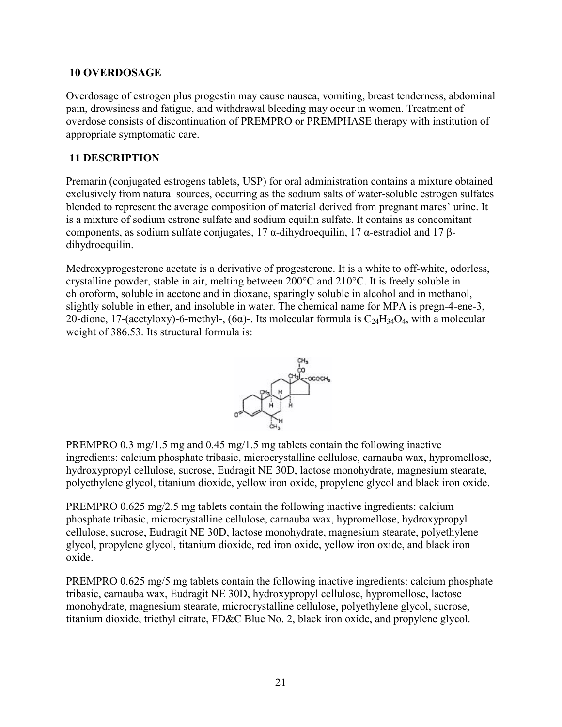## 10 OVERDOSAGE

Overdosage of estrogen plus progestin may cause nausea, vomiting, breast tenderness, abdominal pain, drowsiness and fatigue, and withdrawal bleeding may occur in women. Treatment of overdose consists of discontinuation of PREMPRO or PREMPHASE therapy with institution of appropriate symptomatic care.

## 11 DESCRIPTION

Premarin (conjugated estrogens tablets, USP) for oral administration contains a mixture obtained exclusively from natural sources, occurring as the sodium salts of water-soluble estrogen sulfates blended to represent the average composition of material derived from pregnant mares' urine. It is a mixture of sodium estrone sulfate and sodium equilin sulfate. It contains as concomitant components, as sodium sulfate conjugates, 17 α-dihydroequilin, 17 α-estradiol and 17 β-dihydroequilin.

Medroxyprogesterone acetate is a derivative of progesterone. It is a white to off-white, odorless, crystalline powder, stable in air, melting between 200°C and 210°C. It is freely soluble in chloroform, soluble in acetone and in dioxane, sparingly soluble in alcohol and in methanol, slightly soluble in ether, and insoluble in water. The chemical name for MPA is pregn-4-ene-3, 20-dione, 17-(acetyloxy)-6-methyl-, (6α)-. Its molecular formula is $C_{24}H_{34}O_4$, with a molecular weight of 386.53. Its structural formula is:

PREMPRO 0.3 mg/1.5 mg and 0.45 mg/1.5 mg tablets contain the following inactive ingredients: calcium phosphate tribasic, microcrystalline cellulose, carnauba wax, hypromellose, hydroxypropyl cellulose, sucrose, Eudragit NE 30D, lactose monohydrate, magnesium stearate, polyethylene glycol, titanium dioxide, yellow iron oxide, propylene glycol and black iron oxide.

PREMPRO 0.625 mg/2.5 mg tablets contain the following inactive ingredients: calcium phosphate tribasic, microcrystalline cellulose, carnauba wax, hypromellose, hydroxypropyl cellulose, sucrose, Eudragit NE 30D, lactose monohydrate, magnesium stearate, polyethylene glycol, propylene glycol, titanium dioxide, red iron oxide, yellow iron oxide, and black iron oxide.

PREMPRO 0.625 mg/5 mg tablets contain the following inactive ingredients: calcium phosphate tribasic, carnauba wax, Eudragit NE 30D, hydroxypropyl cellulose, hypromellose, lactose monohydrate, magnesium stearate, microcrystalline cellulose, polyethylene glycol, sucrose, titanium dioxide, triethyl citrate, FD&C Blue No. 2, black iron oxide, and propylene glycol.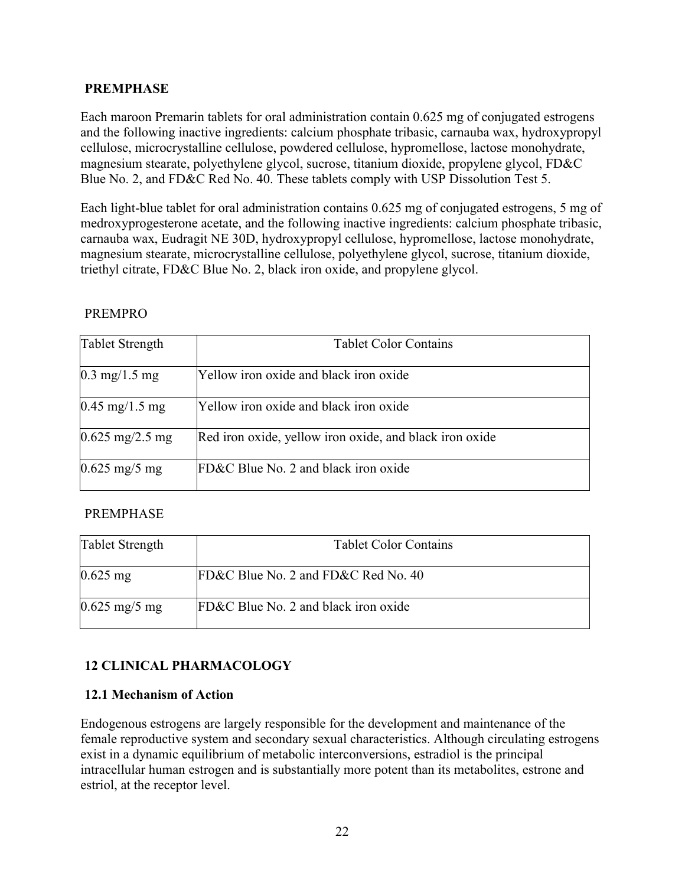**PREMPHASE**

Each maroon Premarin tablets for oral administration contain 0.625 mg of conjugated estrogens and the following inactive ingredients: calcium phosphate tribasic, carnauba wax, hydroxypropyl cellulose, microcrystalline cellulose, powdered cellulose, hypromellose, lactose monohydrate, magnesium stearate, polyethylene glycol, sucrose, titanium dioxide, propylene glycol, FD&C Blue No. 2, and FD&C Red No. 40. These tablets comply with USP Dissolution Test 5.

Each light-blue tablet for oral administration contains 0.625 mg of conjugated estrogens, 5 mg of medroxyprogesterone acetate, and the following inactive ingredients: calcium phosphate tribasic, carnauba wax, Eudragit NE 30D, hydroxypropyl cellulose, hypromellose, lactose monohydrate, magnesium stearate, microcrystalline cellulose, polyethylene glycol, sucrose, titanium dioxide, triethyl citrate, FD&C Blue No. 2, black iron oxide, and propylene glycol.

PREMPRO

| Tablet Strength | Tablet Color Contains |
|---|---|
| 0.3 mg/1.5 mg | Yellow iron oxide and black iron oxide |
| 0.45 mg/1.5 mg | Yellow iron oxide and black iron oxide |
| 0.625 mg/2.5 mg | Red iron oxide, yellow iron oxide, and black iron oxide |
| 0.625 mg/5 mg | FD&C Blue No. 2 and black iron oxide |

PREMPHASE

| Tablet Strength | Tablet Color Contains |
|---|---|
| 0.625 mg | FD&C Blue No. 2 and FD&C Red No. 40 |
| 0.625 mg/5 mg | FD&C Blue No. 2 and black iron oxide |

## 12 CLINICAL PHARMACOLOGY

### 12.1 Mechanism of Action

Endogenous estrogens are largely responsible for the development and maintenance of the female reproductive system and secondary sexual characteristics. Although circulating estrogens exist in a dynamic equilibrium of metabolic interconversions, estradiol is the principal intracellular human estrogen and is substantially more potent than its metabolites, estrone and estriol, at the receptor level.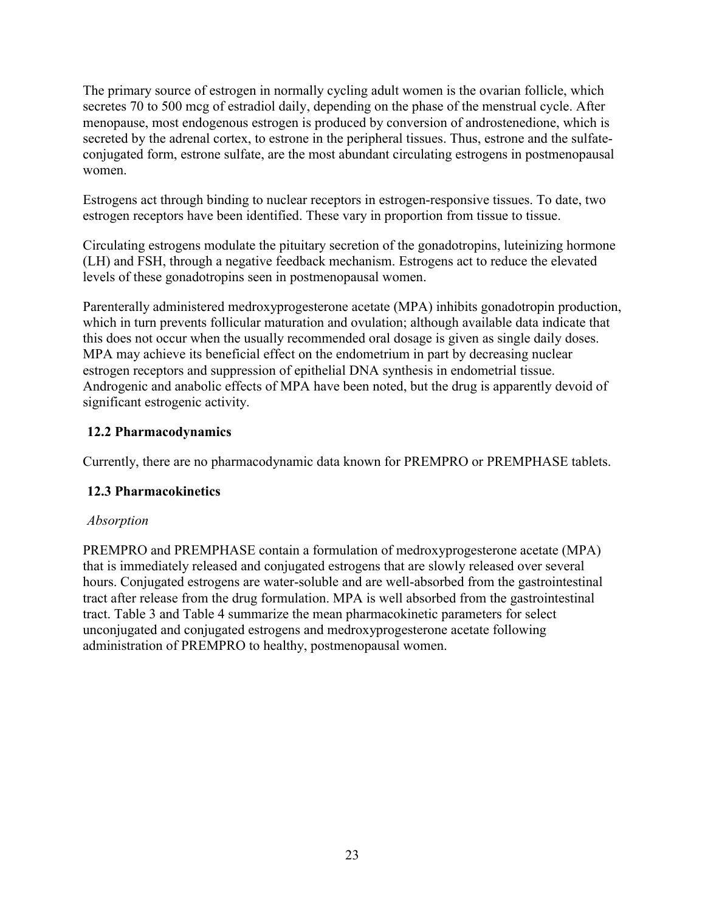The primary source of estrogen in normally cycling adult women is the ovarian follicle, which secretes 70 to 500 mcg of estradiol daily, depending on the phase of the menstrual cycle. After menopause, most endogenous estrogen is produced by conversion of androstenedione, which is secreted by the adrenal cortex, to estrone in the peripheral tissues. Thus, estrone and the sulfate-conjugated form, estrone sulfate, are the most abundant circulating estrogens in postmenopausal women.

Estrogens act through binding to nuclear receptors in estrogen-responsive tissues. To date, two estrogen receptors have been identified. These vary in proportion from tissue to tissue.

Circulating estrogens modulate the pituitary secretion of the gonadotropins, luteinizing hormone (LH) and FSH, through a negative feedback mechanism. Estrogens act to reduce the elevated levels of these gonadotropins seen in postmenopausal women.

Parenterally administered medroxyprogesterone acetate (MPA) inhibits gonadotropin production, which in turn prevents follicular maturation and ovulation; although available data indicate that this does not occur when the usually recommended oral dosage is given as single daily doses. MPA may achieve its beneficial effect on the endometrium in part by decreasing nuclear estrogen receptors and suppression of epithelial DNA synthesis in endometrial tissue. Androgenic and anabolic effects of MPA have been noted, but the drug is apparently devoid of significant estrogenic activity.

### 12.2 Pharmacodynamics

Currently, there are no pharmacodynamic data known for PREMPRO or PREMPHASE tablets.

### 12.3 Pharmacokinetics

*Absorption*

PREMPRO and PREMPHASE contain a formulation of medroxyprogesterone acetate (MPA) that is immediately released and conjugated estrogens that are slowly released over several hours. Conjugated estrogens are water-soluble and are well-absorbed from the gastrointestinal tract after release from the drug formulation. MPA is well absorbed from the gastrointestinal tract. Table 3 and Table 4 summarize the mean pharmacokinetic parameters for select unconjugated and conjugated estrogens and medroxyprogesterone acetate following administration of PREMPRO to healthy, postmenopausal women.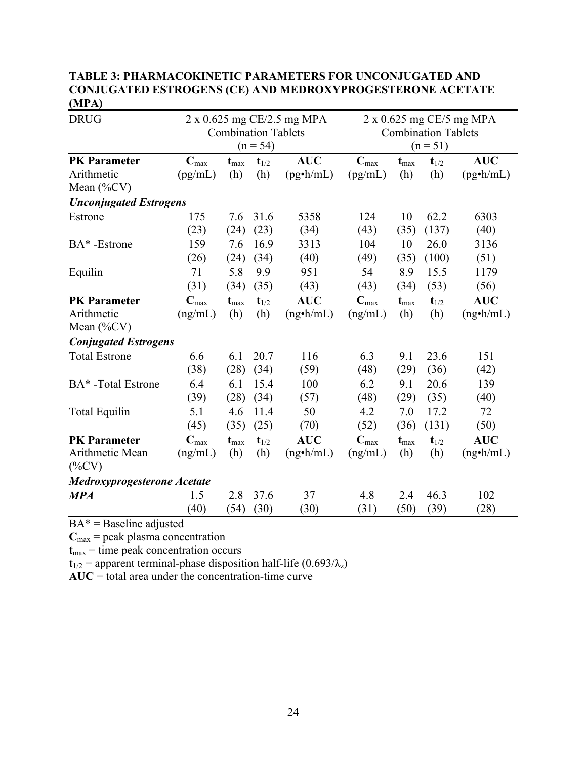**TABLE 3: PHARMACOKINETIC PARAMETERS FOR UNCONJUGATED AND CONJUGATED ESTROGENS (CE) AND MEDROXYPROGESTERONE ACETATE (MPA)**

| DRUG | 2 x 0.625 mg CE/2.5 mg MPA Combination Tablets (n = 54) | | | | 2 x 0.625 mg CE/5 mg MPA Combination Tablets (n = 51) | | | |
|---|---|---|---|---|---|---|---|---|
| **PK Parameter** Arithmetic Mean (%CV) | $C_{max}$ (pg/mL) | $t_{max}$ (h) | $t_{1/2}$ (h) | **AUC** (pg•h/mL) | $C_{max}$ (pg/mL) | $t_{max}$ (h) | $t_{1/2}$ (h) | **AUC** (pg•h/mL) |
| ***Unconjugated Estrogens*** | | | | | | | | |
| Estrone | 175 (23) | 7.6 (24) | 31.6 (23) | 5358 (34) | 124 (43) | 10 (35) | 62.2 (137) | 6303 (40) |
| BA* -Estrone | 159 (26) | 7.6 (24) | 16.9 (34) | 3313 (40) | 104 (49) | 10 (35) | 26.0 (100) | 3136 (51) |
| Equilin | 71 (31) | 5.8 (34) | 9.9 (35) | 951 (43) | 54 (43) | 8.9 (34) | 15.5 (53) | 1179 (56) |
| **PK Parameter** Arithmetic Mean (%CV) | $C_{max}$ (ng/mL) | $t_{max}$ (h) | $t_{1/2}$ (h) | **AUC** (ng•h/mL) | $C_{max}$ (ng/mL) | $t_{max}$ (h) | $t_{1/2}$ (h) | **AUC** (ng•h/mL) |
| ***Conjugated Estrogens*** | | | | | | | | |
| Total Estrone | 6.6 (38) | 6.1 (28) | 20.7 (34) | 116 (59) | 6.3 (48) | 9.1 (29) | 23.6 (36) | 151 (42) |
| BA* -Total Estrone | 6.4 (39) | 6.1 (28) | 15.4 (34) | 100 (57) | 6.2 (48) | 9.1 (29) | 20.6 (35) | 139 (40) |
| Total Equilin | 5.1 (45) | 4.6 (35) | 11.4 (25) | 50 (70) | 4.2 (52) | 7.0 (36) | 17.2 (131) | 72 (50) |
| **PK Parameter** Arithmetic Mean (%CV) | $C_{max}$ (ng/mL) | $t_{max}$ (h) | $t_{1/2}$ (h) | **AUC** (ng•h/mL) | $C_{max}$ (ng/mL) | $t_{max}$ (h) | $t_{1/2}$ (h) | **AUC** (ng•h/mL) |
| ***Medroxyprogesterone Acetate*** | | | | | | | | |
| ***MPA*** | 1.5 (40) | 2.8 (54) | 37.6 (30) | 37 (30) | 4.8 (31) | 2.4 (50) | 46.3 (39) | 102 (28) |

BA* = Baseline adjusted

$C_{max}$ = peak plasma concentration

$t_{max}$ = time peak concentration occurs

$t_{1/2}$ = apparent terminal-phase disposition half-life ($0.693/\lambda_z$)

**AUC** = total area under the concentration-time curve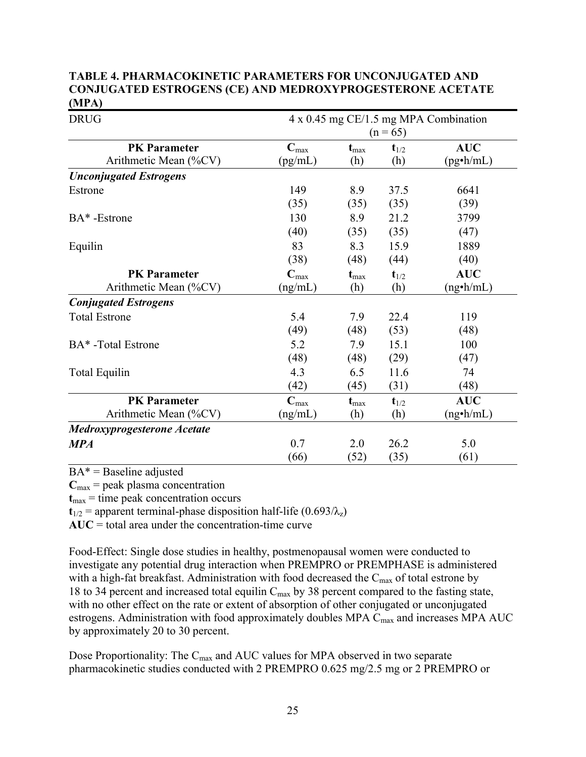**TABLE 4. PHARMACOKINETIC PARAMETERS FOR UNCONJUGATED AND CONJUGATED ESTROGENS (CE) AND MEDROXYPROGESTERONE ACETATE (MPA)**

| DRUG | 4 x 0.45 mg CE/1.5 mg MPA Combination (n = 65) | | | |
|---|---|---|---|---|
| **PK Parameter** Arithmetic Mean (%CV) | $\mathbf{C_{max}}$ (pg/mL) | $\mathbf{t_{max}}$ (h) | $\mathbf{t_{1/2}}$ (h) | **AUC** (pg•h/mL) |
| ***Unconjugated Estrogens*** | | | | |
| Estrone | 149 (35) | 8.9 (35) | 37.5 (35) | 6641 (39) |
| BA* -Estrone | 130 (40) | 8.9 (35) | 21.2 (35) | 3799 (47) |
| Equilin | 83 (38) | 8.3 (48) | 15.9 (44) | 1889 (40) |
| **PK Parameter** Arithmetic Mean (%CV) | $\mathbf{C_{max}}$ (ng/mL) | $\mathbf{t_{max}}$ (h) | $\mathbf{t_{1/2}}$ (h) | **AUC** (ng•h/mL) |
| ***Conjugated Estrogens*** | | | | |
| Total Estrone | 5.4 (49) | 7.9 (48) | 22.4 (53) | 119 (48) |
| BA* -Total Estrone | 5.2 (48) | 7.9 (48) | 15.1 (29) | 100 (47) |
| Total Equilin | 4.3 (42) | 6.5 (45) | 11.6 (31) | 74 (48) |
| **PK Parameter** Arithmetic Mean (%CV) | $\mathbf{C_{max}}$ (ng/mL) | $\mathbf{t_{max}}$ (h) | $\mathbf{t_{1/2}}$ (h) | **AUC** (ng•h/mL) |
| ***Medroxyprogesterone Acetate*** | | | | |
| ***MPA*** | 0.7 (66) | 2.0 (52) | 26.2 (35) | 5.0 (61) |

BA* = Baseline adjusted

$\mathbf{C_{max}}$ = peak plasma concentration

$\mathbf{t_{max}}$ = time peak concentration occurs

$\mathbf{t_{1/2}}$ = apparent terminal-phase disposition half-life ($0.693/\lambda_z$)

**AUC** = total area under the concentration-time curve

Food-Effect: Single dose studies in healthy, postmenopausal women were conducted to investigate any potential drug interaction when PREMPRO or PREMPHASE is administered with a high-fat breakfast. Administration with food decreased the $C_{max}$ of total estrone by 18 to 34 percent and increased total equilin $C_{max}$ by 38 percent compared to the fasting state, with no other effect on the rate or extent of absorption of other conjugated or unconjugated estrogens. Administration with food approximately doubles MPA $C_{max}$ and increases MPA AUC by approximately 20 to 30 percent.

Dose Proportionality: The $C_{max}$ and AUC values for MPA observed in two separate pharmacokinetic studies conducted with 2 PREMPRO 0.625 mg/2.5 mg or 2 PREMPRO or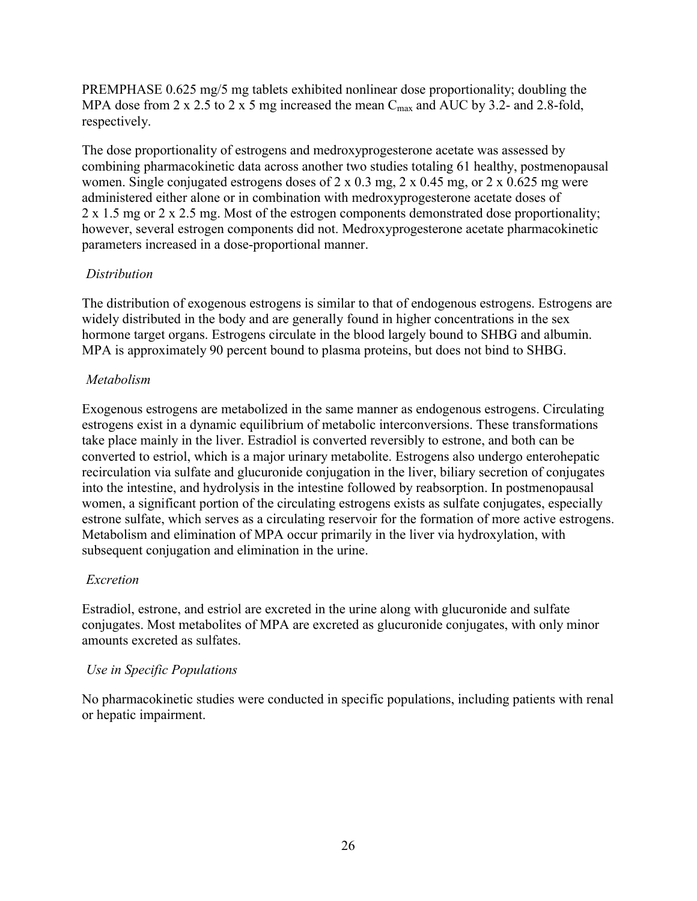PREMPHASE 0.625 mg/5 mg tablets exhibited nonlinear dose proportionality; doubling the MPA dose from 2 x 2.5 to 2 x 5 mg increased the mean $C_{max}$ and AUC by 3.2- and 2.8-fold, respectively.

The dose proportionality of estrogens and medroxyprogesterone acetate was assessed by combining pharmacokinetic data across another two studies totaling 61 healthy, postmenopausal women. Single conjugated estrogens doses of 2 x 0.3 mg, 2 x 0.45 mg, or 2 x 0.625 mg were administered either alone or in combination with medroxyprogesterone acetate doses of 2 x 1.5 mg or 2 x 2.5 mg. Most of the estrogen components demonstrated dose proportionality; however, several estrogen components did not. Medroxyprogesterone acetate pharmacokinetic parameters increased in a dose-proportional manner.

*Distribution*

The distribution of exogenous estrogens is similar to that of endogenous estrogens. Estrogens are widely distributed in the body and are generally found in higher concentrations in the sex hormone target organs. Estrogens circulate in the blood largely bound to SHBG and albumin. MPA is approximately 90 percent bound to plasma proteins, but does not bind to SHBG.

*Metabolism*

Exogenous estrogens are metabolized in the same manner as endogenous estrogens. Circulating estrogens exist in a dynamic equilibrium of metabolic interconversions. These transformations take place mainly in the liver. Estradiol is converted reversibly to estrone, and both can be converted to estriol, which is a major urinary metabolite. Estrogens also undergo enterohepatic recirculation via sulfate and glucuronide conjugation in the liver, biliary secretion of conjugates into the intestine, and hydrolysis in the intestine followed by reabsorption. In postmenopausal women, a significant portion of the circulating estrogens exists as sulfate conjugates, especially estrone sulfate, which serves as a circulating reservoir for the formation of more active estrogens. Metabolism and elimination of MPA occur primarily in the liver via hydroxylation, with subsequent conjugation and elimination in the urine.

*Excretion*

Estradiol, estrone, and estriol are excreted in the urine along with glucuronide and sulfate conjugates. Most metabolites of MPA are excreted as glucuronide conjugates, with only minor amounts excreted as sulfates.

*Use in Specific Populations*

No pharmacokinetic studies were conducted in specific populations, including patients with renal or hepatic impairment.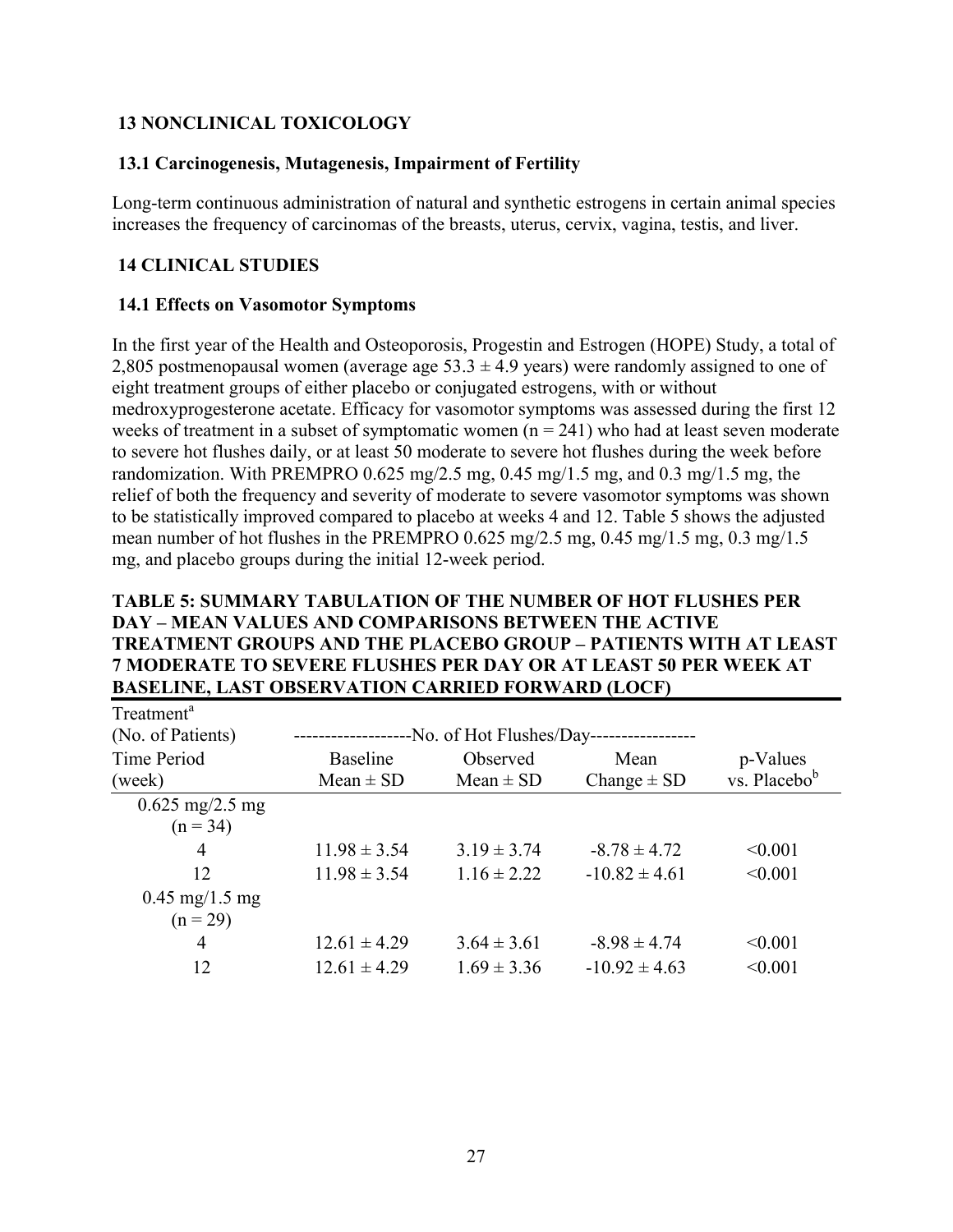## 13 NONCLINICAL TOXICOLOGY

### 13.1 Carcinogenesis, Mutagenesis, Impairment of Fertility

Long-term continuous administration of natural and synthetic estrogens in certain animal species increases the frequency of carcinomas of the breasts, uterus, cervix, vagina, testis, and liver.

## 14 CLINICAL STUDIES

### 14.1 Effects on Vasomotor Symptoms

In the first year of the Health and Osteoporosis, Progestin and Estrogen (HOPE) Study, a total of 2,805 postmenopausal women (average age 53.3 ± 4.9 years) were randomly assigned to one of eight treatment groups of either placebo or conjugated estrogens, with or without medroxyprogesterone acetate. Efficacy for vasomotor symptoms was assessed during the first 12 weeks of treatment in a subset of symptomatic women (n = 241) who had at least seven moderate to severe hot flushes daily, or at least 50 moderate to severe hot flushes during the week before randomization. With PREMPRO 0.625 mg/2.5 mg, 0.45 mg/1.5 mg, and 0.3 mg/1.5 mg, the relief of both the frequency and severity of moderate to severe vasomotor symptoms was shown to be statistically improved compared to placebo at weeks 4 and 12. Table 5 shows the adjusted mean number of hot flushes in the PREMPRO 0.625 mg/2.5 mg, 0.45 mg/1.5 mg, 0.3 mg/1.5 mg, and placebo groups during the initial 12-week period.

**TABLE 5: SUMMARY TABULATION OF THE NUMBER OF HOT FLUSHES PER DAY – MEAN VALUES AND COMPARISONS BETWEEN THE ACTIVE TREATMENT GROUPS AND THE PLACEBO GROUP – PATIENTS WITH AT LEAST 7 MODERATE TO SEVERE FLUSHES PER DAY OR AT LEAST 50 PER WEEK AT BASELINE, LAST OBSERVATION CARRIED FORWARD (LOCF)**

| Treatment[a] (No. of Patients) | No. of Hot Flushes/Day | | | |
|---|---|---|---|---|
| Time Period (week) | Baseline Mean ± SD | Observed Mean ± SD | Mean Change ± SD | p-Values vs. Placebo[b] |
| 0.625 mg/2.5 mg (n = 34) | | | | |
| 4 | 11.98 ± 3.54 | 3.19 ± 3.74 | -8.78 ± 4.72 | <0.001 |
| 12 | 11.98 ± 3.54 | 1.16 ± 2.22 | -10.82 ± 4.61 | <0.001 |
| 0.45 mg/1.5 mg (n = 29) | | | | |
| 4 | 12.61 ± 4.29 | 3.64 ± 3.61 | -8.98 ± 4.74 | <0.001 |
| 12 | 12.61 ± 4.29 | 1.69 ± 3.36 | -10.92 ± 4.63 | <0.001 |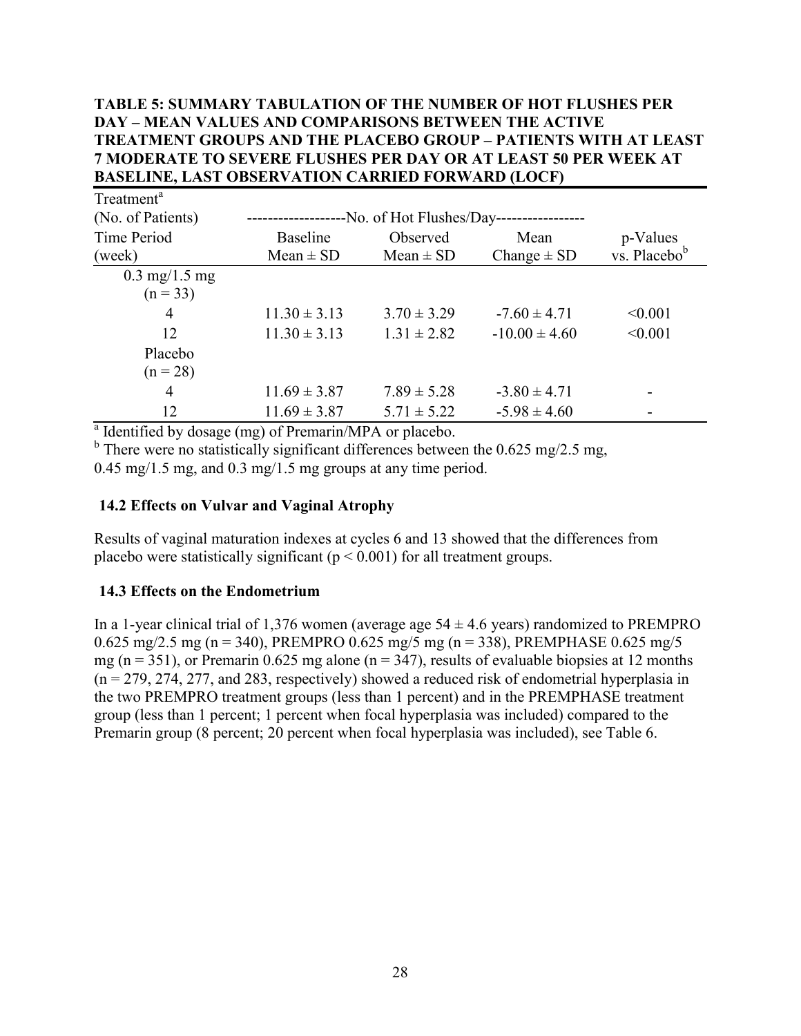**TABLE 5: SUMMARY TABULATION OF THE NUMBER OF HOT FLUSHES PER DAY – MEAN VALUES AND COMPARISONS BETWEEN THE ACTIVE TREATMENT GROUPS AND THE PLACEBO GROUP – PATIENTS WITH AT LEAST 7 MODERATE TO SEVERE FLUSHES PER DAY OR AT LEAST 50 PER WEEK AT BASELINE, LAST OBSERVATION CARRIED FORWARD (LOCF)**

| Treatment[a] (No. of Patients) Time Period (week) | No. of Hot Flushes/Day | | | |
|---|---|---|---|---|
| | Baseline Mean ± SD | Observed Mean ± SD | Mean Change ± SD | p-Values vs. Placebo[b] |
| 0.3 mg/1.5 mg (n = 33) | | | | |
| 4 | 11.30 ± 3.13 | 3.70 ± 3.29 | -7.60 ± 4.71 | <0.001 |
| 12 | 11.30 ± 3.13 | 1.31 ± 2.82 | -10.00 ± 4.60 | <0.001 |
| Placebo (n = 28) | | | | |
| 4 | 11.69 ± 3.87 | 7.89 ± 5.28 | -3.80 ± 4.71 | - |
| 12 | 11.69 ± 3.87 | 5.71 ± 5.22 | -5.98 ± 4.60 | - |

[a] Identified by dosage (mg) of Premarin/MPA or placebo.
[b] There were no statistically significant differences between the 0.625 mg/2.5 mg, 0.45 mg/1.5 mg, and 0.3 mg/1.5 mg groups at any time period.

### 14.2 Effects on Vulvar and Vaginal Atrophy

Results of vaginal maturation indexes at cycles 6 and 13 showed that the differences from placebo were statistically significant ($p < 0.001$) for all treatment groups.

### 14.3 Effects on the Endometrium

In a 1-year clinical trial of 1,376 women (average age 54 ± 4.6 years) randomized to PREMPRO 0.625 mg/2.5 mg (n = 340), PREMPRO 0.625 mg/5 mg (n = 338), PREMPHASE 0.625 mg/5 mg (n = 351), or Premarin 0.625 mg alone (n = 347), results of evaluable biopsies at 12 months (n = 279, 274, 277, and 283, respectively) showed a reduced risk of endometrial hyperplasia in the two PREMPRO treatment groups (less than 1 percent) and in the PREMPHASE treatment group (less than 1 percent; 1 percent when focal hyperplasia was included) compared to the Premarin group (8 percent; 20 percent when focal hyperplasia was included), see Table 6.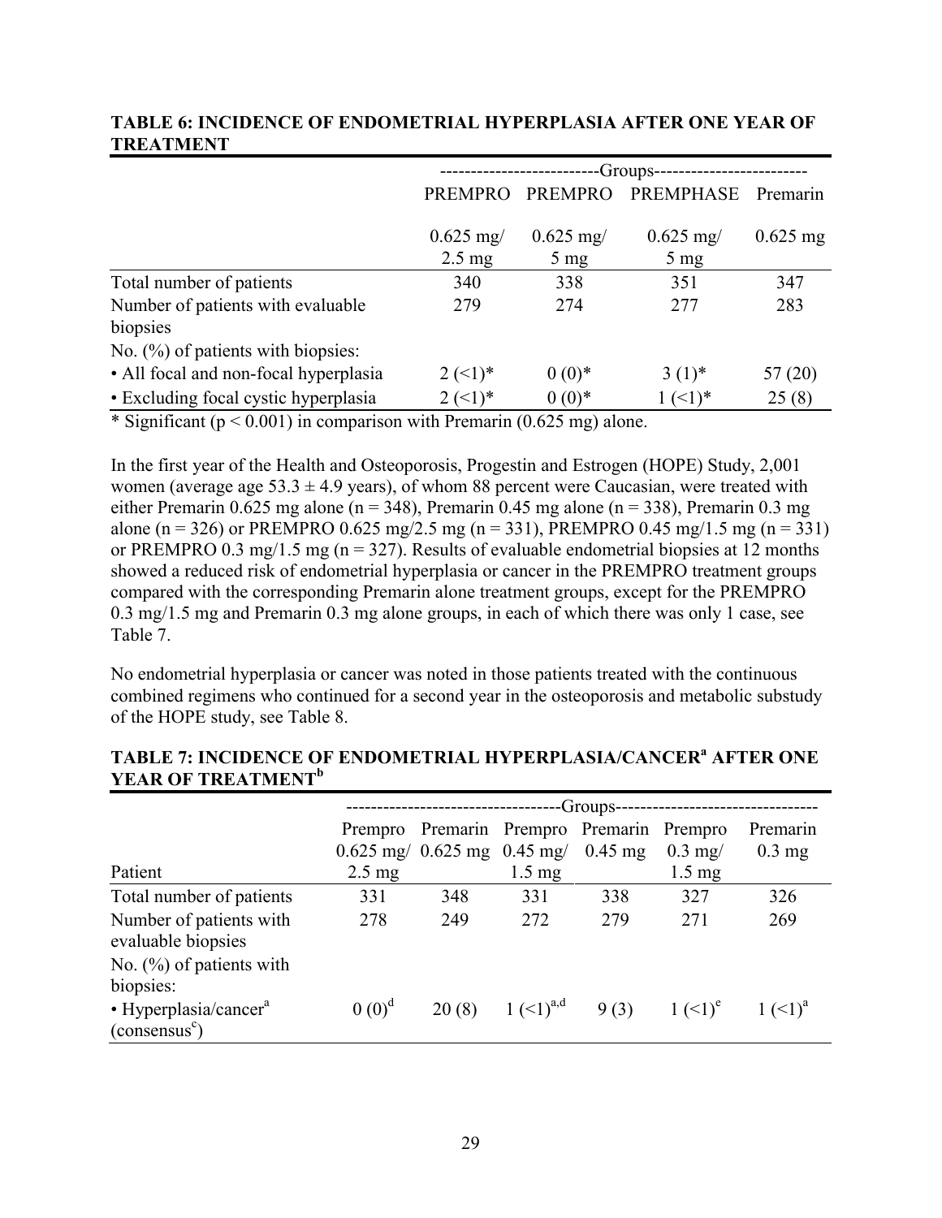**TABLE 6: INCIDENCE OF ENDOMETRIAL HYPERPLASIA AFTER ONE YEAR OF TREATMENT**

| | Groups | | | |
|---|---|---|---|---|
| | PREMPRO 0.625 mg/ 2.5 mg | PREMPRO 0.625 mg/ 5 mg | PREMPHASE 0.625 mg/ 5 mg | Premarin 0.625 mg |
| Total number of patients | 340 | 338 | 351 | 347 |
| Number of patients with evaluable biopsies | 279 | 274 | 277 | 283 |
| No. (%) of patients with biopsies: | | | | |
| • All focal and non-focal hyperplasia | 2 (<1)* | 0 (0)* | 3 (1)* | 57 (20) |
| • Excluding focal cystic hyperplasia | 2 (<1)* | 0 (0)* | 1 (<1)* | 25 (8) |

* Significant ($p < 0.001$) in comparison with Premarin (0.625 mg) alone.

In the first year of the Health and Osteoporosis, Progestin and Estrogen (HOPE) Study, 2,001 women (average age $53.3 \pm 4.9$ years), of whom 88 percent were Caucasian, were treated with either Premarin 0.625 mg alone (n = 348), Premarin 0.45 mg alone (n = 338), Premarin 0.3 mg alone (n = 326) or PREMPRO 0.625 mg/2.5 mg (n = 331), PREMPRO 0.45 mg/1.5 mg (n = 331) or PREMPRO 0.3 mg/1.5 mg (n = 327). Results of evaluable endometrial biopsies at 12 months showed a reduced risk of endometrial hyperplasia or cancer in the PREMPRO treatment groups compared with the corresponding Premarin alone treatment groups, except for the PREMPRO 0.3 mg/1.5 mg and Premarin 0.3 mg alone groups, in each of which there was only 1 case, see Table 7.

No endometrial hyperplasia or cancer was noted in those patients treated with the continuous combined regimens who continued for a second year in the osteoporosis and metabolic substudy of the HOPE study, see Table 8.

**TABLE 7: INCIDENCE OF ENDOMETRIAL HYPERPLASIA/CANCER[a] AFTER ONE YEAR OF TREATMENT[b]**

| | Groups | | | | | |
|---|---|---|---|---|---|---|
| Patient | Prempro 0.625 mg/ 2.5 mg | Premarin 0.625 mg | Prempro 0.45 mg/ 1.5 mg | Premarin 0.45 mg | Prempro 0.3 mg/ 1.5 mg | Premarin 0.3 mg |
| Total number of patients | 331 | 348 | 331 | 338 | 327 | 326 |
| Number of patients with evaluable biopsies | 278 | 249 | 272 | 279 | 271 | 269 |
| No. (%) of patients with biopsies: | | | | | | |
| • Hyperplasia/cancer[a] (consensus[c]) | 0 (0)[d] | 20 (8) | 1 (<1)[a,d] | 9 (3) | 1 (<1)[e] | 1 (<1)[a] |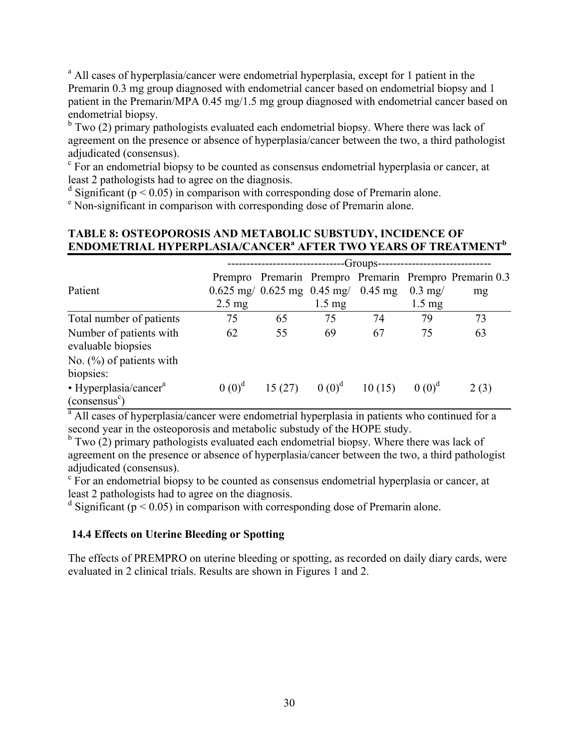[a] All cases of hyperplasia/cancer were endometrial hyperplasia, except for 1 patient in the Premarin 0.3 mg group diagnosed with endometrial cancer based on endometrial biopsy and 1 patient in the Premarin/MPA 0.45 mg/1.5 mg group diagnosed with endometrial cancer based on endometrial biopsy.

[b] Two (2) primary pathologists evaluated each endometrial biopsy. Where there was lack of agreement on the presence or absence of hyperplasia/cancer between the two, a third pathologist adjudicated (consensus).

[c] For an endometrial biopsy to be counted as consensus endometrial hyperplasia or cancer, at least 2 pathologists had to agree on the diagnosis.

[d] Significant ($p < 0.05$) in comparison with corresponding dose of Premarin alone.

[e] Non-significant in comparison with corresponding dose of Premarin alone.

**TABLE 8: OSTEOPOROSIS AND METABOLIC SUBSTUDY, INCIDENCE OF ENDOMETRIAL HYPERPLASIA/CANCER[a] AFTER TWO YEARS OF TREATMENT[b]**

| | Groups | | | | | |
|---|---|---|---|---|---|---|
| Patient | Prempro 0.625 mg/ 2.5 mg | Premarin 0.625 mg | Prempro 0.45 mg/ 1.5 mg | Premarin 0.45 mg | Prempro 0.3 mg/ 1.5 mg | Premarin 0.3 mg |
| Total number of patients | 75 | 65 | 75 | 74 | 79 | 73 |
| Number of patients with evaluable biopsies | 62 | 55 | 69 | 67 | 75 | 63 |
| No. (%) of patients with biopsies: | | | | | | |
| • Hyperplasia/cancer[a] (consensus[c]) | 0 (0)[d] | 15 (27) | 0 (0)[d] | 10 (15) | 0 (0)[d] | 2 (3) |

[a] All cases of hyperplasia/cancer were endometrial hyperplasia in patients who continued for a second year in the osteoporosis and metabolic substudy of the HOPE study.

[b] Two (2) primary pathologists evaluated each endometrial biopsy. Where there was lack of agreement on the presence or absence of hyperplasia/cancer between the two, a third pathologist adjudicated (consensus).

[c] For an endometrial biopsy to be counted as consensus endometrial hyperplasia or cancer, at least 2 pathologists had to agree on the diagnosis.

[d] Significant ($p < 0.05$) in comparison with corresponding dose of Premarin alone.

### 14.4 Effects on Uterine Bleeding or Spotting

The effects of PREMPRO on uterine bleeding or spotting, as recorded on daily diary cards, were evaluated in 2 clinical trials. Results are shown in Figures 1 and 2.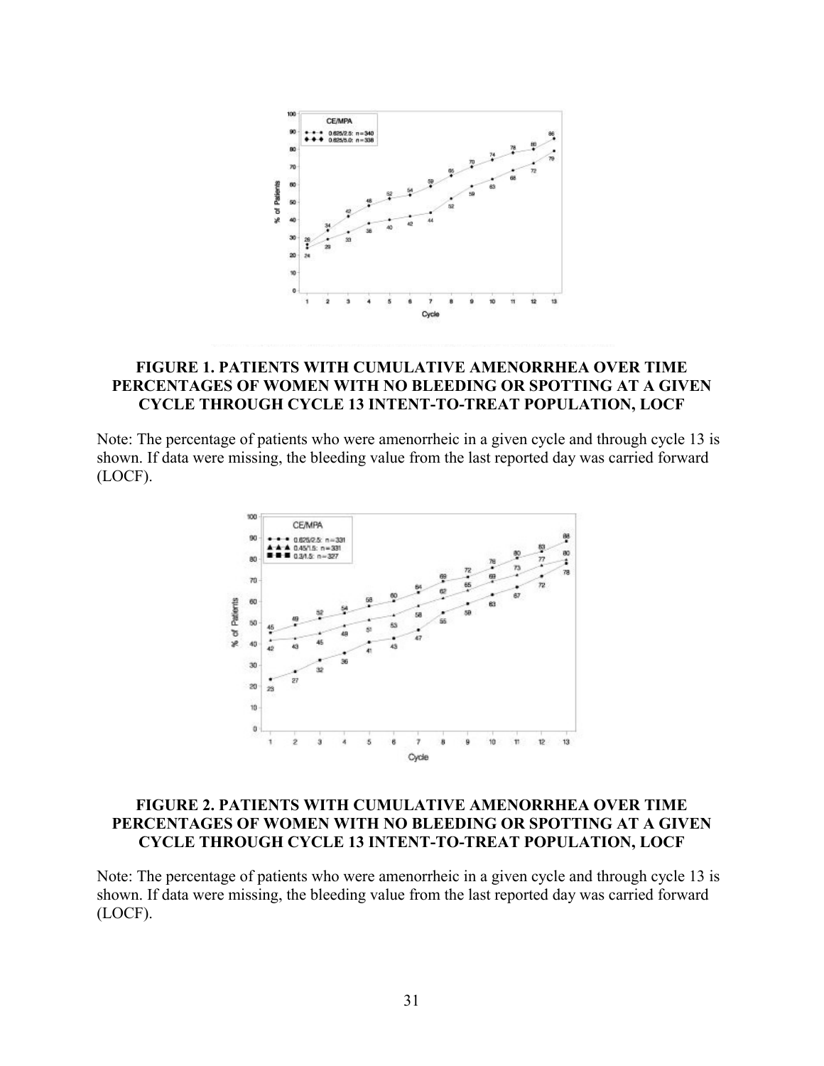**FIGURE 1. PATIENTS WITH CUMULATIVE AMENORRHEA OVER TIME PERCENTAGES OF WOMEN WITH NO BLEEDING OR SPOTTING AT A GIVEN CYCLE THROUGH CYCLE 13 INTENT-TO-TREAT POPULATION, LOCF**

Note: The percentage of patients who were amenorrheic in a given cycle and through cycle 13 is shown. If data were missing, the bleeding value from the last reported day was carried forward (LOCF).

**FIGURE 2. PATIENTS WITH CUMULATIVE AMENORRHEA OVER TIME PERCENTAGES OF WOMEN WITH NO BLEEDING OR SPOTTING AT A GIVEN CYCLE THROUGH CYCLE 13 INTENT-TO-TREAT POPULATION, LOCF**

Note: The percentage of patients who were amenorrheic in a given cycle and through cycle 13 is shown. If data were missing, the bleeding value from the last reported day was carried forward (LOCF).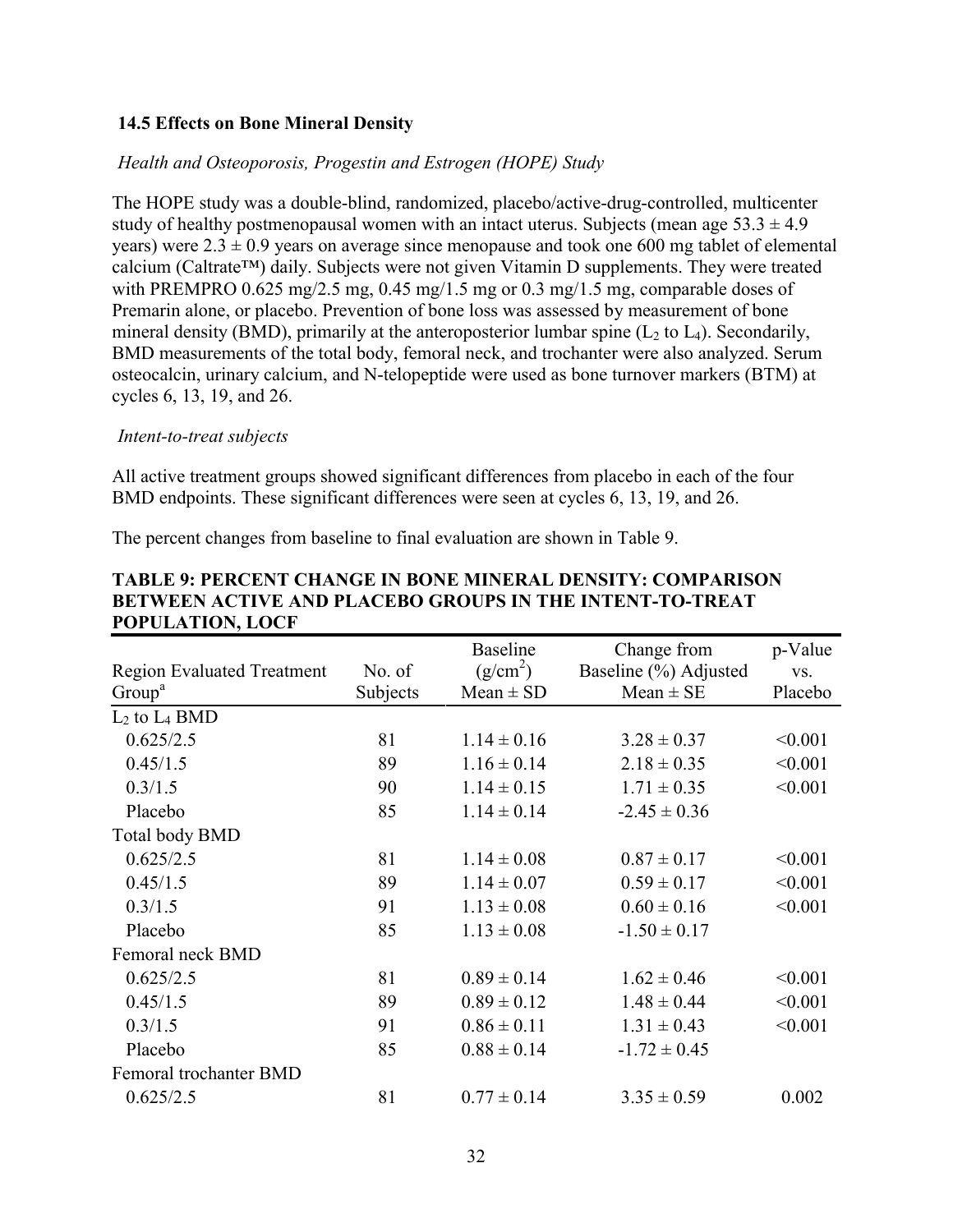### 14.5 Effects on Bone Mineral Density

*Health and Osteoporosis, Progestin and Estrogen (HOPE) Study*

The HOPE study was a double-blind, randomized, placebo/active-drug-controlled, multicenter study of healthy postmenopausal women with an intact uterus. Subjects (mean age 53.3 ± 4.9 years) were 2.3 ± 0.9 years on average since menopause and took one 600 mg tablet of elemental calcium (Caltrate™) daily. Subjects were not given Vitamin D supplements. They were treated with PREMPRO 0.625 mg/2.5 mg, 0.45 mg/1.5 mg or 0.3 mg/1.5 mg, comparable doses of Premarin alone, or placebo. Prevention of bone loss was assessed by measurement of bone mineral density (BMD), primarily at the anteroposterior lumbar spine ($L_2$ to $L_4$). Secondarily, BMD measurements of the total body, femoral neck, and trochanter were also analyzed. Serum osteocalcin, urinary calcium, and N-telopeptide were used as bone turnover markers (BTM) at cycles 6, 13, 19, and 26.

*Intent-to-treat subjects*

All active treatment groups showed significant differences from placebo in each of the four BMD endpoints. These significant differences were seen at cycles 6, 13, 19, and 26.

The percent changes from baseline to final evaluation are shown in Table 9.

**TABLE 9: PERCENT CHANGE IN BONE MINERAL DENSITY: COMPARISON BETWEEN ACTIVE AND PLACEBO GROUPS IN THE INTENT-TO-TREAT POPULATION, LOCF**

| Region Evaluated Treatment Group[a] | No. of Subjects | Baseline ($g/cm^2$) Mean ± SD | Change from Baseline (%) Adjusted Mean ± SE | p-Value vs. Placebo |
|---|---|---|---|---|
| $L_2$ to $L_4$ BMD | | | | |
| 0.625/2.5 | 81 | 1.14 ± 0.16 | 3.28 ± 0.37 | <0.001 |
| 0.45/1.5 | 89 | 1.16 ± 0.14 | 2.18 ± 0.35 | <0.001 |
| 0.3/1.5 | 90 | 1.14 ± 0.15 | 1.71 ± 0.35 | <0.001 |
| Placebo | 85 | 1.14 ± 0.14 | -2.45 ± 0.36 | |
| Total body BMD | | | | |
| 0.625/2.5 | 81 | 1.14 ± 0.08 | 0.87 ± 0.17 | <0.001 |
| 0.45/1.5 | 89 | 1.14 ± 0.07 | 0.59 ± 0.17 | <0.001 |
| 0.3/1.5 | 91 | 1.13 ± 0.08 | 0.60 ± 0.16 | <0.001 |
| Placebo | 85 | 1.13 ± 0.08 | -1.50 ± 0.17 | |
| Femoral neck BMD | | | | |
| 0.625/2.5 | 81 | 0.89 ± 0.14 | 1.62 ± 0.46 | <0.001 |
| 0.45/1.5 | 89 | 0.89 ± 0.12 | 1.48 ± 0.44 | <0.001 |
| 0.3/1.5 | 91 | 0.86 ± 0.11 | 1.31 ± 0.43 | <0.001 |
| Placebo | 85 | 0.88 ± 0.14 | -1.72 ± 0.45 | |
| Femoral trochanter BMD | | | | |
| 0.625/2.5 | 81 | 0.77 ± 0.14 | 3.35 ± 0.59 | 0.002 |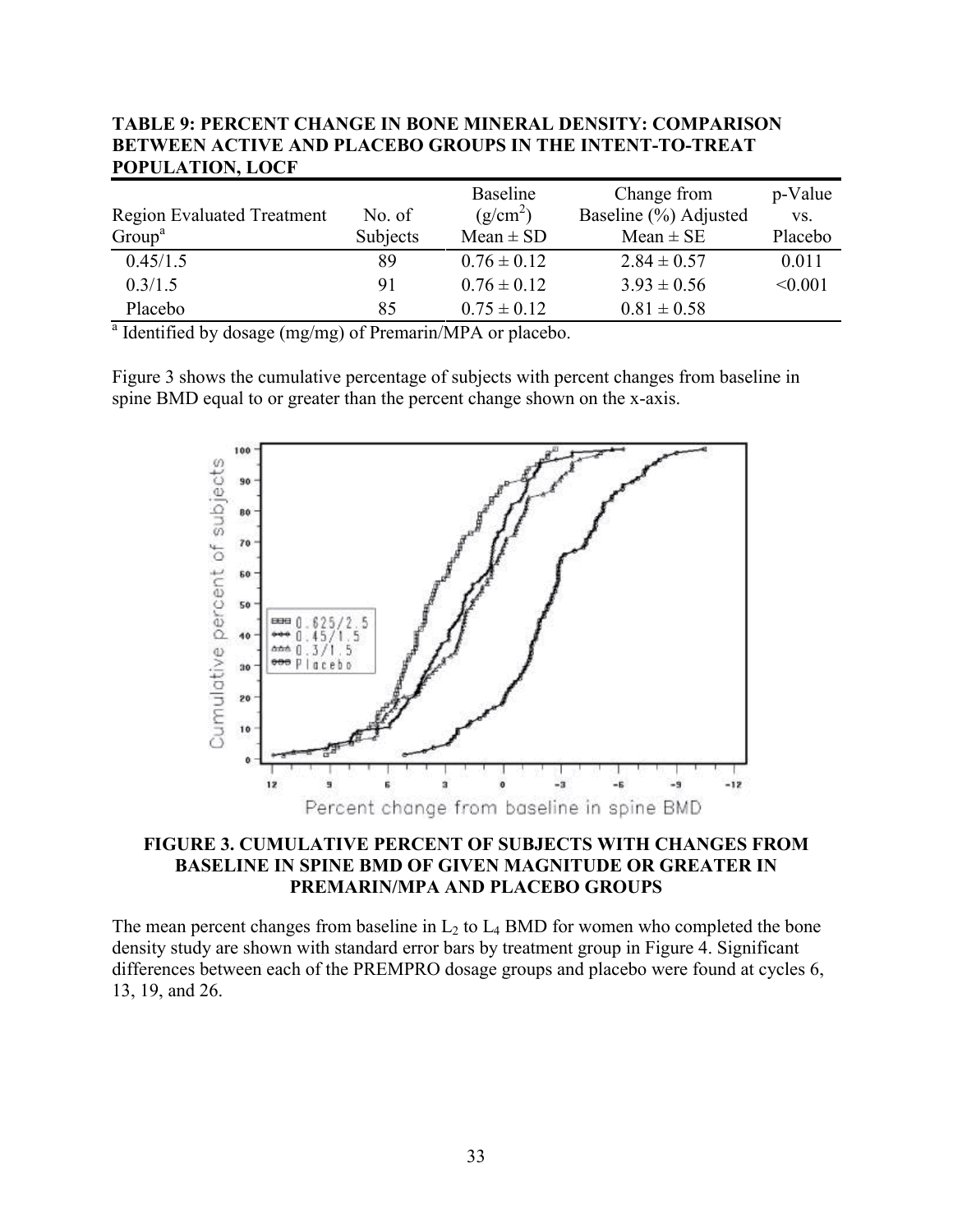**TABLE 9: PERCENT CHANGE IN BONE MINERAL DENSITY: COMPARISON BETWEEN ACTIVE AND PLACEBO GROUPS IN THE INTENT-TO-TREAT POPULATION, LOCF**

| Region Evaluated Treatment Group[a] | No. of Subjects | Baseline ($g/cm^2$) Mean ± SD | Change from Baseline (%) Adjusted Mean ± SE | p-Value vs. Placebo |
|---|---|---|---|---|
| 0.45/1.5 | 89 | 0.76 ± 0.12 | 2.84 ± 0.57 | 0.011 |
| 0.3/1.5 | 91 | 0.76 ± 0.12 | 3.93 ± 0.56 | <0.001 |
| Placebo | 85 | 0.75 ± 0.12 | 0.81 ± 0.58 | |

[a] Identified by dosage (mg/mg) of Premarin/MPA or placebo.

Figure 3 shows the cumulative percentage of subjects with percent changes from baseline in spine BMD equal to or greater than the percent change shown on the x-axis.

**FIGURE 3. CUMULATIVE PERCENT OF SUBJECTS WITH CHANGES FROM BASELINE IN SPINE BMD OF GIVEN MAGNITUDE OR GREATER IN PREMARIN/MPA AND PLACEBO GROUPS**

The mean percent changes from baseline in $L_2$ to $L_4$ BMD for women who completed the bone density study are shown with standard error bars by treatment group in Figure 4. Significant differences between each of the PREMPRO dosage groups and placebo were found at cycles 6, 13, 19, and 26.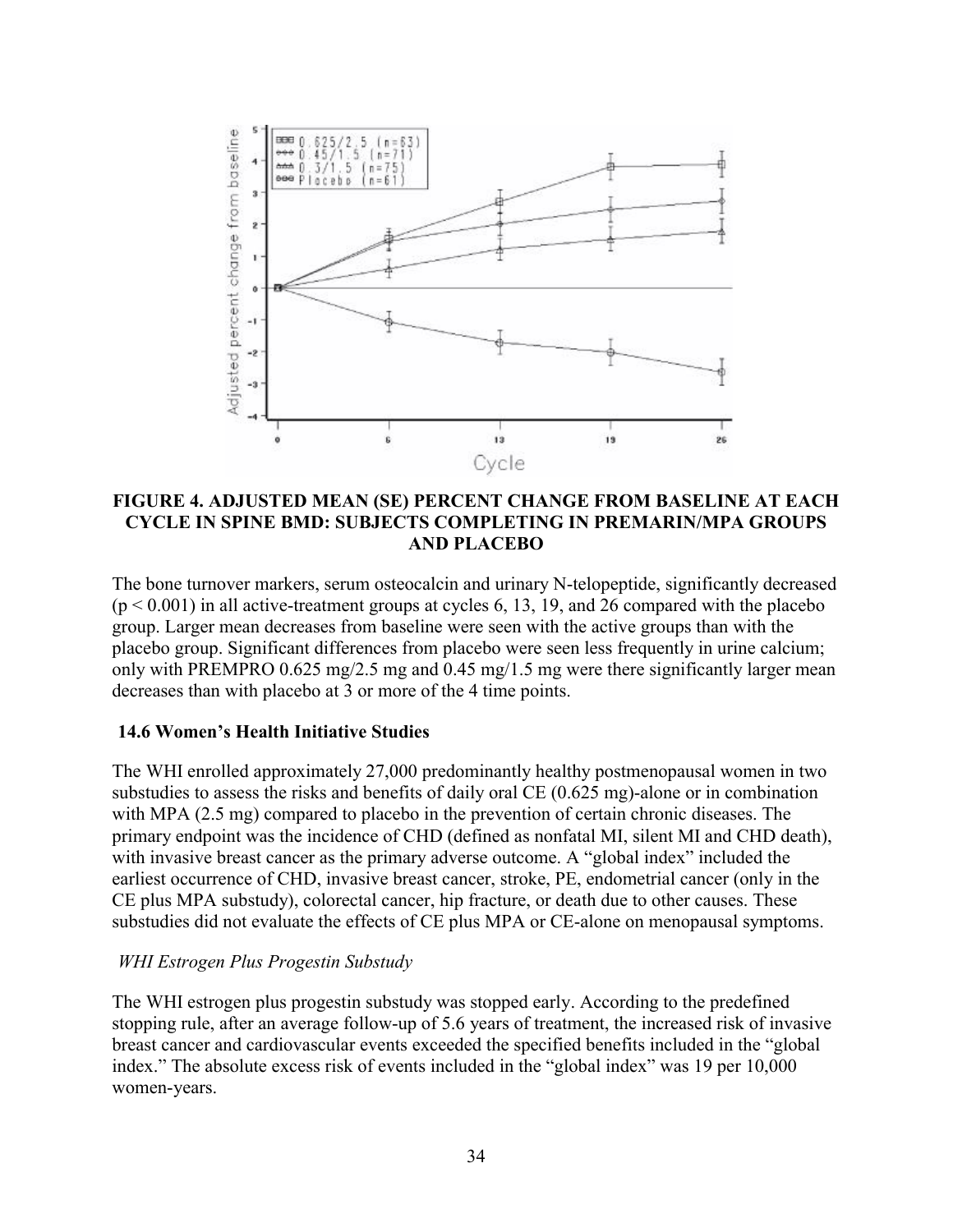**FIGURE 4. ADJUSTED MEAN (SE) PERCENT CHANGE FROM BASELINE AT EACH CYCLE IN SPINE BMD: SUBJECTS COMPLETING IN PREMARIN/MPA GROUPS AND PLACEBO**

The bone turnover markers, serum osteocalcin and urinary N-telopeptide, significantly decreased ($p < 0.001$) in all active-treatment groups at cycles 6, 13, 19, and 26 compared with the placebo group. Larger mean decreases from baseline were seen with the active groups than with the placebo group. Significant differences from placebo were seen less frequently in urine calcium; only with PREMPRO 0.625 mg/2.5 mg and 0.45 mg/1.5 mg were there significantly larger mean decreases than with placebo at 3 or more of the 4 time points.

### 14.6 Women's Health Initiative Studies

The WHI enrolled approximately 27,000 predominantly healthy postmenopausal women in two substudies to assess the risks and benefits of daily oral CE (0.625 mg)-alone or in combination with MPA (2.5 mg) compared to placebo in the prevention of certain chronic diseases. The primary endpoint was the incidence of CHD (defined as nonfatal MI, silent MI and CHD death), with invasive breast cancer as the primary adverse outcome. A "global index" included the earliest occurrence of CHD, invasive breast cancer, stroke, PE, endometrial cancer (only in the CE plus MPA substudy), colorectal cancer, hip fracture, or death due to other causes. These substudies did not evaluate the effects of CE plus MPA or CE-alone on menopausal symptoms.

*WHI Estrogen Plus Progestin Substudy*

The WHI estrogen plus progestin substudy was stopped early. According to the predefined stopping rule, after an average follow-up of 5.6 years of treatment, the increased risk of invasive breast cancer and cardiovascular events exceeded the specified benefits included in the "global index." The absolute excess risk of events included in the "global index" was 19 per 10,000 women-years.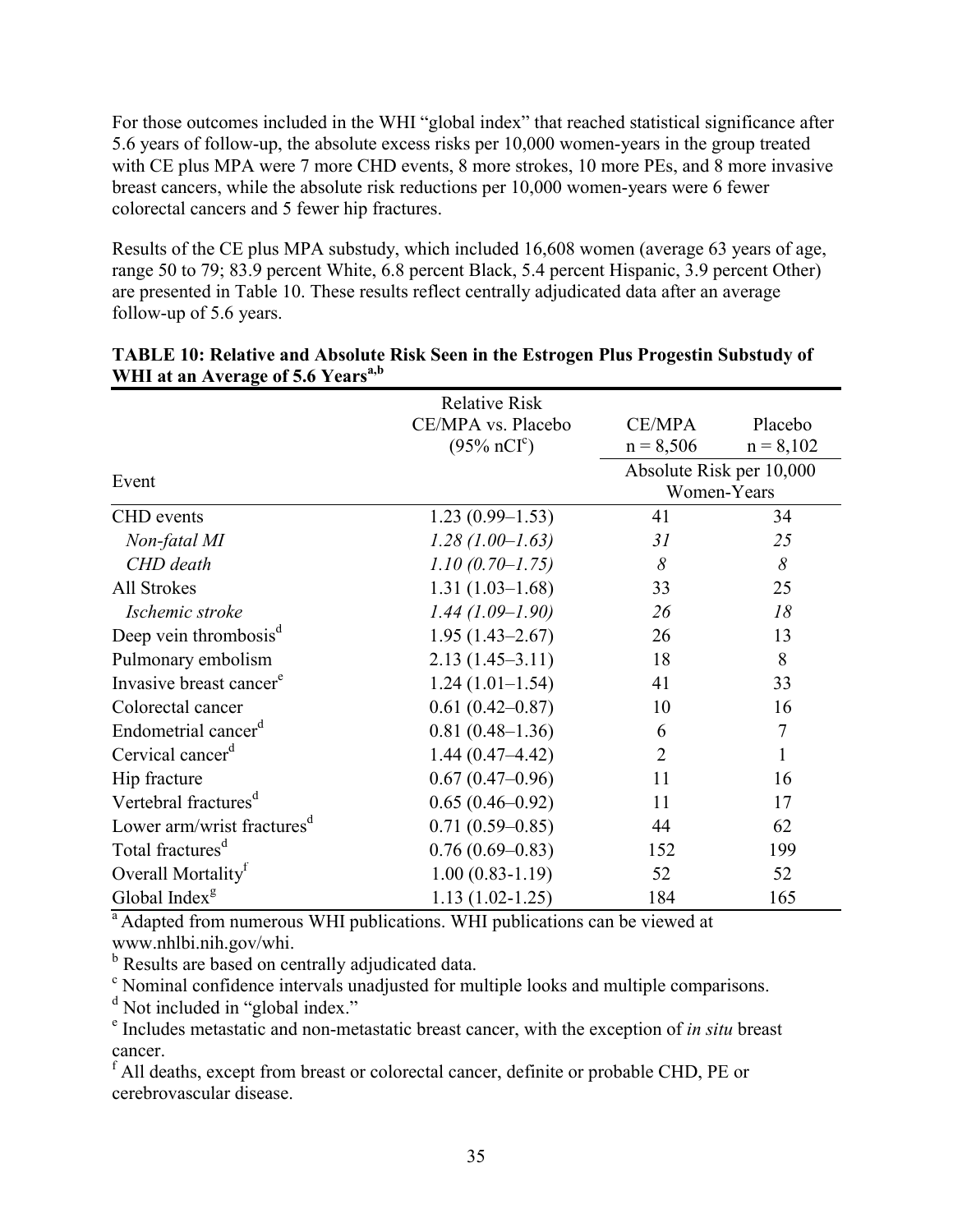For those outcomes included in the WHI "global index" that reached statistical significance after 5.6 years of follow-up, the absolute excess risks per 10,000 women-years in the group treated with CE plus MPA were 7 more CHD events, 8 more strokes, 10 more PEs, and 8 more invasive breast cancers, while the absolute risk reductions per 10,000 women-years were 6 fewer colorectal cancers and 5 fewer hip fractures.

Results of the CE plus MPA substudy, which included 16,608 women (average 63 years of age, range 50 to 79; 83.9 percent White, 6.8 percent Black, 5.4 percent Hispanic, 3.9 percent Other) are presented in Table 10. These results reflect centrally adjudicated data after an average follow-up of 5.6 years.

**TABLE 10: Relative and Absolute Risk Seen in the Estrogen Plus Progestin Substudy of WHI at an Average of 5.6 Years[a,b]**

| Event | Relative Risk CE/MPA vs. Placebo (95% nCI[c]) | CE/MPA n = 8,506 | Placebo n = 8,102 |
|---|---|---|---|
| | | Absolute Risk per 10,000 Women-Years | |
| CHD events | 1.23 (0.99–1.53) | 41 | 34 |
| *Non-fatal MI* | *1.28 (1.00–1.63)* | *31* | *25* |
| *CHD death* | *1.10 (0.70–1.75)* | *8* | *8* |
| All Strokes | 1.31 (1.03–1.68) | 33 | 25 |
| *Ischemic stroke* | *1.44 (1.09–1.90)* | *26* | *18* |
| Deep vein thrombosis[d] | 1.95 (1.43–2.67) | 26 | 13 |
| Pulmonary embolism | 2.13 (1.45–3.11) | 18 | 8 |
| Invasive breast cancer[e] | 1.24 (1.01–1.54) | 41 | 33 |
| Colorectal cancer | 0.61 (0.42–0.87) | 10 | 16 |
| Endometrial cancer[d] | 0.81 (0.48–1.36) | 6 | 7 |
| Cervical cancer[d] | 1.44 (0.47–4.42) | 2 | 1 |
| Hip fracture | 0.67 (0.47–0.96) | 11 | 16 |
| Vertebral fractures[d] | 0.65 (0.46–0.92) | 11 | 17 |
| Lower arm/wrist fractures[d] | 0.71 (0.59–0.85) | 44 | 62 |
| Total fractures[d] | 0.76 (0.69–0.83) | 152 | 199 |
| Overall Mortality[f] | 1.00 (0.83-1.19) | 52 | 52 |
| Global Index[g] | 1.13 (1.02-1.25) | 184 | 165 |

[a] Adapted from numerous WHI publications. WHI publications can be viewed at www.nhlbi.nih.gov/whi.
[b] Results are based on centrally adjudicated data.
[c] Nominal confidence intervals unadjusted for multiple looks and multiple comparisons.
[d] Not included in "global index."
[e] Includes metastatic and non-metastatic breast cancer, with the exception of *in situ* breast cancer.
[f] All deaths, except from breast or colorectal cancer, definite or probable CHD, PE or cerebrovascular disease.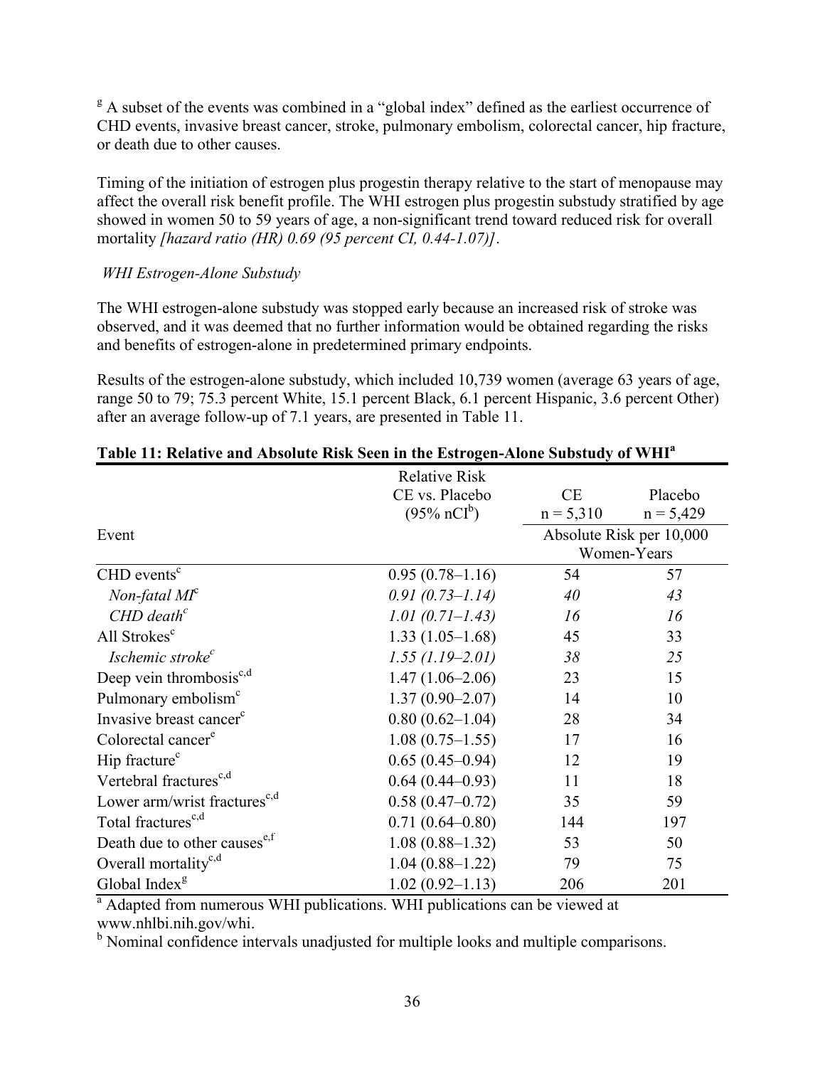[g] A subset of the events was combined in a "global index" defined as the earliest occurrence of CHD events, invasive breast cancer, stroke, pulmonary embolism, colorectal cancer, hip fracture, or death due to other causes.

Timing of the initiation of estrogen plus progestin therapy relative to the start of menopause may affect the overall risk benefit profile. The WHI estrogen plus progestin substudy stratified by age showed in women 50 to 59 years of age, a non-significant trend toward reduced risk for overall mortality *[hazard ratio (HR) 0.69 (95 percent CI, 0.44-1.07)]*.

*WHI Estrogen-Alone Substudy*

The WHI estrogen-alone substudy was stopped early because an increased risk of stroke was observed, and it was deemed that no further information would be obtained regarding the risks and benefits of estrogen-alone in predetermined primary endpoints.

Results of the estrogen-alone substudy, which included 10,739 women (average 63 years of age, range 50 to 79; 75.3 percent White, 15.1 percent Black, 6.1 percent Hispanic, 3.6 percent Other) after an average follow-up of 7.1 years, are presented in Table 11.

**Table 11: Relative and Absolute Risk Seen in the Estrogen-Alone Substudy of WHI[a]**

| Event | Relative Risk CE vs. Placebo (95% nCI[b]) | CE n = 5,310 | Placebo n = 5,429 |
|---|---|---|---|
| | | Absolute Risk per 10,000 Women-Years | |
| CHD events[c] | 0.95 (0.78–1.16) | 54 | 57 |
| *Non-fatal MI[c]* | *0.91 (0.73–1.14)* | *40* | *43* |
| *CHD death[c]* | *1.01 (0.71–1.43)* | *16* | *16* |
| All Strokes[c] | 1.33 (1.05–1.68) | 45 | 33 |
| *Ischemic stroke[c]* | *1.55 (1.19–2.01)* | *38* | *25* |
| Deep vein thrombosis[c,d] | 1.47 (1.06–2.06) | 23 | 15 |
| Pulmonary embolism[c] | 1.37 (0.90–2.07) | 14 | 10 |
| Invasive breast cancer[c] | 0.80 (0.62–1.04) | 28 | 34 |
| Colorectal cancer[e] | 1.08 (0.75–1.55) | 17 | 16 |
| Hip fracture[c] | 0.65 (0.45–0.94) | 12 | 19 |
| Vertebral fractures[c,d] | 0.64 (0.44–0.93) | 11 | 18 |
| Lower arm/wrist fractures[c,d] | 0.58 (0.47–0.72) | 35 | 59 |
| Total fractures[c,d] | 0.71 (0.64–0.80) | 144 | 197 |
| Death due to other causes[e,f] | 1.08 (0.88–1.32) | 53 | 50 |
| Overall mortality[c,d] | 1.04 (0.88–1.22) | 79 | 75 |
| Global Index[g] | 1.02 (0.92–1.13) | 206 | 201 |

[a] Adapted from numerous WHI publications. WHI publications can be viewed at www.nhlbi.nih.gov/whi.

[b] Nominal confidence intervals unadjusted for multiple looks and multiple comparisons.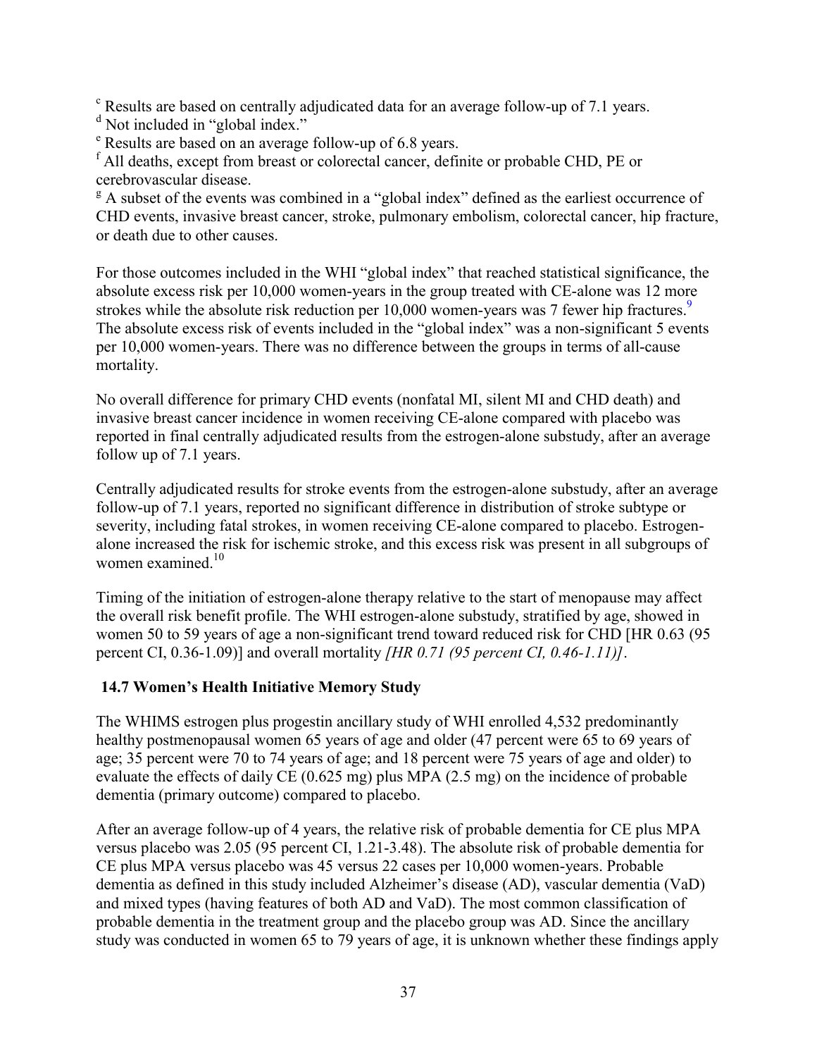[c] Results are based on centrally adjudicated data for an average follow-up of 7.1 years.
[d] Not included in "global index."
[e] Results are based on an average follow-up of 6.8 years.
[f] All deaths, except from breast or colorectal cancer, definite or probable CHD, PE or cerebrovascular disease.
[g] A subset of the events was combined in a "global index" defined as the earliest occurrence of CHD events, invasive breast cancer, stroke, pulmonary embolism, colorectal cancer, hip fracture, or death due to other causes.

For those outcomes included in the WHI "global index" that reached statistical significance, the absolute excess risk per 10,000 women-years in the group treated with CE-alone was 12 more strokes while the absolute risk reduction per 10,000 women-years was 7 fewer hip fractures.[9] The absolute excess risk of events included in the "global index" was a non-significant 5 events per 10,000 women-years. There was no difference between the groups in terms of all-cause mortality.

No overall difference for primary CHD events (nonfatal MI, silent MI and CHD death) and invasive breast cancer incidence in women receiving CE-alone compared with placebo was reported in final centrally adjudicated results from the estrogen-alone substudy, after an average follow up of 7.1 years.

Centrally adjudicated results for stroke events from the estrogen-alone substudy, after an average follow-up of 7.1 years, reported no significant difference in distribution of stroke subtype or severity, including fatal strokes, in women receiving CE-alone compared to placebo. Estrogen-alone increased the risk for ischemic stroke, and this excess risk was present in all subgroups of women examined.[10]

Timing of the initiation of estrogen-alone therapy relative to the start of menopause may affect the overall risk benefit profile. The WHI estrogen-alone substudy, stratified by age, showed in women 50 to 59 years of age a non-significant trend toward reduced risk for CHD [HR 0.63 (95 percent CI, 0.36-1.09)] and overall mortality *[HR 0.71 (95 percent CI, 0.46-1.11)]*.

## 14.7 Women's Health Initiative Memory Study

The WHIMS estrogen plus progestin ancillary study of WHI enrolled 4,532 predominantly healthy postmenopausal women 65 years of age and older (47 percent were 65 to 69 years of age; 35 percent were 70 to 74 years of age; and 18 percent were 75 years of age and older) to evaluate the effects of daily CE (0.625 mg) plus MPA (2.5 mg) on the incidence of probable dementia (primary outcome) compared to placebo.

After an average follow-up of 4 years, the relative risk of probable dementia for CE plus MPA versus placebo was 2.05 (95 percent CI, 1.21-3.48). The absolute risk of probable dementia for CE plus MPA versus placebo was 45 versus 22 cases per 10,000 women-years. Probable dementia as defined in this study included Alzheimer's disease (AD), vascular dementia (VaD) and mixed types (having features of both AD and VaD). The most common classification of probable dementia in the treatment group and the placebo group was AD. Since the ancillary study was conducted in women 65 to 79 years of age, it is unknown whether these findings apply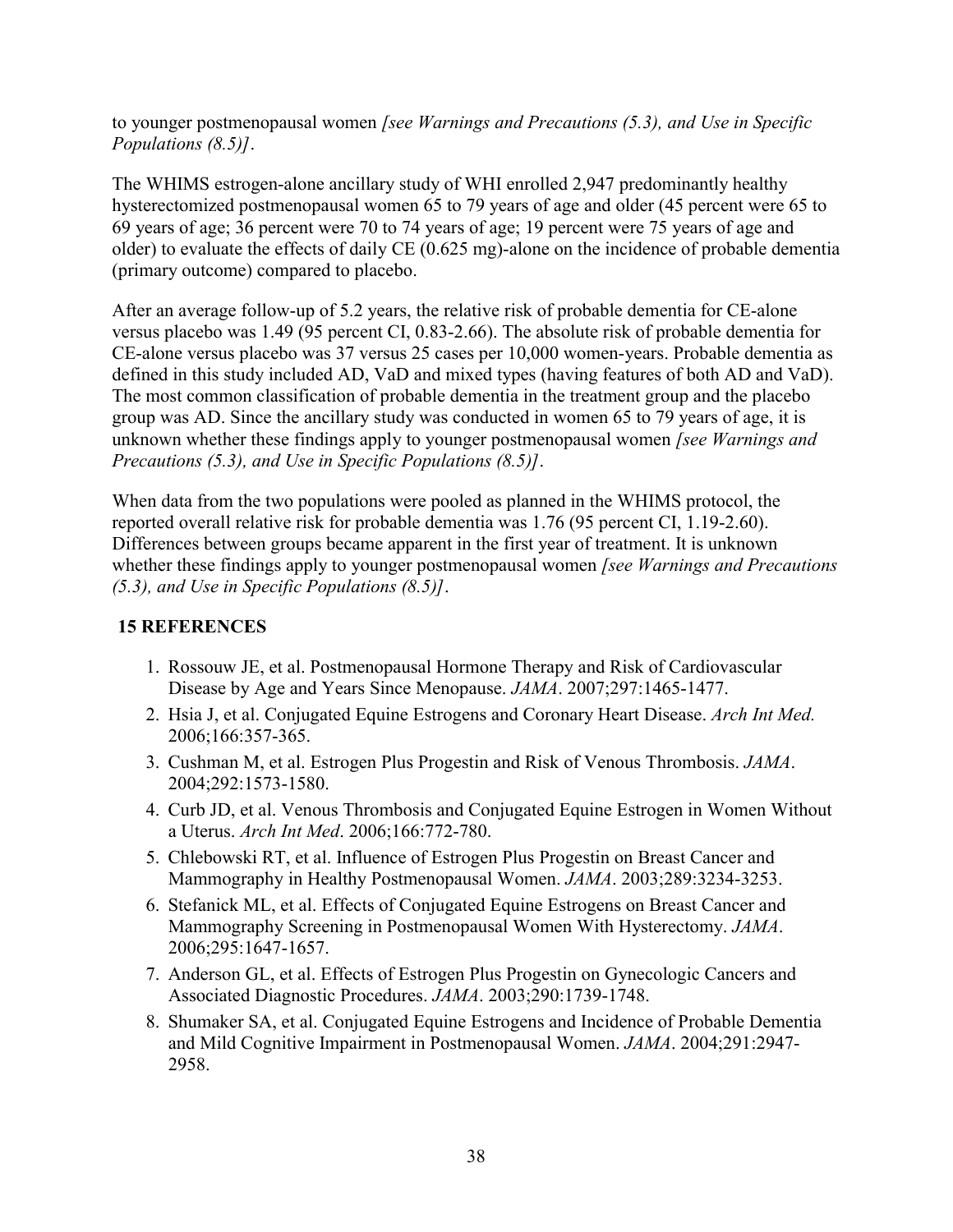to younger postmenopausal women *[see Warnings and Precautions (5.3), and Use in Specific Populations (8.5)]*.

The WHIMS estrogen-alone ancillary study of WHI enrolled 2,947 predominantly healthy hysterectomized postmenopausal women 65 to 79 years of age and older (45 percent were 65 to 69 years of age; 36 percent were 70 to 74 years of age; 19 percent were 75 years of age and older) to evaluate the effects of daily CE (0.625 mg)-alone on the incidence of probable dementia (primary outcome) compared to placebo.

After an average follow-up of 5.2 years, the relative risk of probable dementia for CE-alone versus placebo was 1.49 (95 percent CI, 0.83-2.66). The absolute risk of probable dementia for CE-alone versus placebo was 37 versus 25 cases per 10,000 women-years. Probable dementia as defined in this study included AD, VaD and mixed types (having features of both AD and VaD). The most common classification of probable dementia in the treatment group and the placebo group was AD. Since the ancillary study was conducted in women 65 to 79 years of age, it is unknown whether these findings apply to younger postmenopausal women *[see Warnings and Precautions (5.3), and Use in Specific Populations (8.5)]*.

When data from the two populations were pooled as planned in the WHIMS protocol, the reported overall relative risk for probable dementia was 1.76 (95 percent CI, 1.19-2.60). Differences between groups became apparent in the first year of treatment. It is unknown whether these findings apply to younger postmenopausal women *[see Warnings and Precautions (5.3), and Use in Specific Populations (8.5)]*.

## 15 REFERENCES

1. Rossouw JE, et al. Postmenopausal Hormone Therapy and Risk of Cardiovascular Disease by Age and Years Since Menopause. *JAMA*. 2007;297:1465-1477.
2. Hsia J, et al. Conjugated Equine Estrogens and Coronary Heart Disease. *Arch Int Med.* 2006;166:357-365.
3. Cushman M, et al. Estrogen Plus Progestin and Risk of Venous Thrombosis. *JAMA*. 2004;292:1573-1580.
4. Curb JD, et al. Venous Thrombosis and Conjugated Equine Estrogen in Women Without a Uterus. *Arch Int Med*. 2006;166:772-780.
5. Chlebowski RT, et al. Influence of Estrogen Plus Progestin on Breast Cancer and Mammography in Healthy Postmenopausal Women. *JAMA*. 2003;289:3234-3253.
6. Stefanick ML, et al. Effects of Conjugated Equine Estrogens on Breast Cancer and Mammography Screening in Postmenopausal Women With Hysterectomy. *JAMA*. 2006;295:1647-1657.
7. Anderson GL, et al. Effects of Estrogen Plus Progestin on Gynecologic Cancers and Associated Diagnostic Procedures. *JAMA*. 2003;290:1739-1748.
8. Shumaker SA, et al. Conjugated Equine Estrogens and Incidence of Probable Dementia and Mild Cognitive Impairment in Postmenopausal Women. *JAMA*. 2004;291:2947-2958.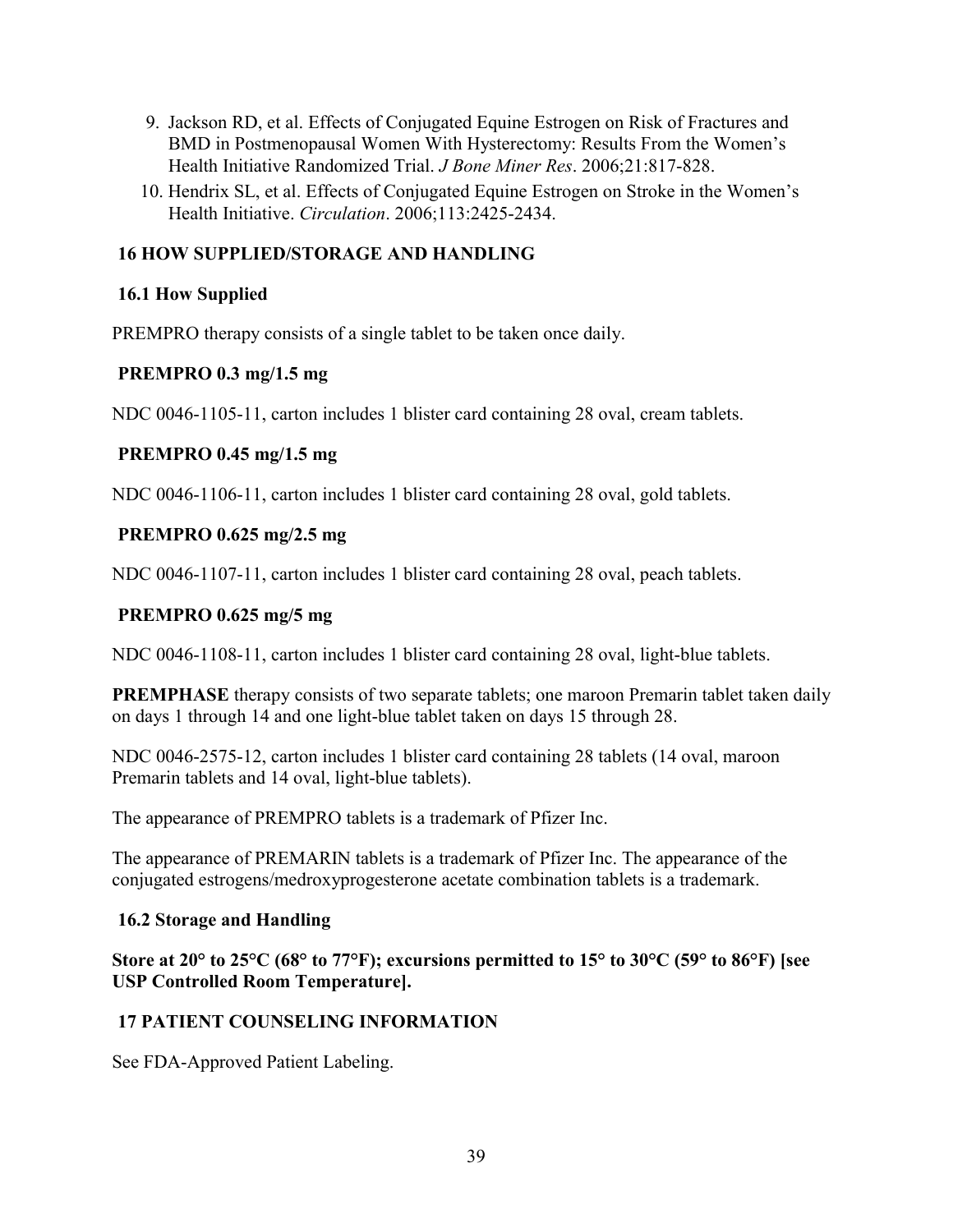9. Jackson RD, et al. Effects of Conjugated Equine Estrogen on Risk of Fractures and BMD in Postmenopausal Women With Hysterectomy: Results From the Women's Health Initiative Randomized Trial. *J Bone Miner Res*. 2006;21:817-828.
10. Hendrix SL, et al. Effects of Conjugated Equine Estrogen on Stroke in the Women's Health Initiative. *Circulation*. 2006;113:2425-2434.

## 16 HOW SUPPLIED/STORAGE AND HANDLING

### 16.1 How Supplied

PREMPRO therapy consists of a single tablet to be taken once daily.

**PREMPRO 0.3 mg/1.5 mg**

NDC 0046-1105-11, carton includes 1 blister card containing 28 oval, cream tablets.

**PREMPRO 0.45 mg/1.5 mg**

NDC 0046-1106-11, carton includes 1 blister card containing 28 oval, gold tablets.

**PREMPRO 0.625 mg/2.5 mg**

NDC 0046-1107-11, carton includes 1 blister card containing 28 oval, peach tablets.

**PREMPRO 0.625 mg/5 mg**

NDC 0046-1108-11, carton includes 1 blister card containing 28 oval, light-blue tablets.

**PREMPHASE** therapy consists of two separate tablets; one maroon Premarin tablet taken daily on days 1 through 14 and one light-blue tablet taken on days 15 through 28.

NDC 0046-2575-12, carton includes 1 blister card containing 28 tablets (14 oval, maroon Premarin tablets and 14 oval, light-blue tablets).

The appearance of PREMPRO tablets is a trademark of Pfizer Inc.

The appearance of PREMARIN tablets is a trademark of Pfizer Inc. The appearance of the conjugated estrogens/medroxyprogesterone acetate combination tablets is a trademark.

### 16.2 Storage and Handling

**Store at 20° to 25°C (68° to 77°F); excursions permitted to 15° to 30°C (59° to 86°F) [see USP Controlled Room Temperature].**

## 17 PATIENT COUNSELING INFORMATION

See FDA-Approved Patient Labeling.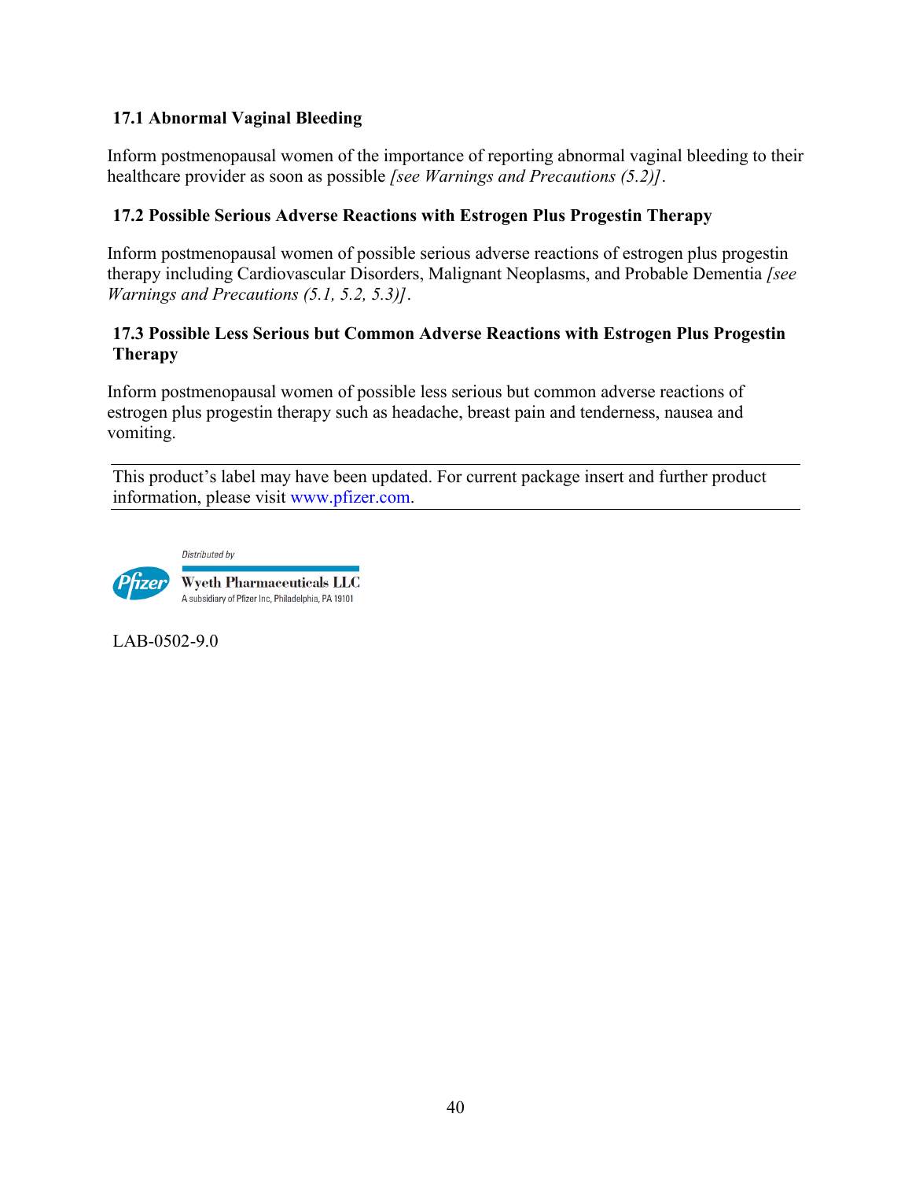### 17.1 Abnormal Vaginal Bleeding

Inform postmenopausal women of the importance of reporting abnormal vaginal bleeding to their healthcare provider as soon as possible *[see Warnings and Precautions (5.2)]*.

### 17.2 Possible Serious Adverse Reactions with Estrogen Plus Progestin Therapy

Inform postmenopausal women of possible serious adverse reactions of estrogen plus progestin therapy including Cardiovascular Disorders, Malignant Neoplasms, and Probable Dementia *[see Warnings and Precautions (5.1, 5.2, 5.3)]*.

### 17.3 Possible Less Serious but Common Adverse Reactions with Estrogen Plus Progestin Therapy

Inform postmenopausal women of possible less serious but common adverse reactions of estrogen plus progestin therapy such as headache, breast pain and tenderness, nausea and vomiting.

---

This product's label may have been updated. For current package insert and further product information, please visit www.pfizer.com.

---

Distributed by

Pfizer

Wyeth Pharmaceuticals LLC

A subsidiary of Pfizer Inc, Philadelphia, PA 19101

LAB-0502-9.0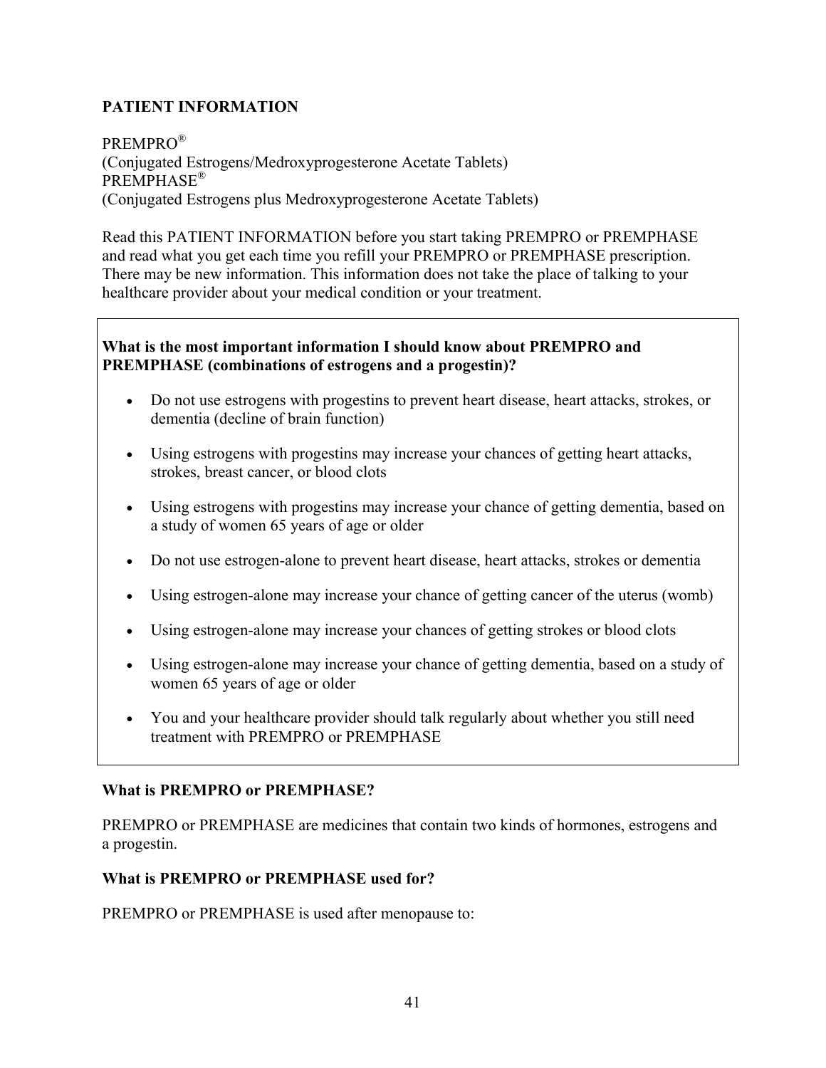**PATIENT INFORMATION**

PREMPRO®
(Conjugated Estrogens/Medroxyprogesterone Acetate Tablets)
PREMPHASE®
(Conjugated Estrogens plus Medroxyprogesterone Acetate Tablets)

Read this PATIENT INFORMATION before you start taking PREMPRO or PREMPHASE and read what you get each time you refill your PREMPRO or PREMPHASE prescription. There may be new information. This information does not take the place of talking to your healthcare provider about your medical condition or your treatment.

**What is the most important information I should know about PREMPRO and PREMPHASE (combinations of estrogens and a progestin)?**

- Do not use estrogens with progestins to prevent heart disease, heart attacks, strokes, or dementia (decline of brain function)
- Using estrogens with progestins may increase your chances of getting heart attacks, strokes, breast cancer, or blood clots
- Using estrogens with progestins may increase your chance of getting dementia, based on a study of women 65 years of age or older
- Do not use estrogen-alone to prevent heart disease, heart attacks, strokes or dementia
- Using estrogen-alone may increase your chance of getting cancer of the uterus (womb)
- Using estrogen-alone may increase your chances of getting strokes or blood clots
- Using estrogen-alone may increase your chance of getting dementia, based on a study of women 65 years of age or older
- You and your healthcare provider should talk regularly about whether you still need treatment with PREMPRO or PREMPHASE

**What is PREMPRO or PREMPHASE?**

PREMPRO or PREMPHASE are medicines that contain two kinds of hormones, estrogens and a progestin.

**What is PREMPRO or PREMPHASE used for?**

PREMPRO or PREMPHASE is used after menopause to: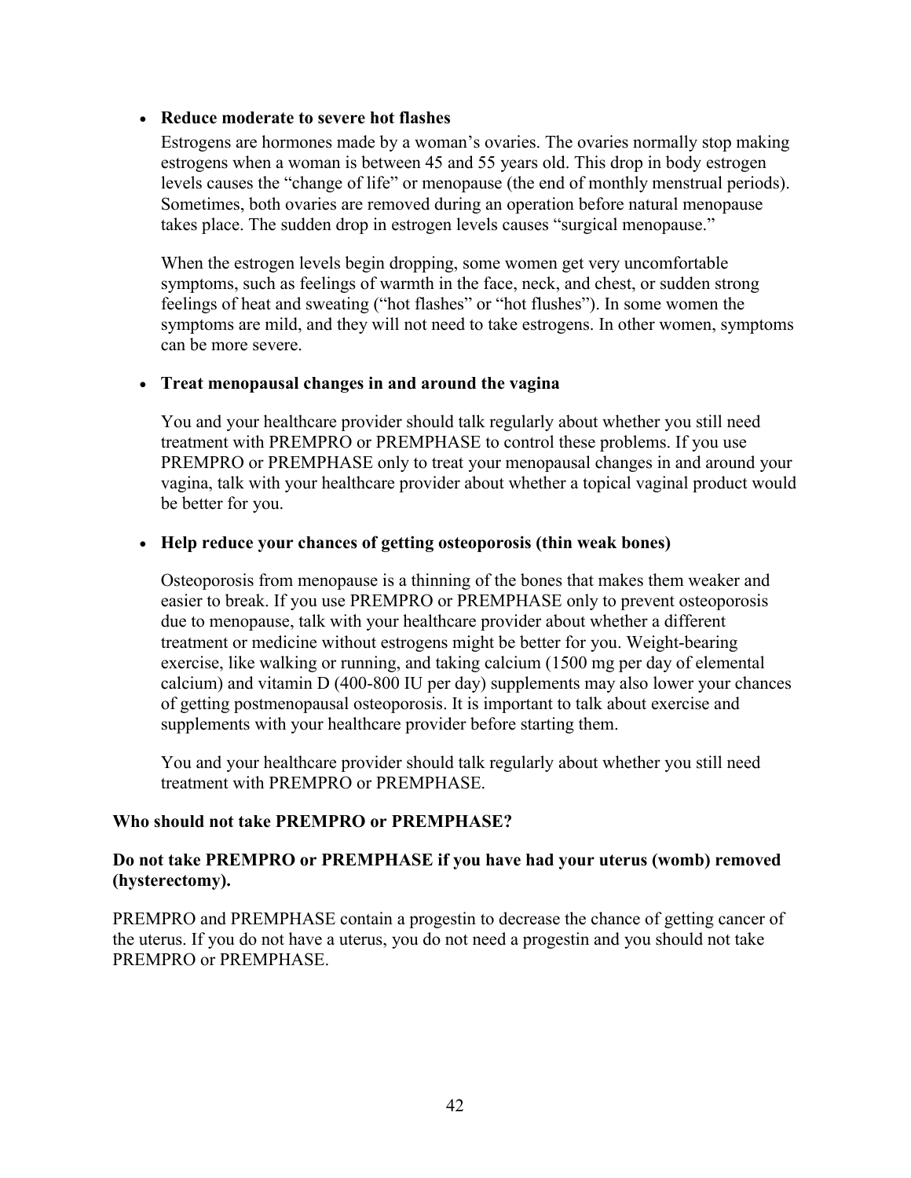- **Reduce moderate to severe hot flashes**

  Estrogens are hormones made by a woman's ovaries. The ovaries normally stop making estrogens when a woman is between 45 and 55 years old. This drop in body estrogen levels causes the "change of life" or menopause (the end of monthly menstrual periods). Sometimes, both ovaries are removed during an operation before natural menopause takes place. The sudden drop in estrogen levels causes "surgical menopause."

  When the estrogen levels begin dropping, some women get very uncomfortable symptoms, such as feelings of warmth in the face, neck, and chest, or sudden strong feelings of heat and sweating ("hot flashes" or "hot flushes"). In some women the symptoms are mild, and they will not need to take estrogens. In other women, symptoms can be more severe.

- **Treat menopausal changes in and around the vagina**

  You and your healthcare provider should talk regularly about whether you still need treatment with PREMPRO or PREMPHASE to control these problems. If you use PREMPRO or PREMPHASE only to treat your menopausal changes in and around your vagina, talk with your healthcare provider about whether a topical vaginal product would be better for you.

- **Help reduce your chances of getting osteoporosis (thin weak bones)**

  Osteoporosis from menopause is a thinning of the bones that makes them weaker and easier to break. If you use PREMPRO or PREMPHASE only to prevent osteoporosis due to menopause, talk with your healthcare provider about whether a different treatment or medicine without estrogens might be better for you. Weight-bearing exercise, like walking or running, and taking calcium (1500 mg per day of elemental calcium) and vitamin D (400-800 IU per day) supplements may also lower your chances of getting postmenopausal osteoporosis. It is important to talk about exercise and supplements with your healthcare provider before starting them.

  You and your healthcare provider should talk regularly about whether you still need treatment with PREMPRO or PREMPHASE.

**Who should not take PREMPRO or PREMPHASE?**

**Do not take PREMPRO or PREMPHASE if you have had your uterus (womb) removed (hysterectomy).**

PREMPRO and PREMPHASE contain a progestin to decrease the chance of getting cancer of the uterus. If you do not have a uterus, you do not need a progestin and you should not take PREMPRO or PREMPHASE.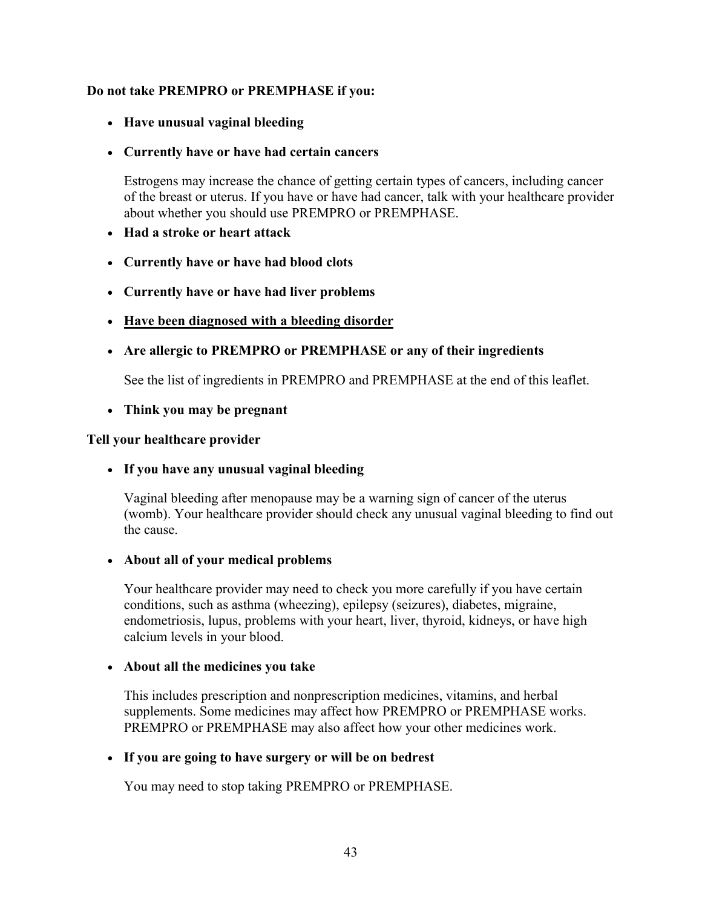**Do not take PREMPRO or PREMPHASE if you:**

- **Have unusual vaginal bleeding**
- **Currently have or have had certain cancers**

  Estrogens may increase the chance of getting certain types of cancers, including cancer of the breast or uterus. If you have or have had cancer, talk with your healthcare provider about whether you should use PREMPRO or PREMPHASE.

- **Had a stroke or heart attack**
- **Currently have or have had blood clots**
- **Currently have or have had liver problems**
- <u>**Have been diagnosed with a bleeding disorder**</u>
- **Are allergic to PREMPRO or PREMPHASE or any of their ingredients**

  See the list of ingredients in PREMPRO and PREMPHASE at the end of this leaflet.

- **Think you may be pregnant**

**Tell your healthcare provider**

- **If you have any unusual vaginal bleeding**

  Vaginal bleeding after menopause may be a warning sign of cancer of the uterus (womb). Your healthcare provider should check any unusual vaginal bleeding to find out the cause.

- **About all of your medical problems**

  Your healthcare provider may need to check you more carefully if you have certain conditions, such as asthma (wheezing), epilepsy (seizures), diabetes, migraine, endometriosis, lupus, problems with your heart, liver, thyroid, kidneys, or have high calcium levels in your blood.

- **About all the medicines you take**

  This includes prescription and nonprescription medicines, vitamins, and herbal supplements. Some medicines may affect how PREMPRO or PREMPHASE works. PREMPRO or PREMPHASE may also affect how your other medicines work.

- **If you are going to have surgery or will be on bedrest**

  You may need to stop taking PREMPRO or PREMPHASE.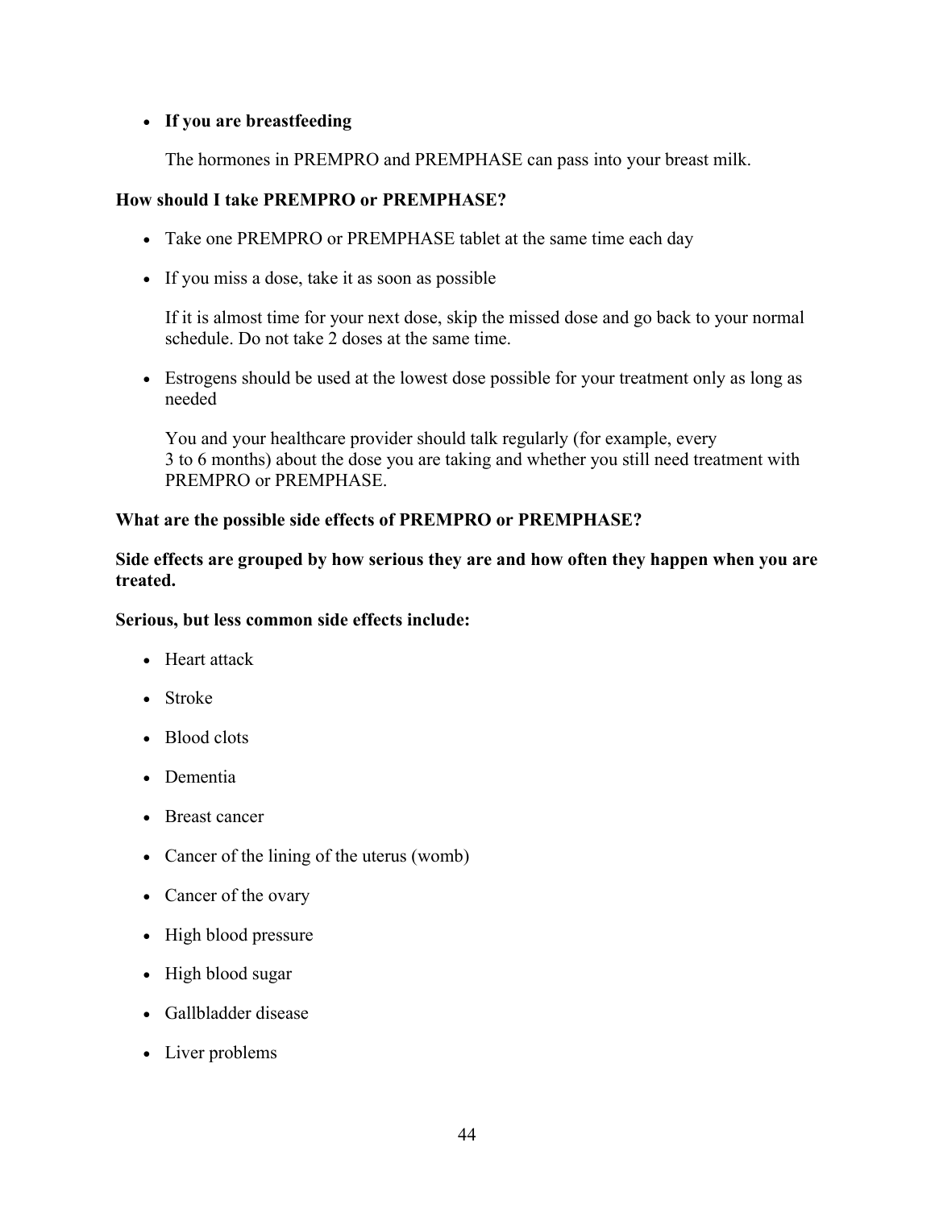- **If you are breastfeeding**

  The hormones in PREMPRO and PREMPHASE can pass into your breast milk.

**How should I take PREMPRO or PREMPHASE?**

- Take one PREMPRO or PREMPHASE tablet at the same time each day
- If you miss a dose, take it as soon as possible

  If it is almost time for your next dose, skip the missed dose and go back to your normal schedule. Do not take 2 doses at the same time.

- Estrogens should be used at the lowest dose possible for your treatment only as long as needed

  You and your healthcare provider should talk regularly (for example, every 3 to 6 months) about the dose you are taking and whether you still need treatment with PREMPRO or PREMPHASE.

**What are the possible side effects of PREMPRO or PREMPHASE?**

**Side effects are grouped by how serious they are and how often they happen when you are treated.**

**Serious, but less common side effects include:**

- Heart attack
- Stroke
- Blood clots
- Dementia
- Breast cancer
- Cancer of the lining of the uterus (womb)
- Cancer of the ovary
- High blood pressure
- High blood sugar
- Gallbladder disease
- Liver problems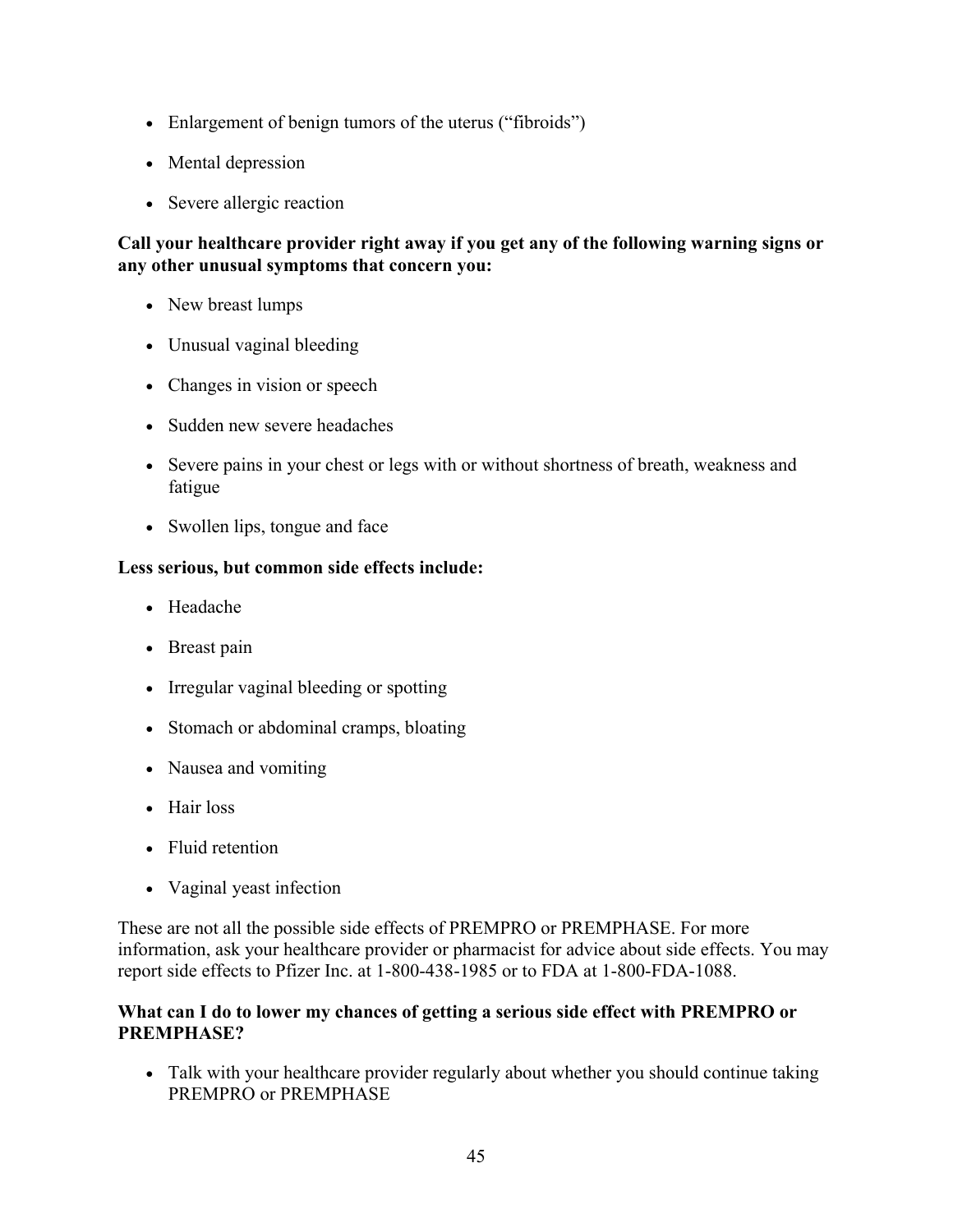- Enlargement of benign tumors of the uterus (“fibroids”)
- Mental depression
- Severe allergic reaction

**Call your healthcare provider right away if you get any of the following warning signs or any other unusual symptoms that concern you:**

- New breast lumps
- Unusual vaginal bleeding
- Changes in vision or speech
- Sudden new severe headaches
- Severe pains in your chest or legs with or without shortness of breath, weakness and fatigue
- Swollen lips, tongue and face

**Less serious, but common side effects include:**

- Headache
- Breast pain
- Irregular vaginal bleeding or spotting
- Stomach or abdominal cramps, bloating
- Nausea and vomiting
- Hair loss
- Fluid retention
- Vaginal yeast infection

These are not all the possible side effects of PREMPRO or PREMPHASE. For more information, ask your healthcare provider or pharmacist for advice about side effects. You may report side effects to Pfizer Inc. at 1-800-438-1985 or to FDA at 1-800-FDA-1088.

**What can I do to lower my chances of getting a serious side effect with PREMPRO or PREMPHASE?**

- Talk with your healthcare provider regularly about whether you should continue taking PREMPRO or PREMPHASE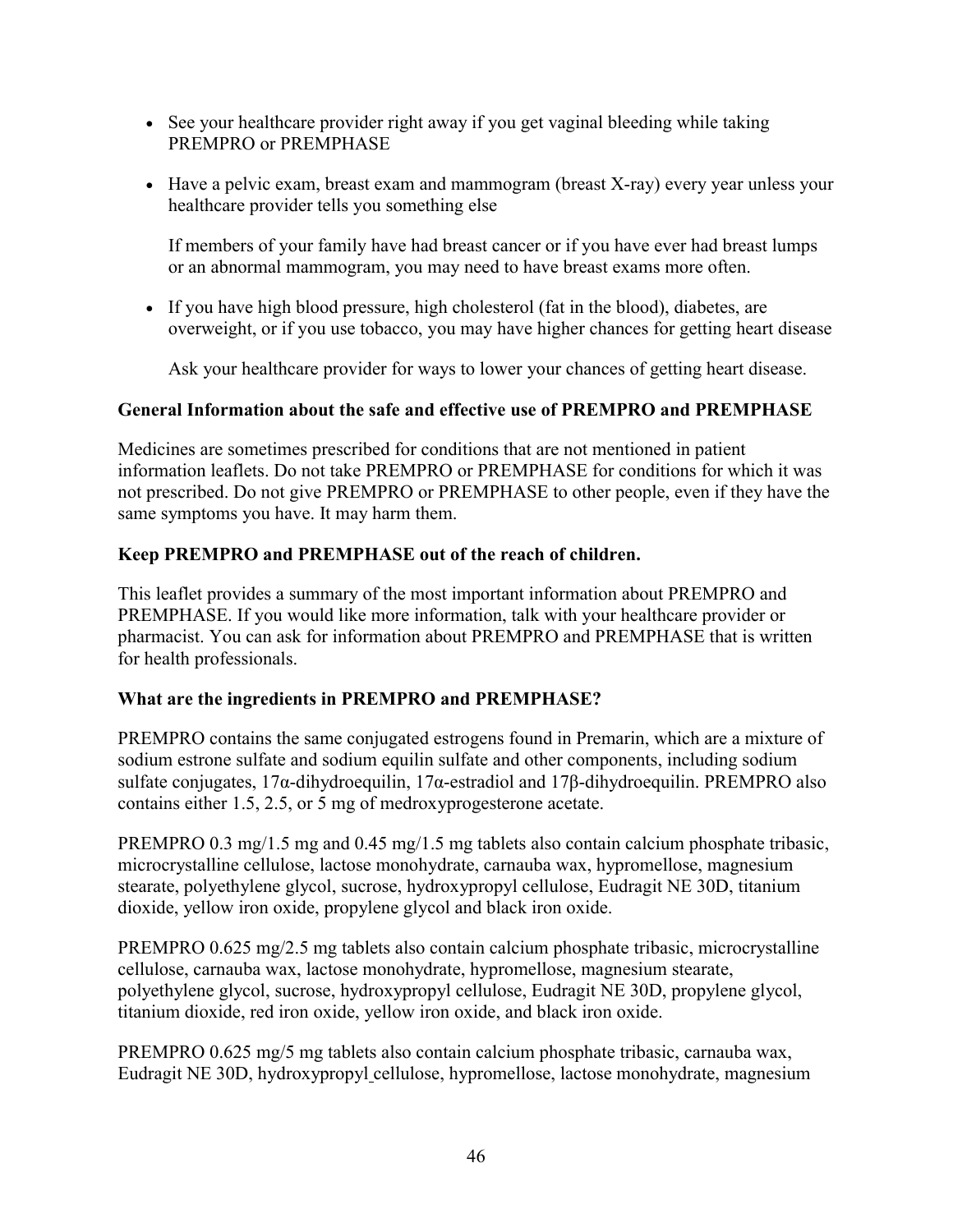- See your healthcare provider right away if you get vaginal bleeding while taking PREMPRO or PREMPHASE

- Have a pelvic exam, breast exam and mammogram (breast X-ray) every year unless your healthcare provider tells you something else

  If members of your family have had breast cancer or if you have ever had breast lumps or an abnormal mammogram, you may need to have breast exams more often.

- If you have high blood pressure, high cholesterol (fat in the blood), diabetes, are overweight, or if you use tobacco, you may have higher chances for getting heart disease

  Ask your healthcare provider for ways to lower your chances of getting heart disease.

**General Information about the safe and effective use of PREMPRO and PREMPHASE**

Medicines are sometimes prescribed for conditions that are not mentioned in patient information leaflets. Do not take PREMPRO or PREMPHASE for conditions for which it was not prescribed. Do not give PREMPRO or PREMPHASE to other people, even if they have the same symptoms you have. It may harm them.

**Keep PREMPRO and PREMPHASE out of the reach of children.**

This leaflet provides a summary of the most important information about PREMPRO and PREMPHASE. If you would like more information, talk with your healthcare provider or pharmacist. You can ask for information about PREMPRO and PREMPHASE that is written for health professionals.

**What are the ingredients in PREMPRO and PREMPHASE?**

PREMPRO contains the same conjugated estrogens found in Premarin, which are a mixture of sodium estrone sulfate and sodium equilin sulfate and other components, including sodium sulfate conjugates, 17α-dihydroequilin, 17α-estradiol and 17β-dihydroequilin. PREMPRO also contains either 1.5, 2.5, or 5 mg of medroxyprogesterone acetate.

PREMPRO 0.3 mg/1.5 mg and 0.45 mg/1.5 mg tablets also contain calcium phosphate tribasic, microcrystalline cellulose, lactose monohydrate, carnauba wax, hypromellose, magnesium stearate, polyethylene glycol, sucrose, hydroxypropyl cellulose, Eudragit NE 30D, titanium dioxide, yellow iron oxide, propylene glycol and black iron oxide.

PREMPRO 0.625 mg/2.5 mg tablets also contain calcium phosphate tribasic, microcrystalline cellulose, carnauba wax, lactose monohydrate, hypromellose, magnesium stearate, polyethylene glycol, sucrose, hydroxypropyl cellulose, Eudragit NE 30D, propylene glycol, titanium dioxide, red iron oxide, yellow iron oxide, and black iron oxide.

PREMPRO 0.625 mg/5 mg tablets also contain calcium phosphate tribasic, carnauba wax, Eudragit NE 30D, hydroxypropyl cellulose, hypromellose, lactose monohydrate, magnesium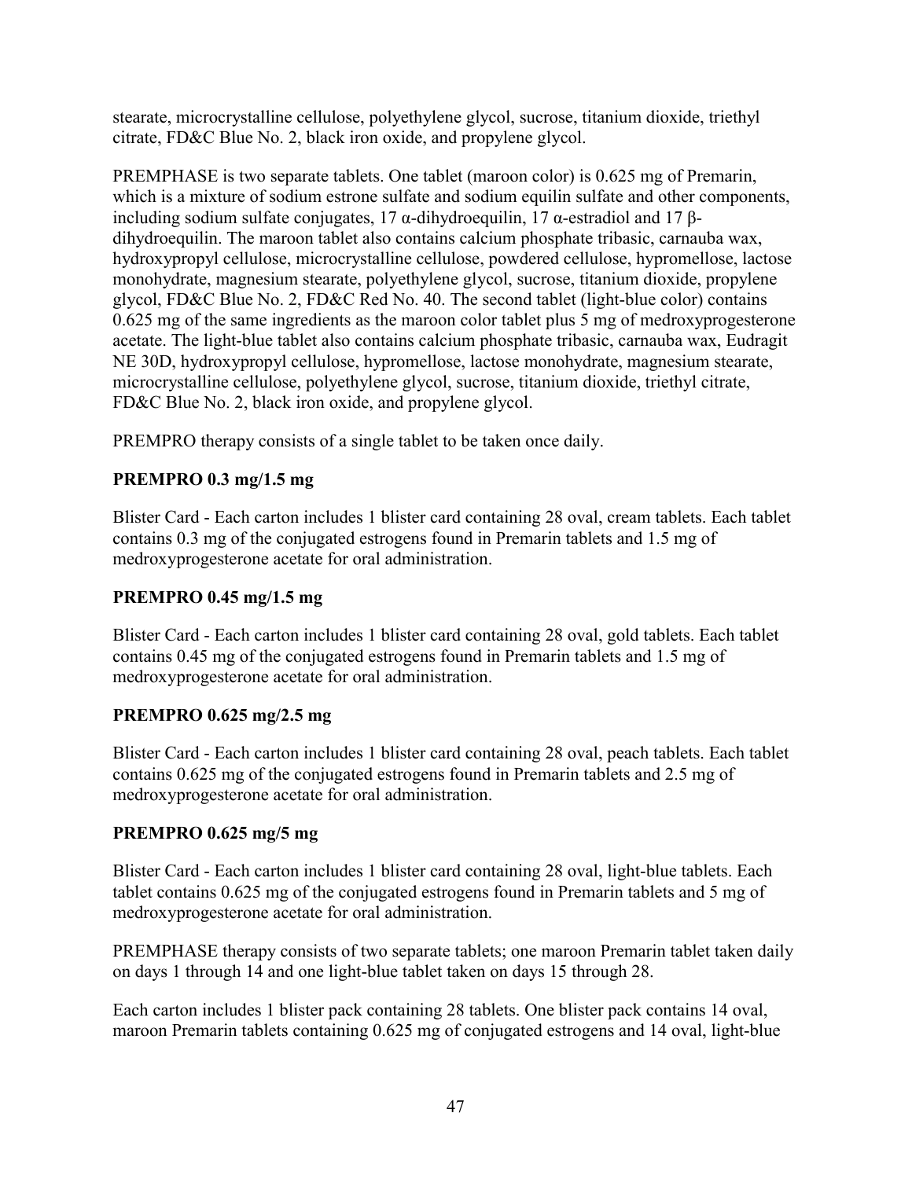stearate, microcrystalline cellulose, polyethylene glycol, sucrose, titanium dioxide, triethyl citrate, FD&C Blue No. 2, black iron oxide, and propylene glycol.

PREMPHASE is two separate tablets. One tablet (maroon color) is 0.625 mg of Premarin, which is a mixture of sodium estrone sulfate and sodium equilin sulfate and other components, including sodium sulfate conjugates, 17 α-dihydroequilin, 17 α-estradiol and 17 β-dihydroequilin. The maroon tablet also contains calcium phosphate tribasic, carnauba wax, hydroxypropyl cellulose, microcrystalline cellulose, powdered cellulose, hypromellose, lactose monohydrate, magnesium stearate, polyethylene glycol, sucrose, titanium dioxide, propylene glycol, FD&C Blue No. 2, FD&C Red No. 40. The second tablet (light-blue color) contains 0.625 mg of the same ingredients as the maroon color tablet plus 5 mg of medroxyprogesterone acetate. The light-blue tablet also contains calcium phosphate tribasic, carnauba wax, Eudragit NE 30D, hydroxypropyl cellulose, hypromellose, lactose monohydrate, magnesium stearate, microcrystalline cellulose, polyethylene glycol, sucrose, titanium dioxide, triethyl citrate, FD&C Blue No. 2, black iron oxide, and propylene glycol.

PREMPRO therapy consists of a single tablet to be taken once daily.

**PREMPRO 0.3 mg/1.5 mg**

Blister Card - Each carton includes 1 blister card containing 28 oval, cream tablets. Each tablet contains 0.3 mg of the conjugated estrogens found in Premarin tablets and 1.5 mg of medroxyprogesterone acetate for oral administration.

**PREMPRO 0.45 mg/1.5 mg**

Blister Card - Each carton includes 1 blister card containing 28 oval, gold tablets. Each tablet contains 0.45 mg of the conjugated estrogens found in Premarin tablets and 1.5 mg of medroxyprogesterone acetate for oral administration.

**PREMPRO 0.625 mg/2.5 mg**

Blister Card - Each carton includes 1 blister card containing 28 oval, peach tablets. Each tablet contains 0.625 mg of the conjugated estrogens found in Premarin tablets and 2.5 mg of medroxyprogesterone acetate for oral administration.

**PREMPRO 0.625 mg/5 mg**

Blister Card - Each carton includes 1 blister card containing 28 oval, light-blue tablets. Each tablet contains 0.625 mg of the conjugated estrogens found in Premarin tablets and 5 mg of medroxyprogesterone acetate for oral administration.

PREMPHASE therapy consists of two separate tablets; one maroon Premarin tablet taken daily on days 1 through 14 and one light-blue tablet taken on days 15 through 28.

Each carton includes 1 blister pack containing 28 tablets. One blister pack contains 14 oval, maroon Premarin tablets containing 0.625 mg of conjugated estrogens and 14 oval, light-blue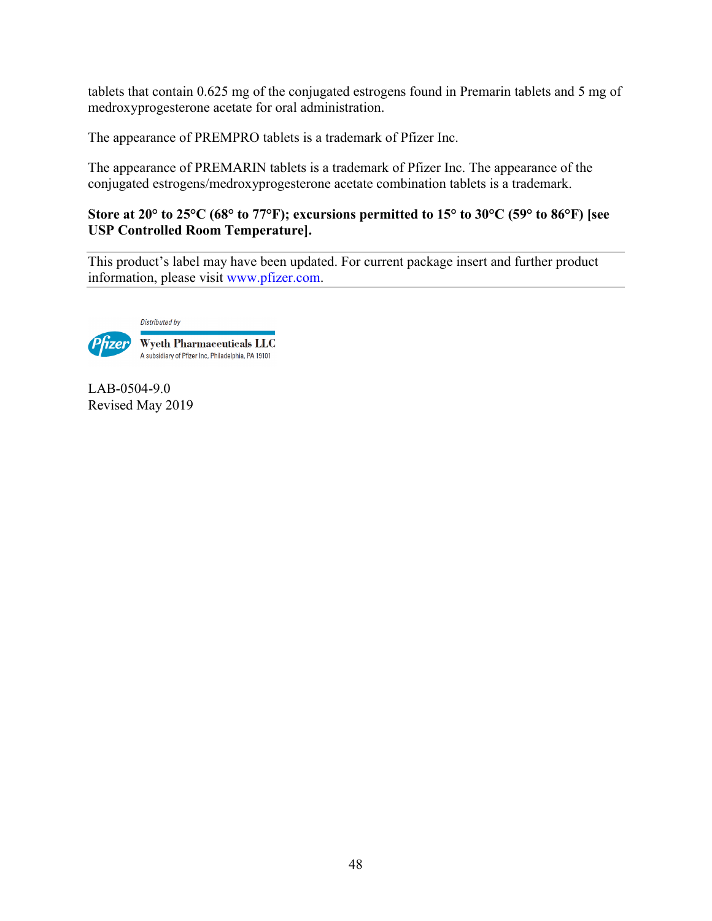tablets that contain 0.625 mg of the conjugated estrogens found in Premarin tablets and 5 mg of medroxyprogesterone acetate for oral administration.

The appearance of PREMPRO tablets is a trademark of Pfizer Inc.

The appearance of PREMARIN tablets is a trademark of Pfizer Inc. The appearance of the conjugated estrogens/medroxyprogesterone acetate combination tablets is a trademark.

**Store at 20° to 25°C (68° to 77°F); excursions permitted to 15° to 30°C (59° to 86°F) [see USP Controlled Room Temperature].**

---

This product's label may have been updated. For current package insert and further product information, please visit www.pfizer.com.

---

Distributed by

Pfizer

Wyeth Pharmaceuticals LLC
A subsidiary of Pfizer Inc, Philadelphia, PA 19101

LAB-0504-9.0
Revised May 2019